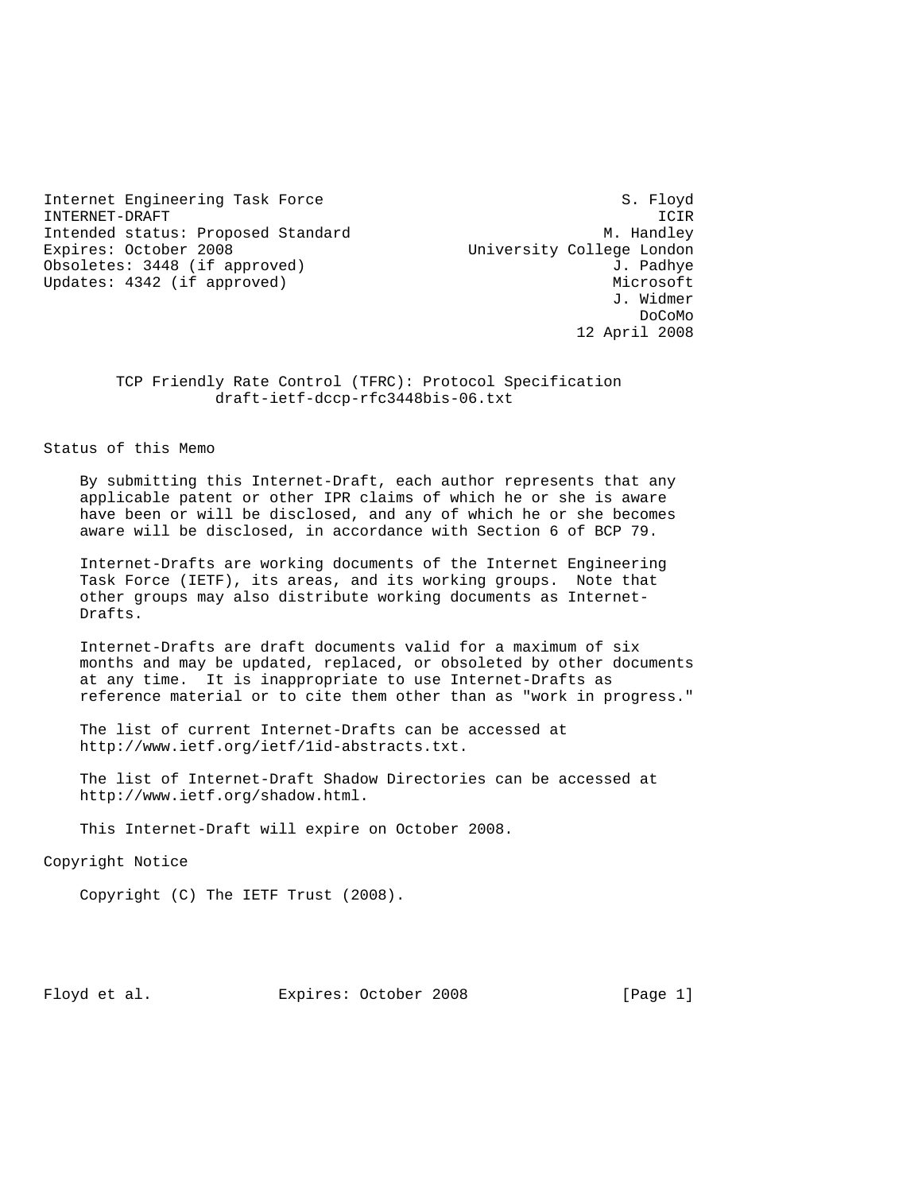Internet Engineering Task Force — S. Floyd, ICIR
INTERNET-DRAFT — M. Handley, University College London
Intended status: Proposed Standard — J. Padhye, Microsoft
Expires: October 2008 — J. Widmer, DoCoMo
Obsoletes: 3448 (if approved)
Updates: 4342 (if approved)
12 April 2008

# TCP Friendly Rate Control (TFRC): Protocol Specification

draft-ietf-dccp-rfc3448bis-06.txt

## Status of this Memo

By submitting this Internet-Draft, each author represents that any applicable patent or other IPR claims of which he or she is aware have been or will be disclosed, and any of which he or she becomes aware will be disclosed, in accordance with Section 6 of BCP 79.

Internet-Drafts are working documents of the Internet Engineering Task Force (IETF), its areas, and its working groups. Note that other groups may also distribute working documents as Internet-Drafts.

Internet-Drafts are draft documents valid for a maximum of six months and may be updated, replaced, or obsoleted by other documents at any time. It is inappropriate to use Internet-Drafts as reference material or to cite them other than as "work in progress."

The list of current Internet-Drafts can be accessed at http://www.ietf.org/ietf/1id-abstracts.txt.

The list of Internet-Draft Shadow Directories can be accessed at http://www.ietf.org/shadow.html.

This Internet-Draft will expire on October 2008.

## Copyright Notice

Copyright (C) The IETF Trust (2008).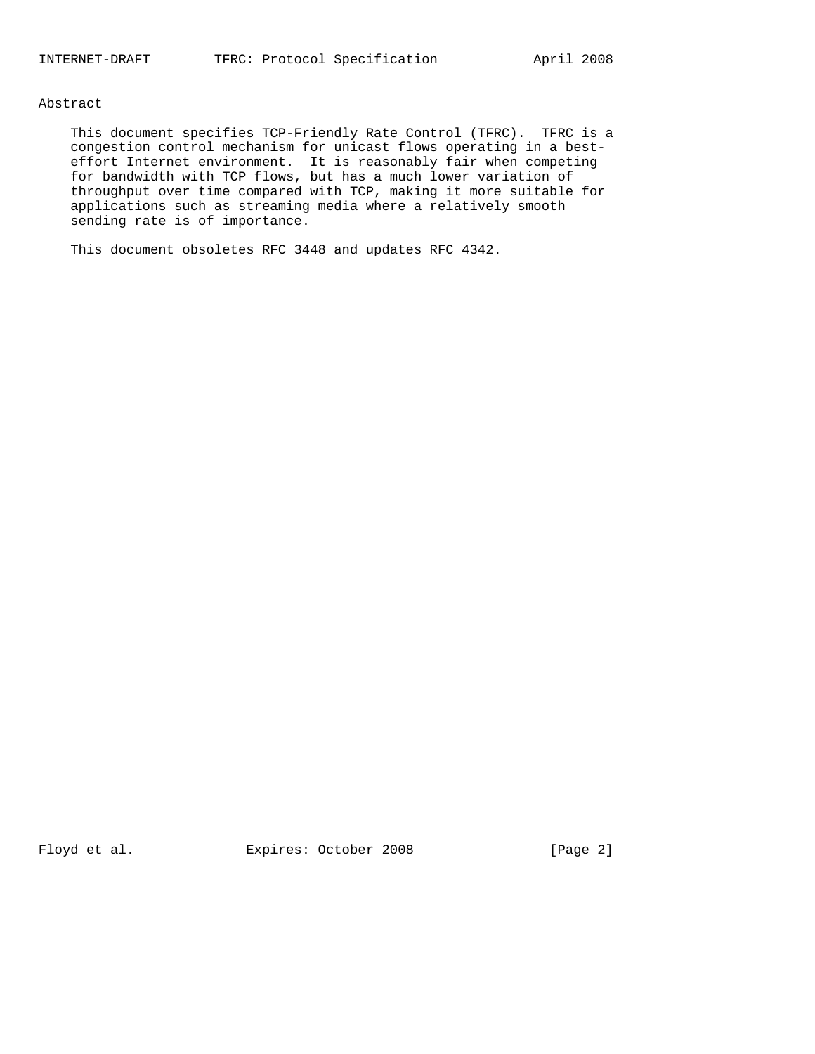## Abstract

This document specifies TCP-Friendly Rate Control (TFRC). TFRC is a congestion control mechanism for unicast flows operating in a best-effort Internet environment. It is reasonably fair when competing for bandwidth with TCP flows, but has a much lower variation of throughput over time compared with TCP, making it more suitable for applications such as streaming media where a relatively smooth sending rate is of importance.

This document obsoletes RFC 3448 and updates RFC 4342.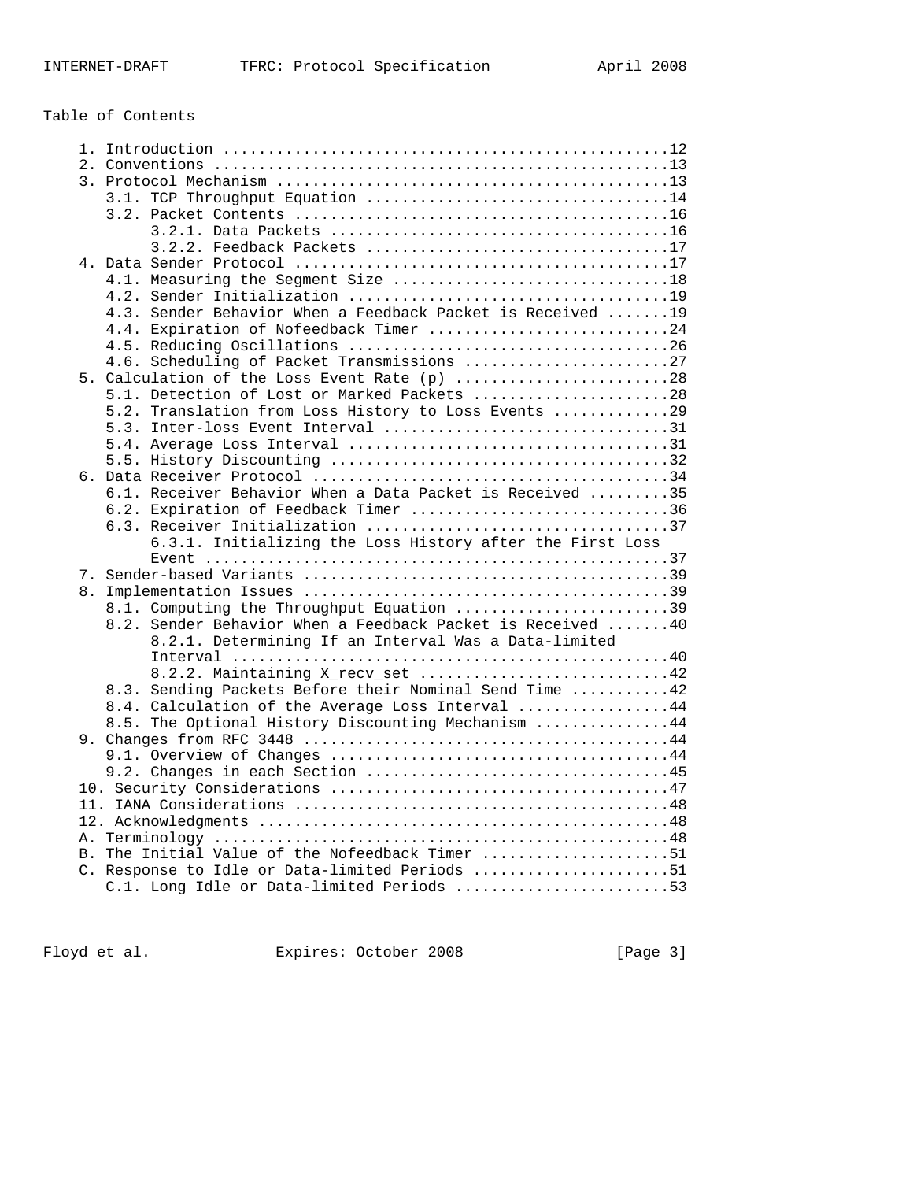Table of Contents

```
   1. Introduction ..................................................12
   2. Conventions ...................................................13
   3. Protocol Mechanism ............................................13
      3.1. TCP Throughput Equation ..................................14
      3.2. Packet Contents ..........................................16
           3.2.1. Data Packets ......................................16
           3.2.2. Feedback Packets ..................................17
   4. Data Sender Protocol ..........................................17
      4.1. Measuring the Segment Size ...............................18
      4.2. Sender Initialization ....................................19
      4.3. Sender Behavior When a Feedback Packet is Received .......19
      4.4. Expiration of Nofeedback Timer ...........................24
      4.5. Reducing Oscillations ....................................26
      4.6. Scheduling of Packet Transmissions .......................27
   5. Calculation of the Loss Event Rate (p) ........................28
      5.1. Detection of Lost or Marked Packets ......................28
      5.2. Translation from Loss History to Loss Events .............29
      5.3. Inter-loss Event Interval ................................31
      5.4. Average Loss Interval ....................................31
      5.5. History Discounting ......................................32
   6. Data Receiver Protocol ........................................34
      6.1. Receiver Behavior When a Data Packet is Received .........35
      6.2. Expiration of Feedback Timer .............................36
      6.3. Receiver Initialization ..................................37
           6.3.1. Initializing the Loss History after the First Loss
                  Event .............................................37
   7. Sender-based Variants .........................................39
   8. Implementation Issues .........................................39
      8.1. Computing the Throughput Equation ........................39
      8.2. Sender Behavior When a Feedback Packet is Received .......40
           8.2.1. Determining If an Interval Was a Data-limited
           Interval .................................................40
           8.2.2. Maintaining X_recv_set ............................42
      8.3. Sending Packets Before their Nominal Send Time ...........42
      8.4. Calculation of the Average Loss Interval .................44
      8.5. The Optional History Discounting Mechanism ...............44
   9. Changes from RFC 3448 .........................................44
      9.1. Overview of Changes ......................................44
      9.2. Changes in each Section ..................................45
   10. Security Considerations ......................................47
   11. IANA Considerations ..........................................48
   12. Acknowledgments ..............................................48
   A. Terminology ...................................................48
   B. The Initial Value of the Nofeedback Timer .....................51
   C. Response to Idle or Data-limited Periods ......................51
      C.1. Long Idle or Data-limited Periods ........................53
```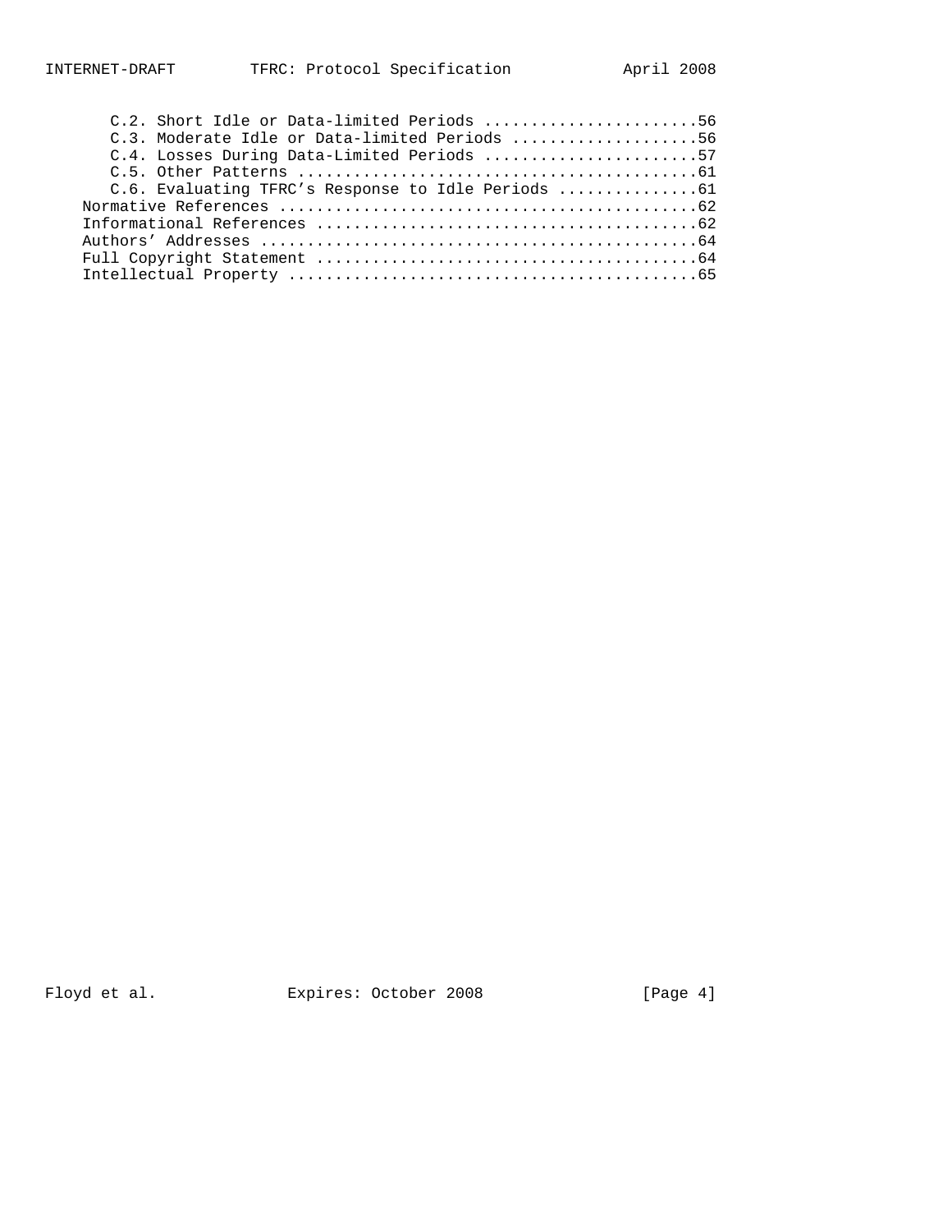C.2. Short Idle or Data-limited Periods .......................56
C.3. Moderate Idle or Data-limited Periods ....................56
C.4. Losses During Data-Limited Periods .......................57
C.5. Other Patterns ...........................................61
C.6. Evaluating TFRC's Response to Idle Periods ...............61

Normative References ............................................62
Informational References ........................................62
Authors' Addresses ..............................................64
Full Copyright Statement ........................................64
Intellectual Property ...........................................65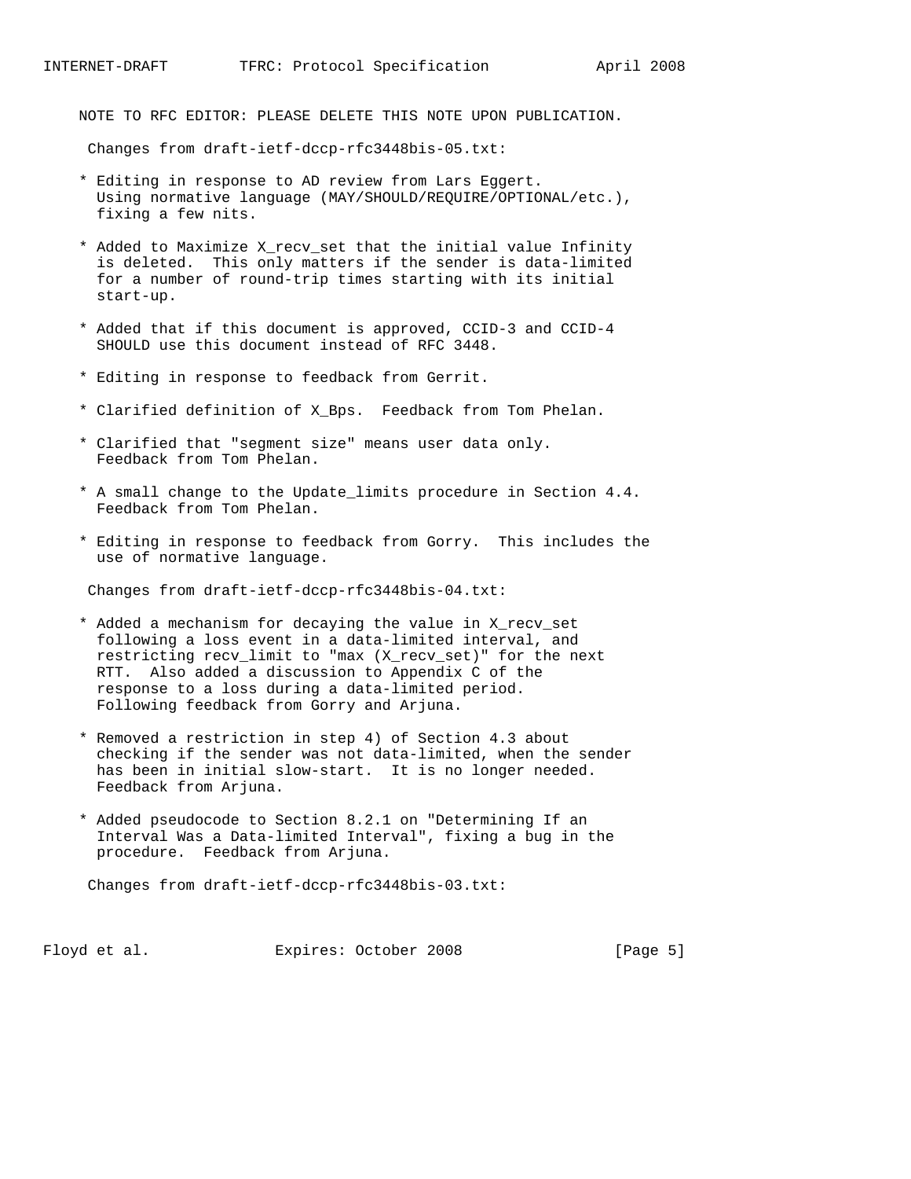NOTE TO RFC EDITOR: PLEASE DELETE THIS NOTE UPON PUBLICATION.

Changes from draft-ietf-dccp-rfc3448bis-05.txt:

* Editing in response to AD review from Lars Eggert. Using normative language (MAY/SHOULD/REQUIRE/OPTIONAL/etc.), fixing a few nits.

* Added to Maximize X_recv_set that the initial value Infinity is deleted. This only matters if the sender is data-limited for a number of round-trip times starting with its initial start-up.

* Added that if this document is approved, CCID-3 and CCID-4 SHOULD use this document instead of RFC 3448.

* Editing in response to feedback from Gerrit.

* Clarified definition of X_Bps. Feedback from Tom Phelan.

* Clarified that "segment size" means user data only. Feedback from Tom Phelan.

* A small change to the Update_limits procedure in Section 4.4. Feedback from Tom Phelan.

* Editing in response to feedback from Gorry. This includes the use of normative language.

Changes from draft-ietf-dccp-rfc3448bis-04.txt:

* Added a mechanism for decaying the value in X_recv_set following a loss event in a data-limited interval, and restricting recv_limit to "max (X_recv_set)" for the next RTT. Also added a discussion to Appendix C of the response to a loss during a data-limited period. Following feedback from Gorry and Arjuna.

* Removed a restriction in step 4) of Section 4.3 about checking if the sender was not data-limited, when the sender has been in initial slow-start. It is no longer needed. Feedback from Arjuna.

* Added pseudocode to Section 8.2.1 on "Determining If an Interval Was a Data-limited Interval", fixing a bug in the procedure. Feedback from Arjuna.

Changes from draft-ietf-dccp-rfc3448bis-03.txt: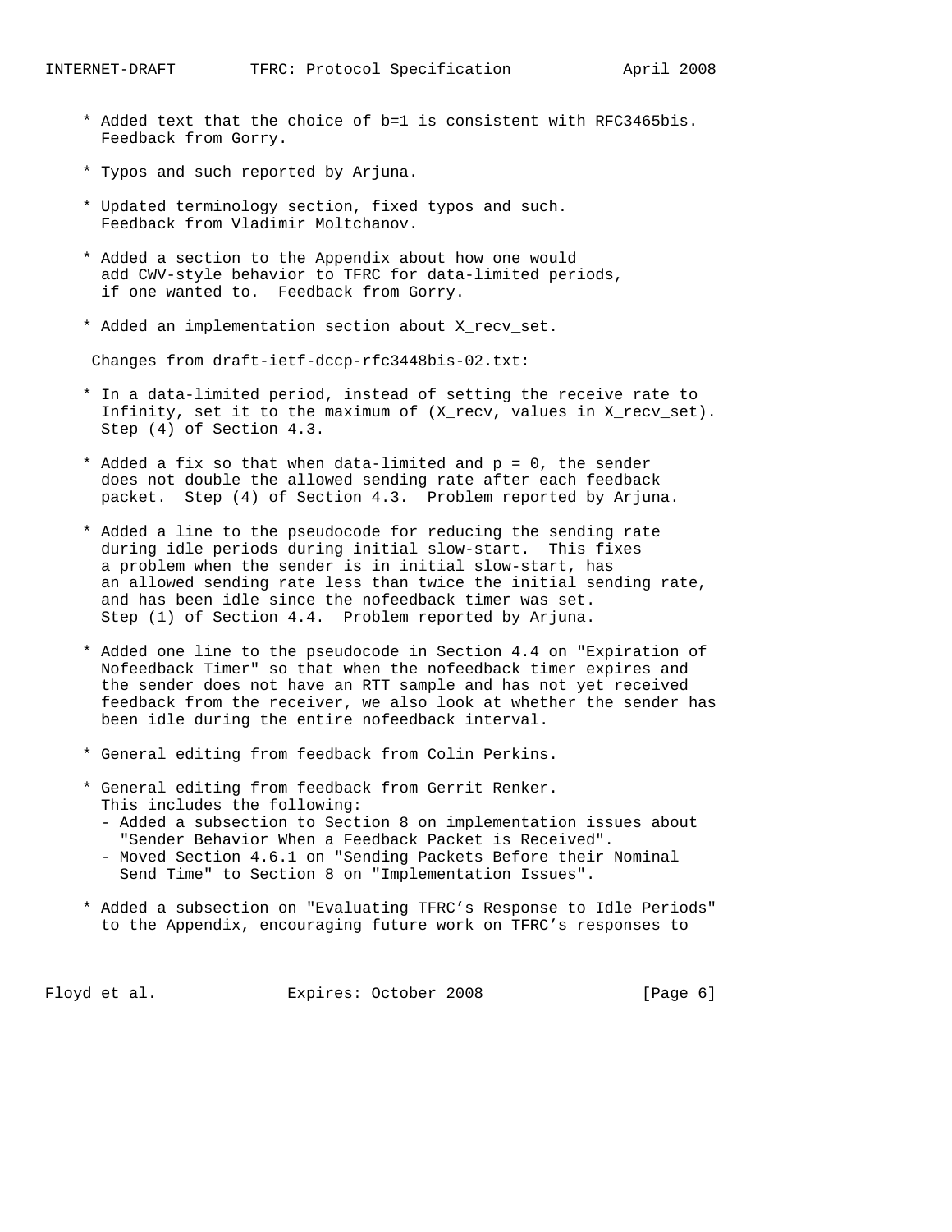* Added text that the choice of b=1 is consistent with RFC3465bis. Feedback from Gorry.

* Typos and such reported by Arjuna.

* Updated terminology section, fixed typos and such. Feedback from Vladimir Moltchanov.

* Added a section to the Appendix about how one would add CWV-style behavior to TFRC for data-limited periods, if one wanted to. Feedback from Gorry.

* Added an implementation section about X_recv_set.

Changes from draft-ietf-dccp-rfc3448bis-02.txt:

* In a data-limited period, instead of setting the receive rate to Infinity, set it to the maximum of (X_recv, values in X_recv_set). Step (4) of Section 4.3.

* Added a fix so that when data-limited and p = 0, the sender does not double the allowed sending rate after each feedback packet. Step (4) of Section 4.3. Problem reported by Arjuna.

* Added a line to the pseudocode for reducing the sending rate during idle periods during initial slow-start. This fixes a problem when the sender is in initial slow-start, has an allowed sending rate less than twice the initial sending rate, and has been idle since the nofeedback timer was set. Step (1) of Section 4.4. Problem reported by Arjuna.

* Added one line to the pseudocode in Section 4.4 on "Expiration of Nofeedback Timer" so that when the nofeedback timer expires and the sender does not have an RTT sample and has not yet received feedback from the receiver, we also look at whether the sender has been idle during the entire nofeedback interval.

* General editing from feedback from Colin Perkins.

* General editing from feedback from Gerrit Renker. This includes the following:
  - Added a subsection to Section 8 on implementation issues about "Sender Behavior When a Feedback Packet is Received".
  - Moved Section 4.6.1 on "Sending Packets Before their Nominal Send Time" to Section 8 on "Implementation Issues".

* Added a subsection on "Evaluating TFRC's Response to Idle Periods" to the Appendix, encouraging future work on TFRC's responses to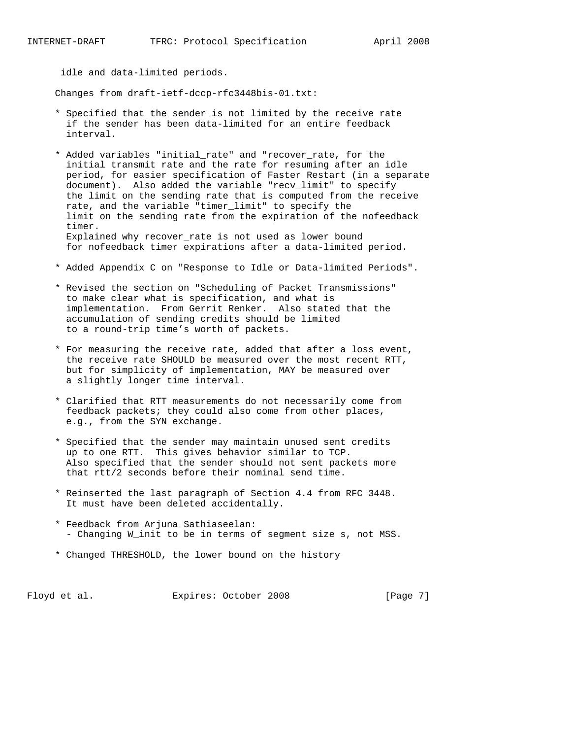idle and data-limited periods.

Changes from draft-ietf-dccp-rfc3448bis-01.txt:

* Specified that the sender is not limited by the receive rate if the sender has been data-limited for an entire feedback interval.

* Added variables "initial_rate" and "recover_rate, for the initial transmit rate and the rate for resuming after an idle period, for easier specification of Faster Restart (in a separate document). Also added the variable "recv_limit" to specify the limit on the sending rate that is computed from the receive rate, and the variable "timer_limit" to specify the limit on the sending rate from the expiration of the nofeedback timer.
  Explained why recover_rate is not used as lower bound for nofeedback timer expirations after a data-limited period.

* Added Appendix C on "Response to Idle or Data-limited Periods".

* Revised the section on "Scheduling of Packet Transmissions" to make clear what is specification, and what is implementation. From Gerrit Renker. Also stated that the accumulation of sending credits should be limited to a round-trip time’s worth of packets.

* For measuring the receive rate, added that after a loss event, the receive rate SHOULD be measured over the most recent RTT, but for simplicity of implementation, MAY be measured over a slightly longer time interval.

* Clarified that RTT measurements do not necessarily come from feedback packets; they could also come from other places, e.g., from the SYN exchange.

* Specified that the sender may maintain unused sent credits up to one RTT. This gives behavior similar to TCP. Also specified that the sender should not sent packets more that rtt/2 seconds before their nominal send time.

* Reinserted the last paragraph of Section 4.4 from RFC 3448. It must have been deleted accidentally.

* Feedback from Arjuna Sathiaseelan:
  - Changing W_init to be in terms of segment size s, not MSS.

* Changed THRESHOLD, the lower bound on the history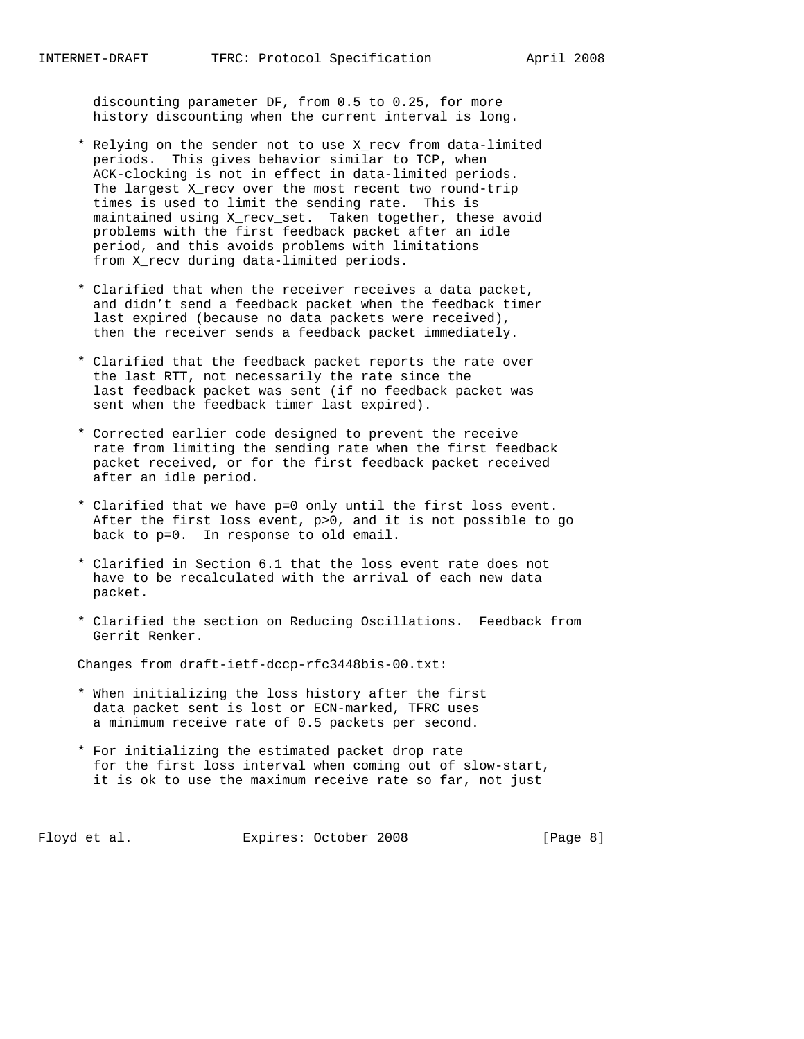discounting parameter DF, from 0.5 to 0.25, for more history discounting when the current interval is long.

* Relying on the sender not to use X_recv from data-limited periods. This gives behavior similar to TCP, when ACK-clocking is not in effect in data-limited periods. The largest X_recv over the most recent two round-trip times is used to limit the sending rate. This is maintained using X_recv_set. Taken together, these avoid problems with the first feedback packet after an idle period, and this avoids problems with limitations from X_recv during data-limited periods.

* Clarified that when the receiver receives a data packet, and didn't send a feedback packet when the feedback timer last expired (because no data packets were received), then the receiver sends a feedback packet immediately.

* Clarified that the feedback packet reports the rate over the last RTT, not necessarily the rate since the last feedback packet was sent (if no feedback packet was sent when the feedback timer last expired).

* Corrected earlier code designed to prevent the receive rate from limiting the sending rate when the first feedback packet received, or for the first feedback packet received after an idle period.

* Clarified that we have p=0 only until the first loss event. After the first loss event, p>0, and it is not possible to go back to p=0. In response to old email.

* Clarified in Section 6.1 that the loss event rate does not have to be recalculated with the arrival of each new data packet.

* Clarified the section on Reducing Oscillations. Feedback from Gerrit Renker.

Changes from draft-ietf-dccp-rfc3448bis-00.txt:

* When initializing the loss history after the first data packet sent is lost or ECN-marked, TFRC uses a minimum receive rate of 0.5 packets per second.

* For initializing the estimated packet drop rate for the first loss interval when coming out of slow-start, it is ok to use the maximum receive rate so far, not just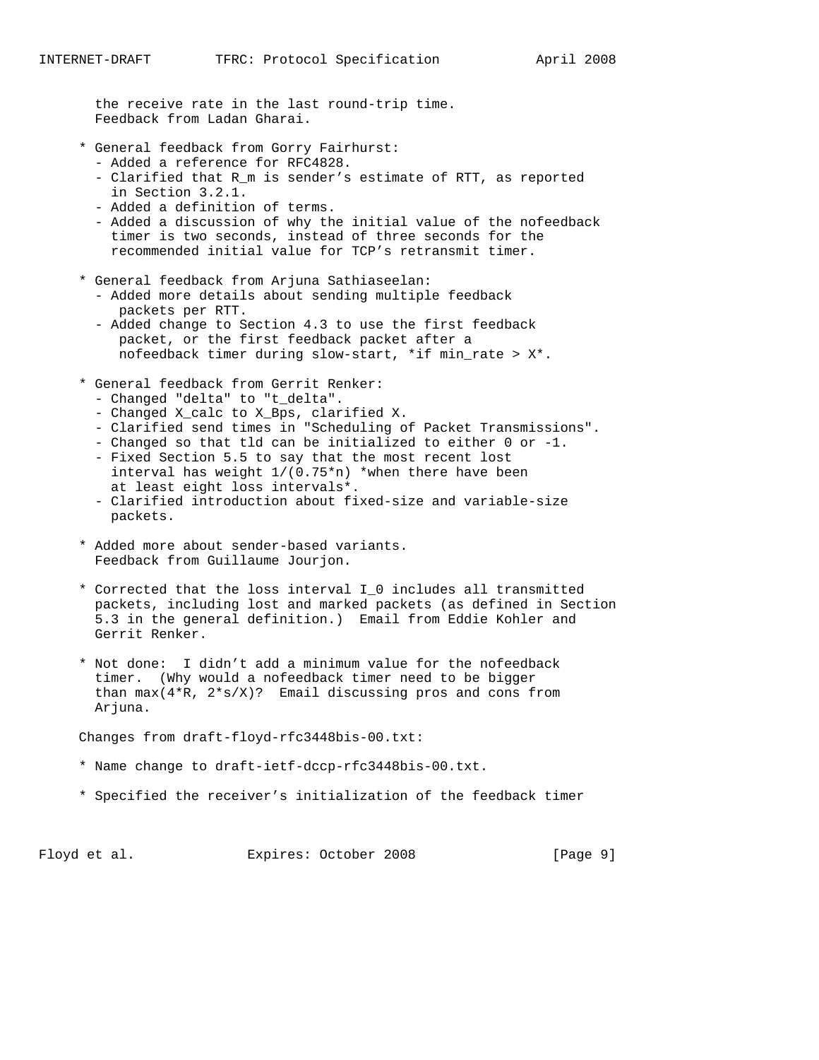the receive rate in the last round-trip time.
Feedback from Ladan Gharai.

* General feedback from Gorry Fairhurst:
  - Added a reference for RFC4828.
  - Clarified that $R_m$ is sender's estimate of RTT, as reported in Section 3.2.1.
  - Added a definition of terms.
  - Added a discussion of why the initial value of the nofeedback timer is two seconds, instead of three seconds for the recommended initial value for TCP's retransmit timer.

* General feedback from Arjuna Sathiaseelan:
  - Added more details about sending multiple feedback packets per RTT.
  - Added change to Section 4.3 to use the first feedback packet, or the first feedback packet after a nofeedback timer during slow-start, *if min_rate > X*.

* General feedback from Gerrit Renker:
  - Changed "delta" to "t_delta".
  - Changed X_calc to X_Bps, clarified X.
  - Clarified send times in "Scheduling of Packet Transmissions".
  - Changed so that tld can be initialized to either 0 or -1.
  - Fixed Section 5.5 to say that the most recent lost interval has weight $1/(0.75*n)$ *when there have been at least eight loss intervals*.
  - Clarified introduction about fixed-size and variable-size packets.

* Added more about sender-based variants. Feedback from Guillaume Jourjon.

* Corrected that the loss interval $I_0$ includes all transmitted packets, including lost and marked packets (as defined in Section 5.3 in the general definition.) Email from Eddie Kohler and Gerrit Renker.

* Not done: I didn't add a minimum value for the nofeedback timer. (Why would a nofeedback timer need to be bigger than $\max(4*R, 2*s/X)$? Email discussing pros and cons from Arjuna.

Changes from draft-floyd-rfc3448bis-00.txt:

* Name change to draft-ietf-dccp-rfc3448bis-00.txt.

* Specified the receiver's initialization of the feedback timer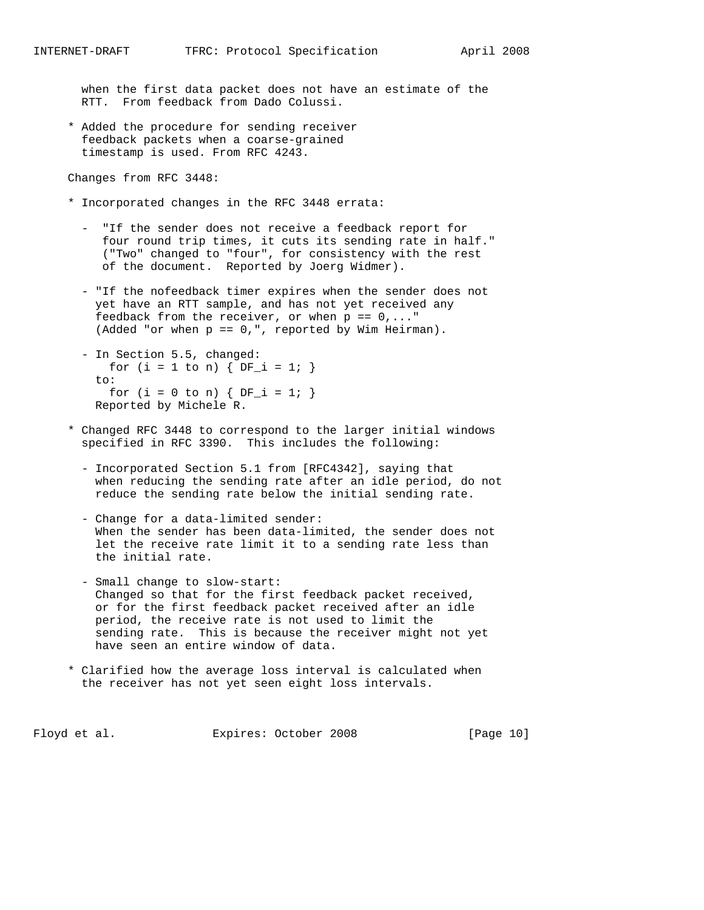when the first data packet does not have an estimate of the RTT. From feedback from Dado Colussi.

* Added the procedure for sending receiver feedback packets when a coarse-grained timestamp is used. From RFC 4243.

Changes from RFC 3448:

* Incorporated changes in the RFC 3448 errata:

  - "If the sender does not receive a feedback report for four round trip times, it cuts its sending rate in half." ("Two" changed to "four", for consistency with the rest of the document. Reported by Joerg Widmer).

  - "If the nofeedback timer expires when the sender does not yet have an RTT sample, and has not yet received any feedback from the receiver, or when p == 0,..." (Added "or when p == 0,", reported by Wim Heirman).

  - In Section 5.5, changed:

    ```
    for (i = 1 to n) { DF_i = 1; }
    ```

    to:

    ```
    for (i = 0 to n) { DF_i = 1; }
    ```

    Reported by Michele R.

* Changed RFC 3448 to correspond to the larger initial windows specified in RFC 3390. This includes the following:

  - Incorporated Section 5.1 from [RFC4342], saying that when reducing the sending rate after an idle period, do not reduce the sending rate below the initial sending rate.

  - Change for a data-limited sender: When the sender has been data-limited, the sender does not let the receive rate limit it to a sending rate less than the initial rate.

  - Small change to slow-start: Changed so that for the first feedback packet received, or for the first feedback packet received after an idle period, the receive rate is not used to limit the sending rate. This is because the receiver might not yet have seen an entire window of data.

* Clarified how the average loss interval is calculated when the receiver has not yet seen eight loss intervals.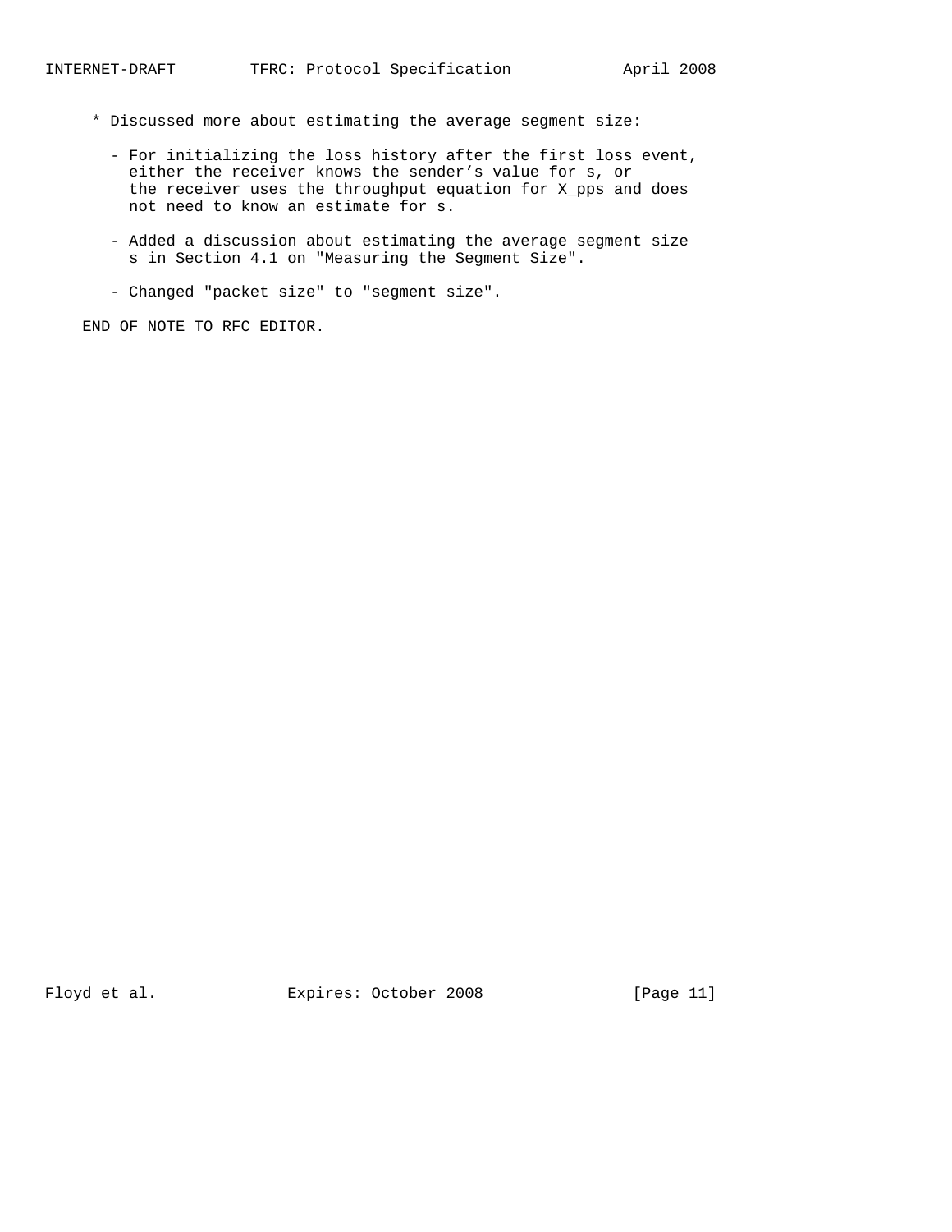* Discussed more about estimating the average segment size:

  - For initializing the loss history after the first loss event, either the receiver knows the sender's value for s, or the receiver uses the throughput equation for X_pps and does not need to know an estimate for s.

  - Added a discussion about estimating the average segment size s in Section 4.1 on "Measuring the Segment Size".

  - Changed "packet size" to "segment size".

END OF NOTE TO RFC EDITOR.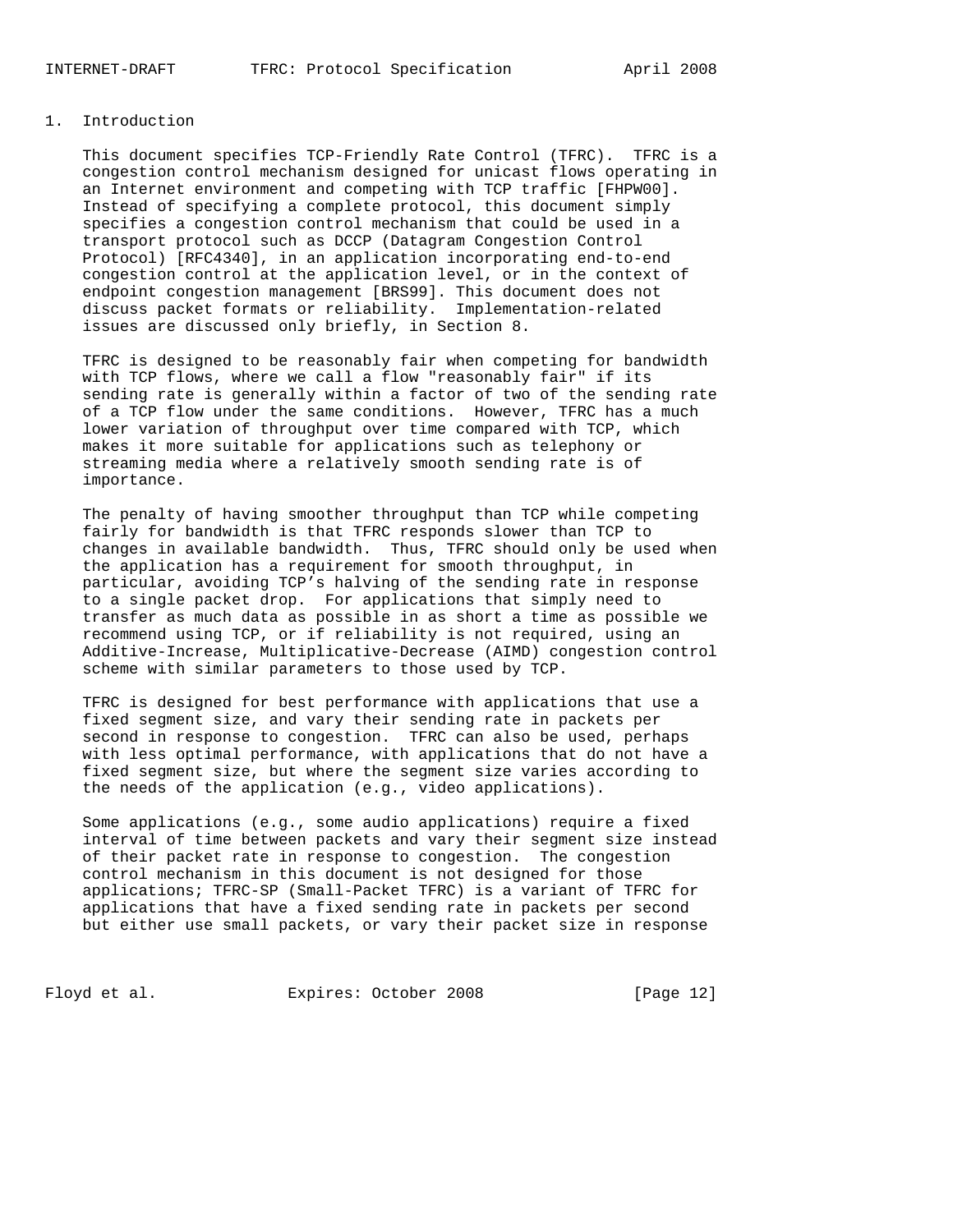# 1. Introduction

This document specifies TCP-Friendly Rate Control (TFRC). TFRC is a congestion control mechanism designed for unicast flows operating in an Internet environment and competing with TCP traffic [FHPW00]. Instead of specifying a complete protocol, this document simply specifies a congestion control mechanism that could be used in a transport protocol such as DCCP (Datagram Congestion Control Protocol) [RFC4340], in an application incorporating end-to-end congestion control at the application level, or in the context of endpoint congestion management [BRS99]. This document does not discuss packet formats or reliability. Implementation-related issues are discussed only briefly, in Section 8.

TFRC is designed to be reasonably fair when competing for bandwidth with TCP flows, where we call a flow "reasonably fair" if its sending rate is generally within a factor of two of the sending rate of a TCP flow under the same conditions. However, TFRC has a much lower variation of throughput over time compared with TCP, which makes it more suitable for applications such as telephony or streaming media where a relatively smooth sending rate is of importance.

The penalty of having smoother throughput than TCP while competing fairly for bandwidth is that TFRC responds slower than TCP to changes in available bandwidth. Thus, TFRC should only be used when the application has a requirement for smooth throughput, in particular, avoiding TCP's halving of the sending rate in response to a single packet drop. For applications that simply need to transfer as much data as possible in as short a time as possible we recommend using TCP, or if reliability is not required, using an Additive-Increase, Multiplicative-Decrease (AIMD) congestion control scheme with similar parameters to those used by TCP.

TFRC is designed for best performance with applications that use a fixed segment size, and vary their sending rate in packets per second in response to congestion. TFRC can also be used, perhaps with less optimal performance, with applications that do not have a fixed segment size, but where the segment size varies according to the needs of the application (e.g., video applications).

Some applications (e.g., some audio applications) require a fixed interval of time between packets and vary their segment size instead of their packet rate in response to congestion. The congestion control mechanism in this document is not designed for those applications; TFRC-SP (Small-Packet TFRC) is a variant of TFRC for applications that have a fixed sending rate in packets per second but either use small packets, or vary their packet size in response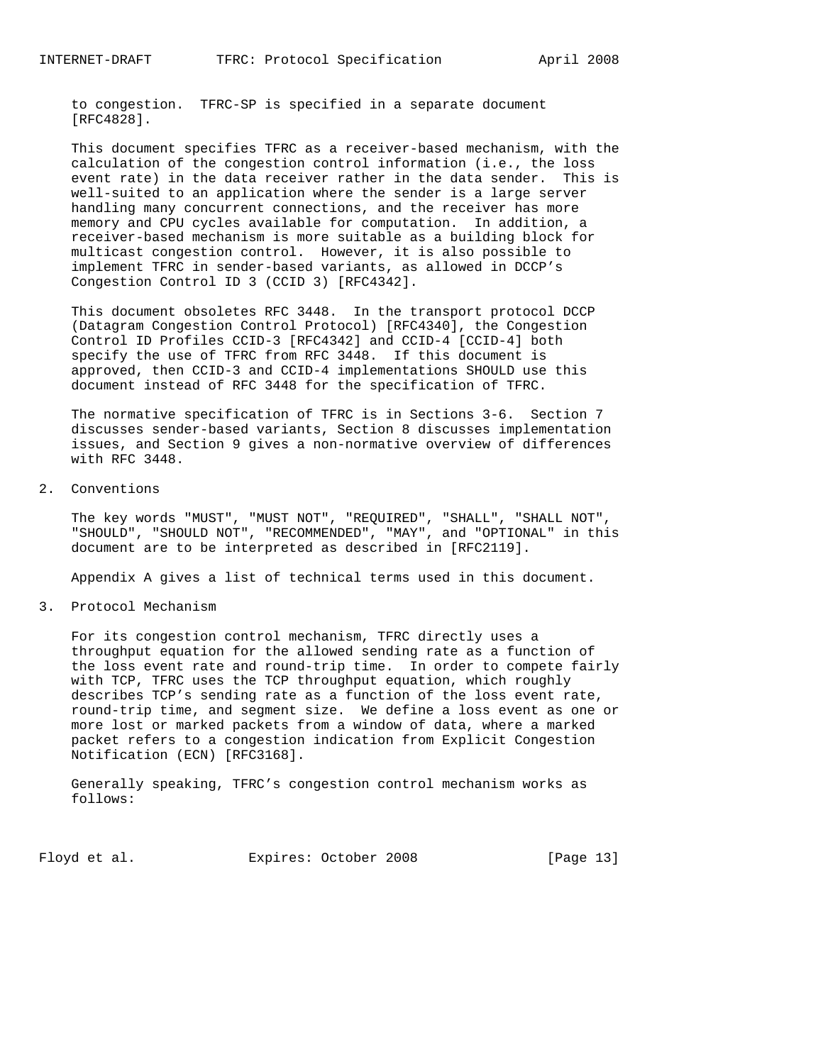to congestion. TFRC-SP is specified in a separate document [RFC4828].

This document specifies TFRC as a receiver-based mechanism, with the calculation of the congestion control information (i.e., the loss event rate) in the data receiver rather in the data sender. This is well-suited to an application where the sender is a large server handling many concurrent connections, and the receiver has more memory and CPU cycles available for computation. In addition, a receiver-based mechanism is more suitable as a building block for multicast congestion control. However, it is also possible to implement TFRC in sender-based variants, as allowed in DCCP's Congestion Control ID 3 (CCID 3) [RFC4342].

This document obsoletes RFC 3448. In the transport protocol DCCP (Datagram Congestion Control Protocol) [RFC4340], the Congestion Control ID Profiles CCID-3 [RFC4342] and CCID-4 [CCID-4] both specify the use of TFRC from RFC 3448. If this document is approved, then CCID-3 and CCID-4 implementations SHOULD use this document instead of RFC 3448 for the specification of TFRC.

The normative specification of TFRC is in Sections 3-6. Section 7 discusses sender-based variants, Section 8 discusses implementation issues, and Section 9 gives a non-normative overview of differences with RFC 3448.

## 2. Conventions

The key words "MUST", "MUST NOT", "REQUIRED", "SHALL", "SHALL NOT", "SHOULD", "SHOULD NOT", "RECOMMENDED", "MAY", and "OPTIONAL" in this document are to be interpreted as described in [RFC2119].

Appendix A gives a list of technical terms used in this document.

## 3. Protocol Mechanism

For its congestion control mechanism, TFRC directly uses a throughput equation for the allowed sending rate as a function of the loss event rate and round-trip time. In order to compete fairly with TCP, TFRC uses the TCP throughput equation, which roughly describes TCP's sending rate as a function of the loss event rate, round-trip time, and segment size. We define a loss event as one or more lost or marked packets from a window of data, where a marked packet refers to a congestion indication from Explicit Congestion Notification (ECN) [RFC3168].

Generally speaking, TFRC's congestion control mechanism works as follows: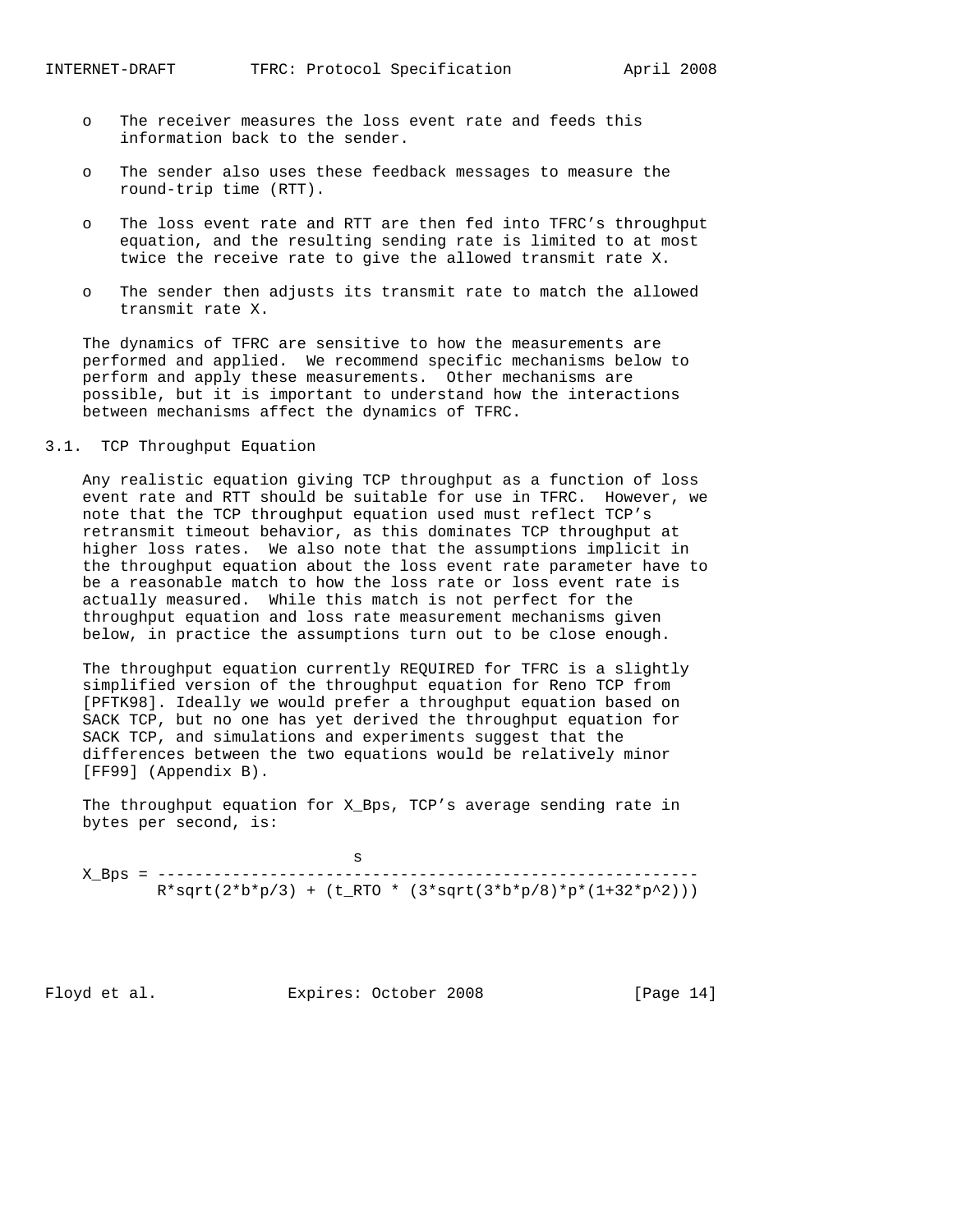- The receiver measures the loss event rate and feeds this information back to the sender.

- The sender also uses these feedback messages to measure the round-trip time (RTT).

- The loss event rate and RTT are then fed into TFRC's throughput equation, and the resulting sending rate is limited to at most twice the receive rate to give the allowed transmit rate X.

- The sender then adjusts its transmit rate to match the allowed transmit rate X.

The dynamics of TFRC are sensitive to how the measurements are performed and applied. We recommend specific mechanisms below to perform and apply these measurements. Other mechanisms are possible, but it is important to understand how the interactions between mechanisms affect the dynamics of TFRC.

## 3.1. TCP Throughput Equation

Any realistic equation giving TCP throughput as a function of loss event rate and RTT should be suitable for use in TFRC. However, we note that the TCP throughput equation used must reflect TCP's retransmit timeout behavior, as this dominates TCP throughput at higher loss rates. We also note that the assumptions implicit in the throughput equation about the loss event rate parameter have to be a reasonable match to how the loss rate or loss event rate is actually measured. While this match is not perfect for the throughput equation and loss rate measurement mechanisms given below, in practice the assumptions turn out to be close enough.

The throughput equation currently REQUIRED for TFRC is a slightly simplified version of the throughput equation for Reno TCP from [PFTK98]. Ideally we would prefer a throughput equation based on SACK TCP, but no one has yet derived the throughput equation for SACK TCP, and simulations and experiments suggest that the differences between the two equations would be relatively minor [FF99] (Appendix B).

The throughput equation for X_Bps, TCP's average sending rate in bytes per second, is:

$$X\_Bps = \frac{s}{R*\sqrt{2*b*p/3} + (t\_RTO * (3*\sqrt{3*b*p/8}*p*(1+32*p^2)))}$$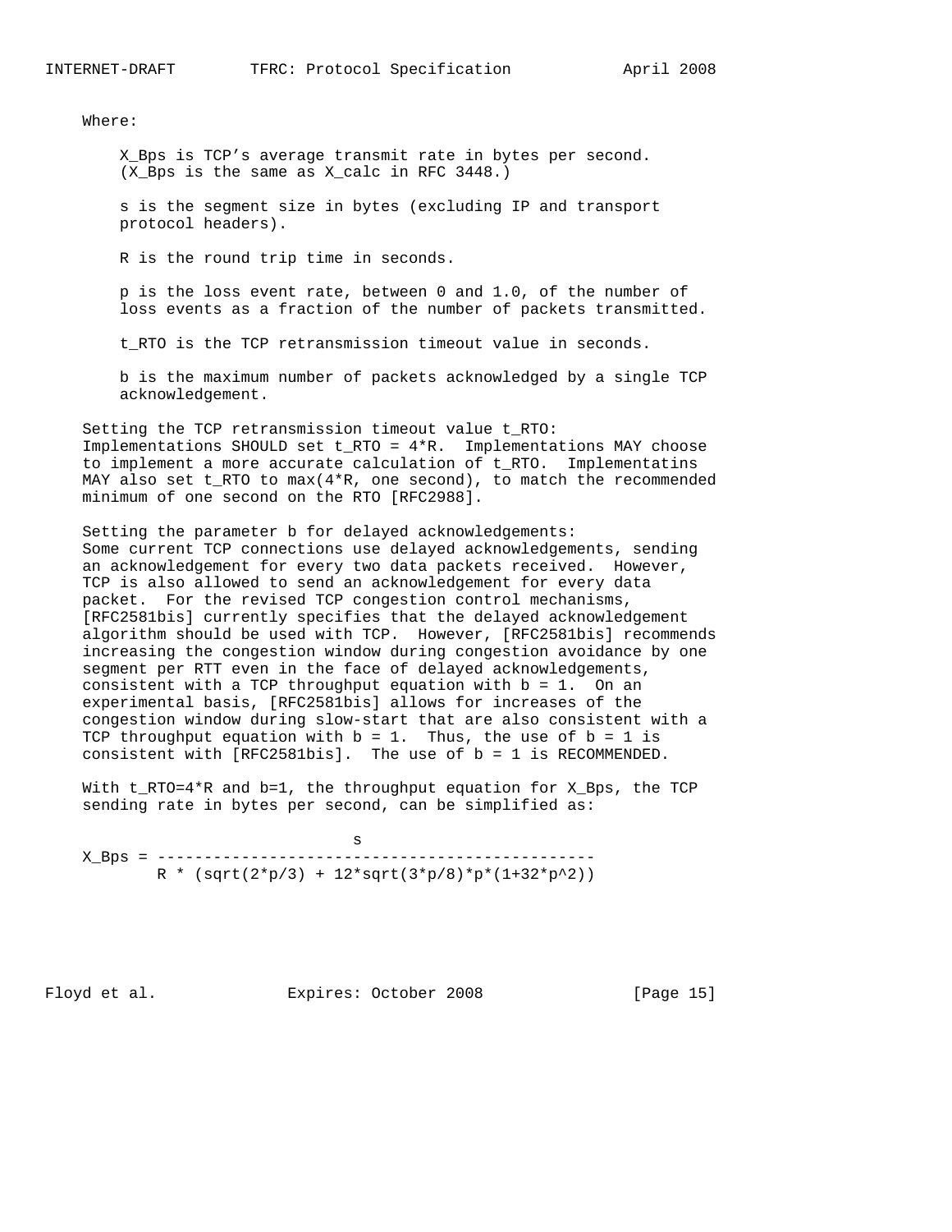Where:

$X_{Bps}$ is TCP's average transmit rate in bytes per second. ($X_{Bps}$ is the same as $X_{calc}$ in RFC 3448.)

s is the segment size in bytes (excluding IP and transport protocol headers).

R is the round trip time in seconds.

p is the loss event rate, between 0 and 1.0, of the number of loss events as a fraction of the number of packets transmitted.

$t_{RTO}$ is the TCP retransmission timeout value in seconds.

b is the maximum number of packets acknowledged by a single TCP acknowledgement.

Setting the TCP retransmission timeout value $t_{RTO}$: Implementations SHOULD set $t_{RTO} = 4*R$. Implementations MAY choose to implement a more accurate calculation of $t_{RTO}$. Implementatins MAY also set $t_{RTO}$ to max(4*R, one second), to match the recommended minimum of one second on the RTO [RFC2988].

Setting the parameter b for delayed acknowledgements: Some current TCP connections use delayed acknowledgements, sending an acknowledgement for every two data packets received. However, TCP is also allowed to send an acknowledgement for every data packet. For the revised TCP congestion control mechanisms, [RFC2581bis] currently specifies that the delayed acknowledgement algorithm should be used with TCP. However, [RFC2581bis] recommends increasing the congestion window during congestion avoidance by one segment per RTT even in the face of delayed acknowledgements, consistent with a TCP throughput equation with b = 1. On an experimental basis, [RFC2581bis] allows for increases of the congestion window during slow-start that are also consistent with a TCP throughput equation with b = 1. Thus, the use of b = 1 is consistent with [RFC2581bis]. The use of b = 1 is RECOMMENDED.

With $t_{RTO}=4*R$ and b=1, the throughput equation for $X_{Bps}$, the TCP sending rate in bytes per second, can be simplified as:

$$X_{Bps} = \frac{s}{R * (\sqrt{2*p/3} + 12*\sqrt{3*p/8}*p*(1+32*p^2))}$$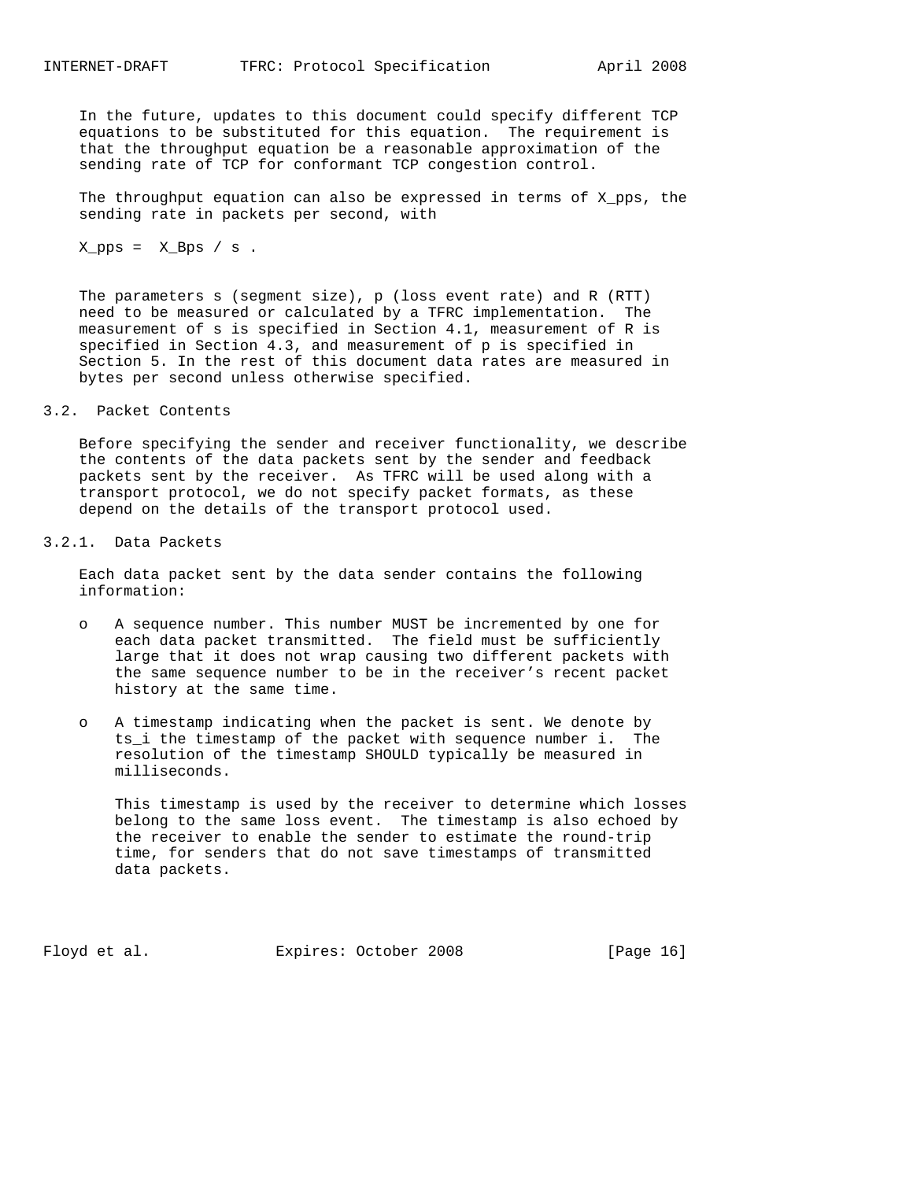In the future, updates to this document could specify different TCP equations to be substituted for this equation. The requirement is that the throughput equation be a reasonable approximation of the sending rate of TCP for conformant TCP congestion control.

The throughput equation can also be expressed in terms of $X_{pps}$, the sending rate in packets per second, with

$$X_{pps} = X_{Bps} / s .$$

The parameters s (segment size), p (loss event rate) and R (RTT) need to be measured or calculated by a TFRC implementation. The measurement of s is specified in Section 4.1, measurement of R is specified in Section 4.3, and measurement of p is specified in Section 5. In the rest of this document data rates are measured in bytes per second unless otherwise specified.

## 3.2. Packet Contents

Before specifying the sender and receiver functionality, we describe the contents of the data packets sent by the sender and feedback packets sent by the receiver. As TFRC will be used along with a transport protocol, we do not specify packet formats, as these depend on the details of the transport protocol used.

### 3.2.1. Data Packets

Each data packet sent by the data sender contains the following information:

- A sequence number. This number MUST be incremented by one for each data packet transmitted. The field must be sufficiently large that it does not wrap causing two different packets with the same sequence number to be in the receiver's recent packet history at the same time.

- A timestamp indicating when the packet is sent. We denote by $ts_i$ the timestamp of the packet with sequence number i. The resolution of the timestamp SHOULD typically be measured in milliseconds.

  This timestamp is used by the receiver to determine which losses belong to the same loss event. The timestamp is also echoed by the receiver to enable the sender to estimate the round-trip time, for senders that do not save timestamps of transmitted data packets.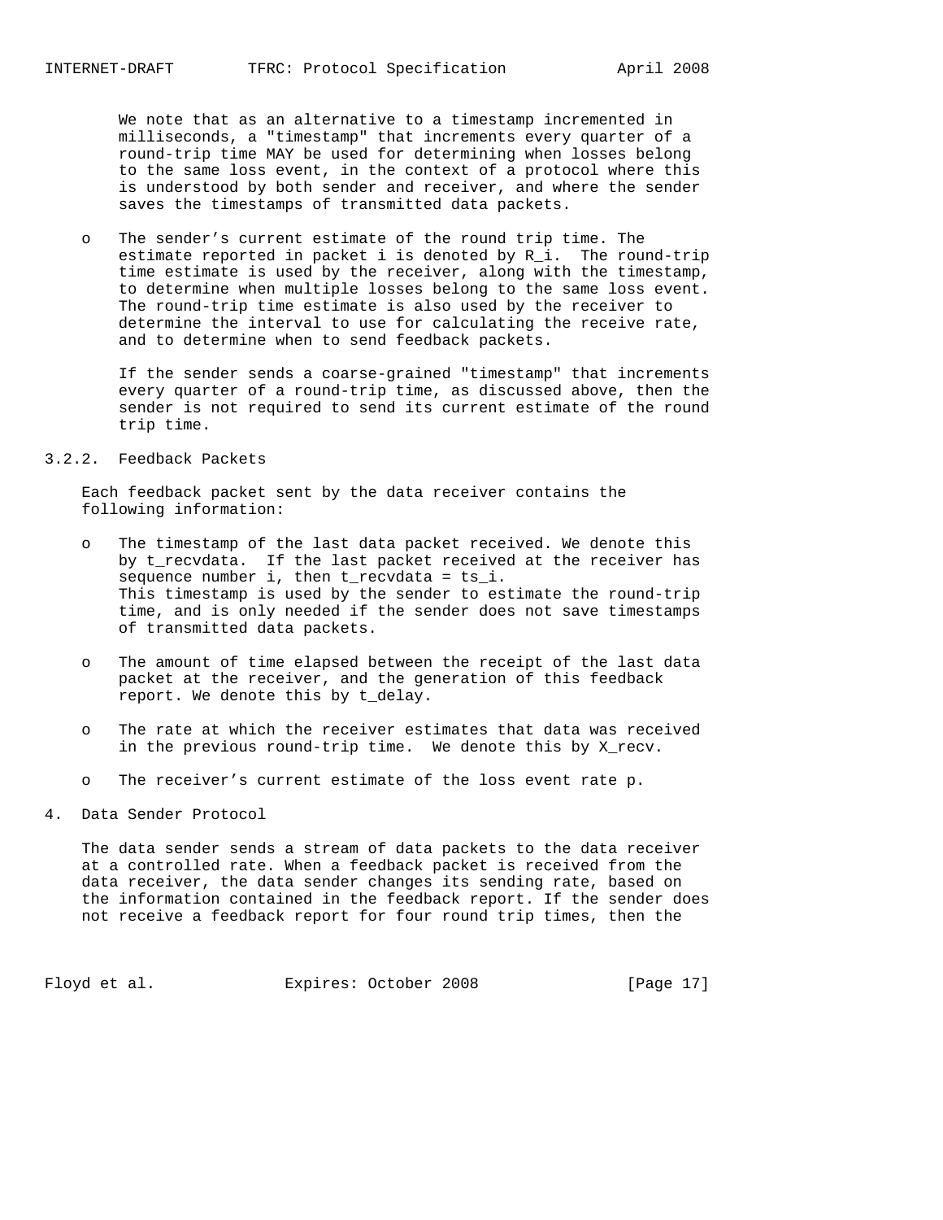We note that as an alternative to a timestamp incremented in milliseconds, a "timestamp" that increments every quarter of a round-trip time MAY be used for determining when losses belong to the same loss event, in the context of a protocol where this is understood by both sender and receiver, and where the sender saves the timestamps of transmitted data packets.

- The sender's current estimate of the round trip time. The estimate reported in packet i is denoted by $R_i$. The round-trip time estimate is used by the receiver, along with the timestamp, to determine when multiple losses belong to the same loss event. The round-trip time estimate is also used by the receiver to determine the interval to use for calculating the receive rate, and to determine when to send feedback packets.

  If the sender sends a coarse-grained "timestamp" that increments every quarter of a round-trip time, as discussed above, then the sender is not required to send its current estimate of the round trip time.

### 3.2.2. Feedback Packets

Each feedback packet sent by the data receiver contains the following information:

- The timestamp of the last data packet received. We denote this by $t_{recvdata}$. If the last packet received at the receiver has sequence number i, then $t_{recvdata} = ts_i$. This timestamp is used by the sender to estimate the round-trip time, and is only needed if the sender does not save timestamps of transmitted data packets.

- The amount of time elapsed between the receipt of the last data packet at the receiver, and the generation of this feedback report. We denote this by $t_{delay}$.

- The rate at which the receiver estimates that data was received in the previous round-trip time. We denote this by $X_{recv}$.

- The receiver's current estimate of the loss event rate p.

## 4. Data Sender Protocol

The data sender sends a stream of data packets to the data receiver at a controlled rate. When a feedback packet is received from the data receiver, the data sender changes its sending rate, based on the information contained in the feedback report. If the sender does not receive a feedback report for four round trip times, then the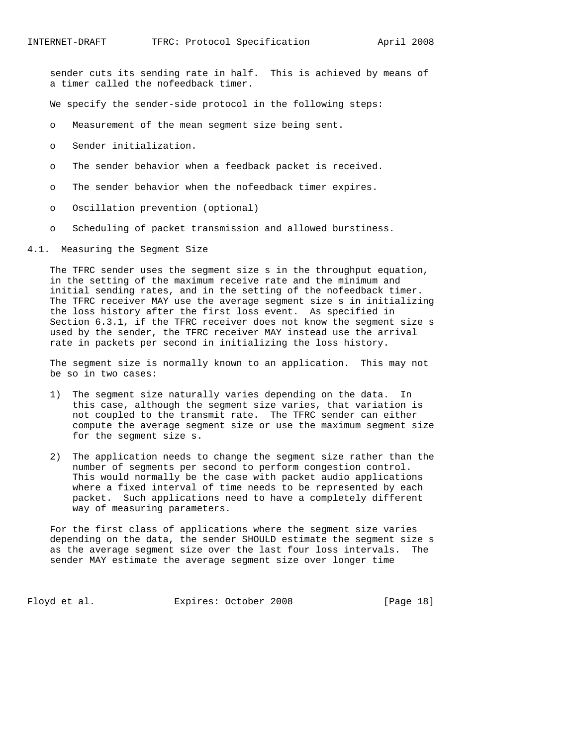sender cuts its sending rate in half. This is achieved by means of a timer called the nofeedback timer.

We specify the sender-side protocol in the following steps:

- Measurement of the mean segment size being sent.
- Sender initialization.
- The sender behavior when a feedback packet is received.
- The sender behavior when the nofeedback timer expires.
- Oscillation prevention (optional)
- Scheduling of packet transmission and allowed burstiness.

## 4.1. Measuring the Segment Size

The TFRC sender uses the segment size s in the throughput equation, in the setting of the maximum receive rate and the minimum and initial sending rates, and in the setting of the nofeedback timer. The TFRC receiver MAY use the average segment size s in initializing the loss history after the first loss event. As specified in Section 6.3.1, if the TFRC receiver does not know the segment size s used by the sender, the TFRC receiver MAY instead use the arrival rate in packets per second in initializing the loss history.

The segment size is normally known to an application. This may not be so in two cases:

1) The segment size naturally varies depending on the data. In this case, although the segment size varies, that variation is not coupled to the transmit rate. The TFRC sender can either compute the average segment size or use the maximum segment size for the segment size s.

2) The application needs to change the segment size rather than the number of segments per second to perform congestion control. This would normally be the case with packet audio applications where a fixed interval of time needs to be represented by each packet. Such applications need to have a completely different way of measuring parameters.

For the first class of applications where the segment size varies depending on the data, the sender SHOULD estimate the segment size s as the average segment size over the last four loss intervals. The sender MAY estimate the average segment size over longer time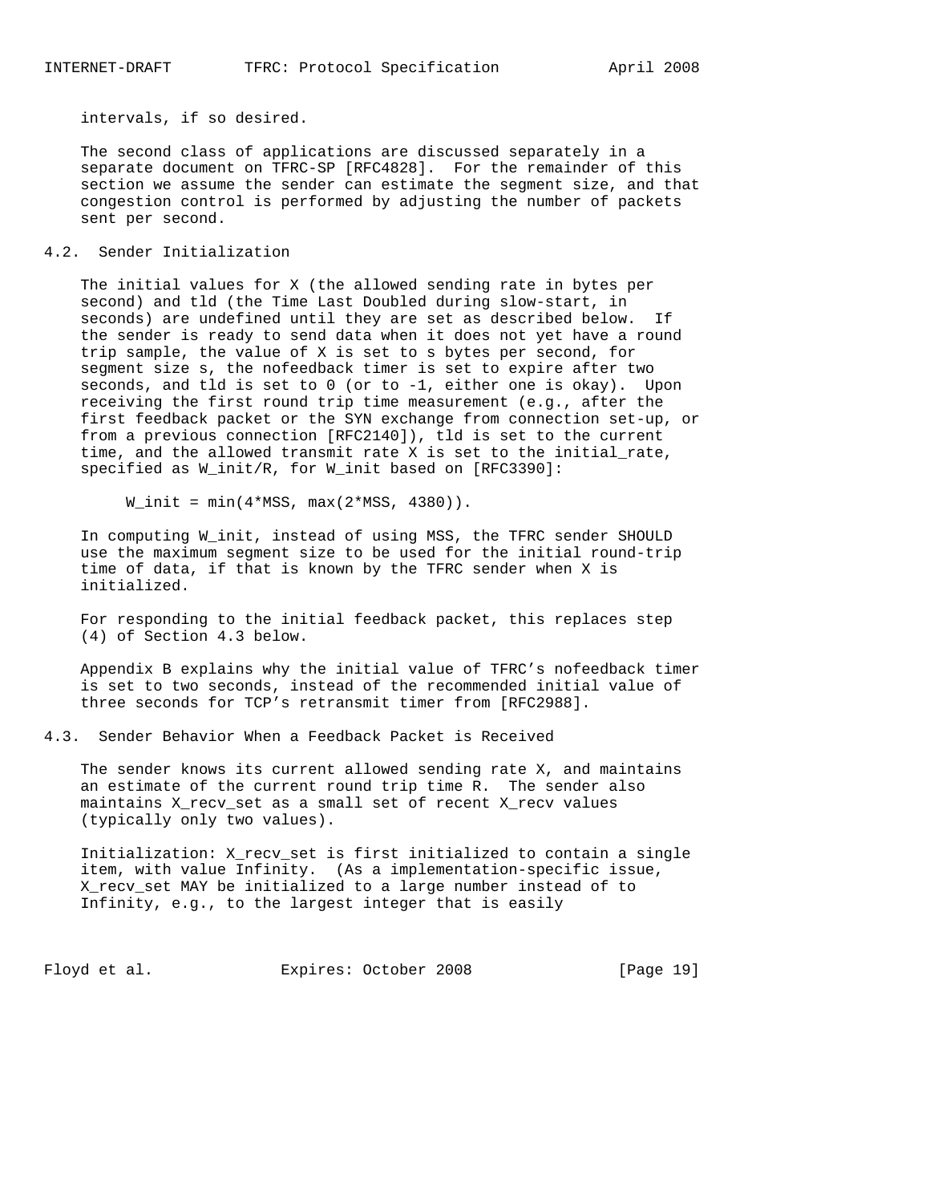intervals, if so desired.

The second class of applications are discussed separately in a separate document on TFRC-SP [RFC4828]. For the remainder of this section we assume the sender can estimate the segment size, and that congestion control is performed by adjusting the number of packets sent per second.

## 4.2. Sender Initialization

The initial values for X (the allowed sending rate in bytes per second) and tld (the Time Last Doubled during slow-start, in seconds) are undefined until they are set as described below. If the sender is ready to send data when it does not yet have a round trip sample, the value of X is set to s bytes per second, for segment size s, the nofeedback timer is set to expire after two seconds, and tld is set to 0 (or to -1, either one is okay). Upon receiving the first round trip time measurement (e.g., after the first feedback packet or the SYN exchange from connection set-up, or from a previous connection [RFC2140]), tld is set to the current time, and the allowed transmit rate X is set to the initial_rate, specified as W_init/R, for W_init based on [RFC3390]:

```
W_init = min(4*MSS, max(2*MSS, 4380)).
```

In computing W_init, instead of using MSS, the TFRC sender SHOULD use the maximum segment size to be used for the initial round-trip time of data, if that is known by the TFRC sender when X is initialized.

For responding to the initial feedback packet, this replaces step (4) of Section 4.3 below.

Appendix B explains why the initial value of TFRC's nofeedback timer is set to two seconds, instead of the recommended initial value of three seconds for TCP's retransmit timer from [RFC2988].

## 4.3. Sender Behavior When a Feedback Packet is Received

The sender knows its current allowed sending rate X, and maintains an estimate of the current round trip time R. The sender also maintains X_recv_set as a small set of recent X_recv values (typically only two values).

Initialization: X_recv_set is first initialized to contain a single item, with value Infinity. (As a implementation-specific issue, X_recv_set MAY be initialized to a large number instead of to Infinity, e.g., to the largest integer that is easily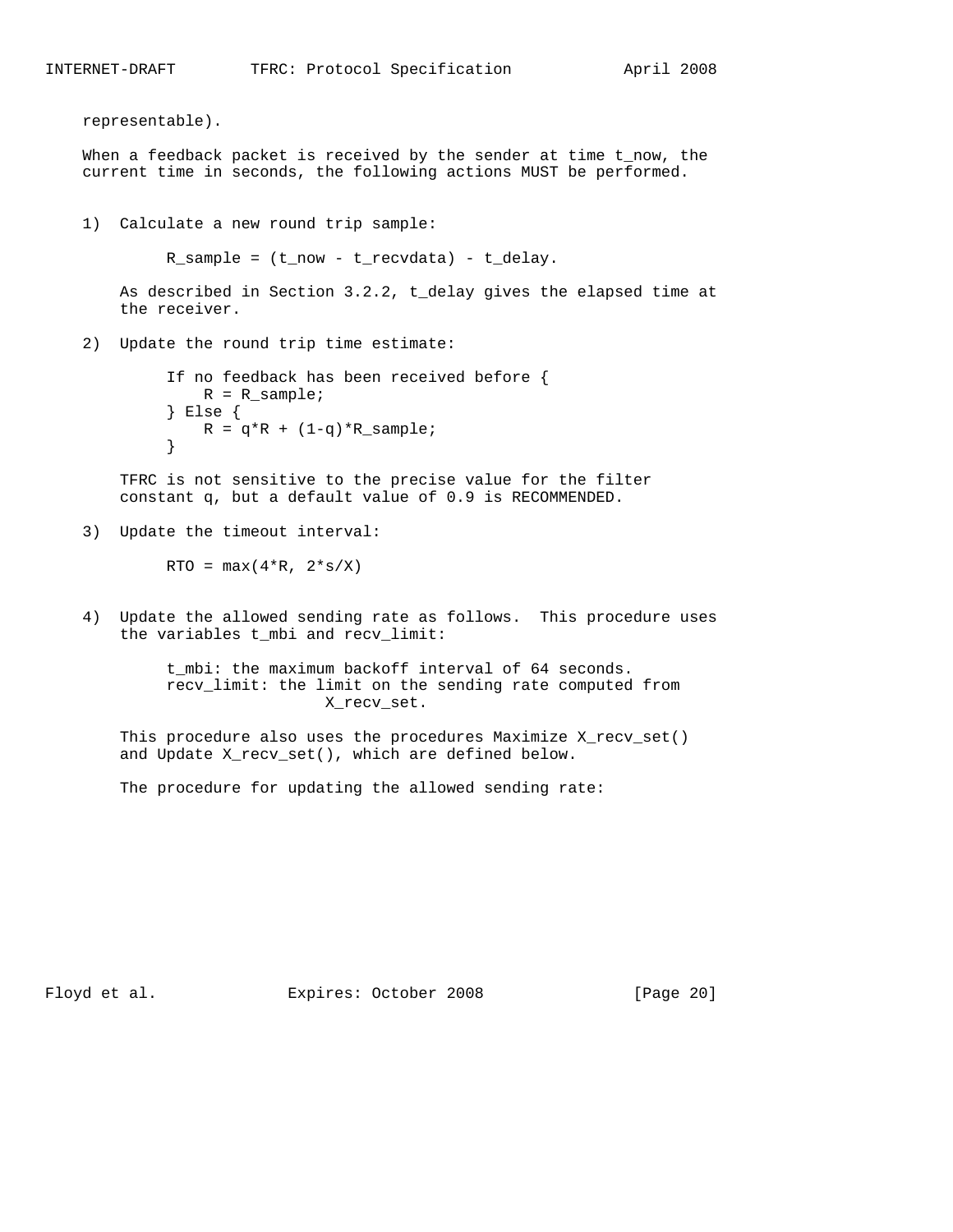representable).

When a feedback packet is received by the sender at time t_now, the current time in seconds, the following actions MUST be performed.

1) Calculate a new round trip sample:

```
R_sample = (t_now - t_recvdata) - t_delay.
```

As described in Section 3.2.2, t_delay gives the elapsed time at the receiver.

2) Update the round trip time estimate:

```
If no feedback has been received before {
    R = R_sample;
} Else {
    R = q*R + (1-q)*R_sample;
}
```

TFRC is not sensitive to the precise value for the filter constant q, but a default value of 0.9 is RECOMMENDED.

3) Update the timeout interval:

```
RTO = max(4*R, 2*s/X)
```

4) Update the allowed sending rate as follows. This procedure uses the variables t_mbi and recv_limit:

```
t_mbi: the maximum backoff interval of 64 seconds.
recv_limit: the limit on the sending rate computed from
                  X_recv_set.
```

This procedure also uses the procedures Maximize X_recv_set() and Update X_recv_set(), which are defined below.

The procedure for updating the allowed sending rate: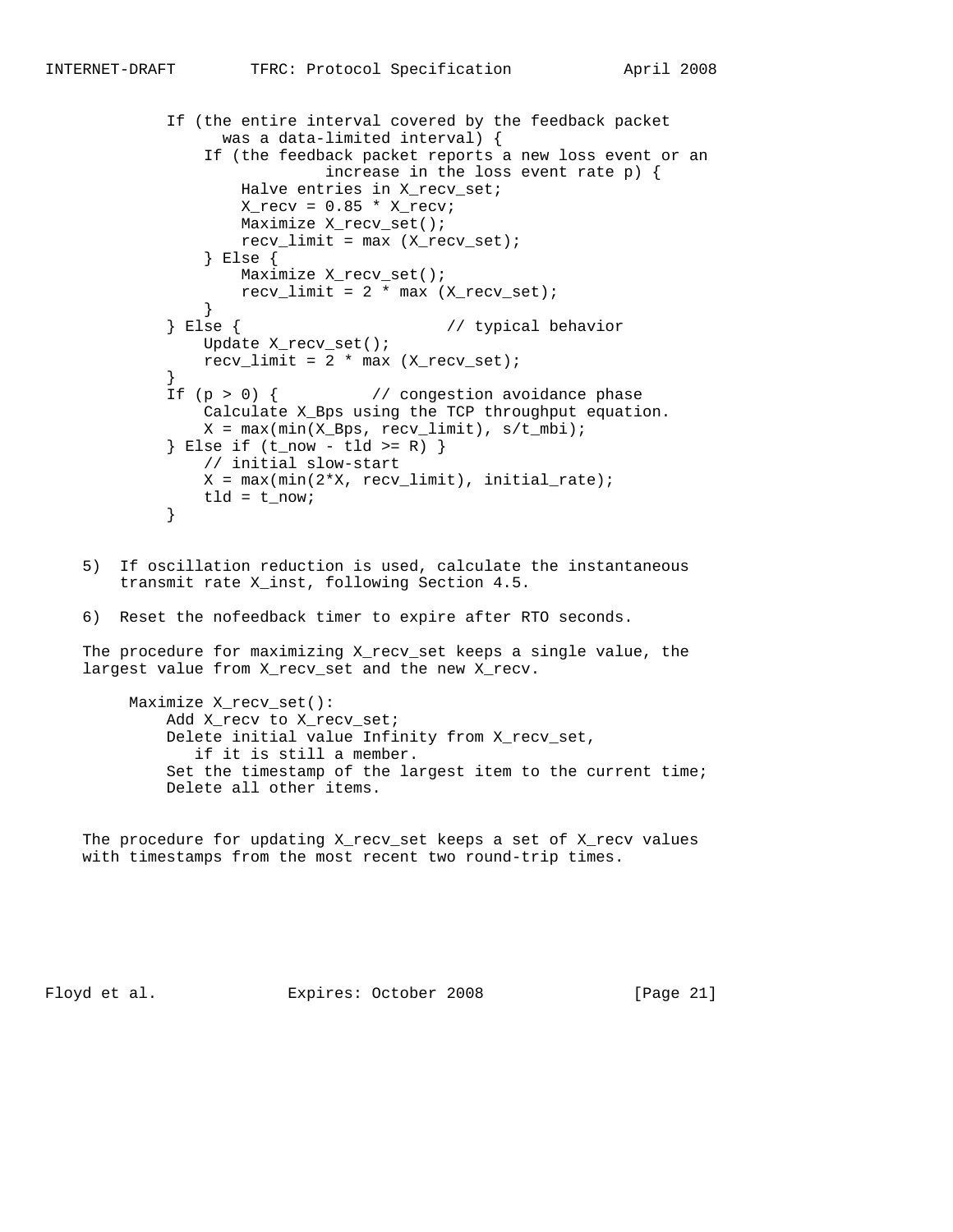```
If (the entire interval covered by the feedback packet
      was a data-limited interval) {
    If (the feedback packet reports a new loss event or an
                increase in the loss event rate p) {
        Halve entries in X_recv_set;
        X_recv = 0.85 * X_recv;
        Maximize X_recv_set();
        recv_limit = max (X_recv_set);
    } Else {
        Maximize X_recv_set();
        recv_limit = 2 * max (X_recv_set);
    }
} Else {                      // typical behavior
    Update X_recv_set();
    recv_limit = 2 * max (X_recv_set);
}
If (p > 0) {          // congestion avoidance phase
    Calculate X_Bps using the TCP throughput equation.
    X = max(min(X_Bps, recv_limit), s/t_mbi);
} Else if (t_now - tld >= R) }
    // initial slow-start
    X = max(min(2*X, recv_limit), initial_rate);
    tld = t_now;
}
```

5) If oscillation reduction is used, calculate the instantaneous transmit rate X_inst, following Section 4.5.

6) Reset the nofeedback timer to expire after RTO seconds.

The procedure for maximizing X_recv_set keeps a single value, the largest value from X_recv_set and the new X_recv.

```
Maximize X_recv_set():
    Add X_recv to X_recv_set;
    Delete initial value Infinity from X_recv_set,
       if it is still a member.
    Set the timestamp of the largest item to the current time;
    Delete all other items.
```

The procedure for updating X_recv_set keeps a set of X_recv values with timestamps from the most recent two round-trip times.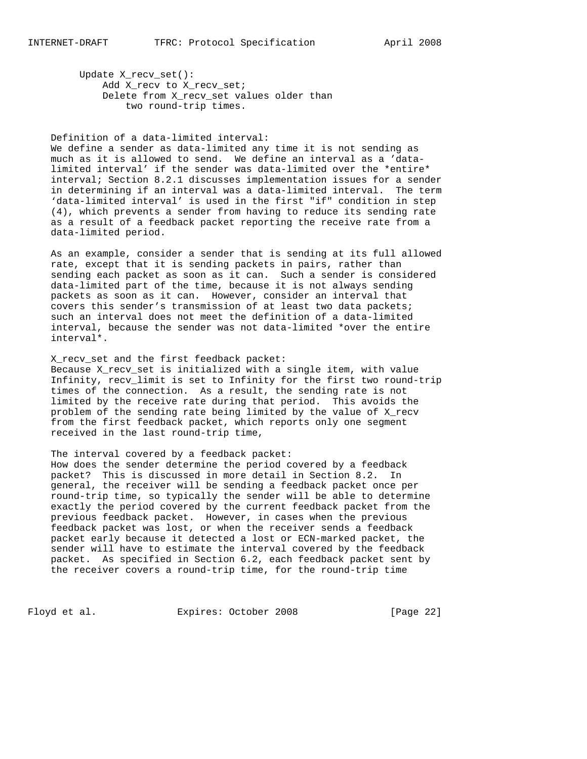```
Update X_recv_set():
    Add X_recv to X_recv_set;
    Delete from X_recv_set values older than
        two round-trip times.
```

Definition of a data-limited interval:
We define a sender as data-limited any time it is not sending as much as it is allowed to send. We define an interval as a 'data-limited interval' if the sender was data-limited over the *entire* interval; Section 8.2.1 discusses implementation issues for a sender in determining if an interval was a data-limited interval. The term 'data-limited interval' is used in the first "if" condition in step (4), which prevents a sender from having to reduce its sending rate as a result of a feedback packet reporting the receive rate from a data-limited period.

As an example, consider a sender that is sending at its full allowed rate, except that it is sending packets in pairs, rather than sending each packet as soon as it can. Such a sender is considered data-limited part of the time, because it is not always sending packets as soon as it can. However, consider an interval that covers this sender's transmission of at least two data packets; such an interval does not meet the definition of a data-limited interval, because the sender was not data-limited *over the entire interval*.

X_recv_set and the first feedback packet:
Because X_recv_set is initialized with a single item, with value Infinity, recv_limit is set to Infinity for the first two round-trip times of the connection. As a result, the sending rate is not limited by the receive rate during that period. This avoids the problem of the sending rate being limited by the value of X_recv from the first feedback packet, which reports only one segment received in the last round-trip time,

The interval covered by a feedback packet:
How does the sender determine the period covered by a feedback packet? This is discussed in more detail in Section 8.2. In general, the receiver will be sending a feedback packet once per round-trip time, so typically the sender will be able to determine exactly the period covered by the current feedback packet from the previous feedback packet. However, in cases when the previous feedback packet was lost, or when the receiver sends a feedback packet early because it detected a lost or ECN-marked packet, the sender will have to estimate the interval covered by the feedback packet. As specified in Section 6.2, each feedback packet sent by the receiver covers a round-trip time, for the round-trip time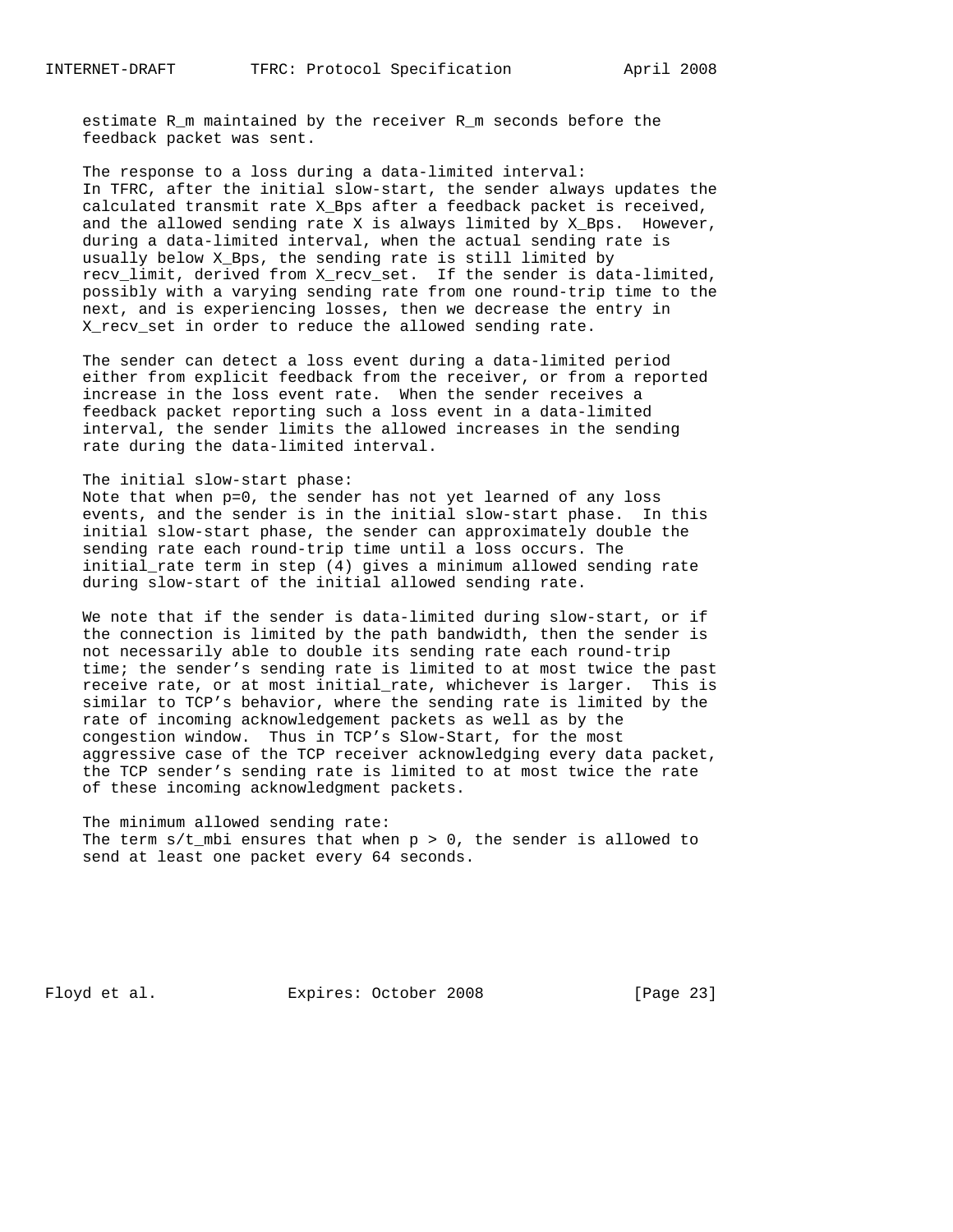estimate $R_m$ maintained by the receiver $R_m$ seconds before the feedback packet was sent.

The response to a loss during a data-limited interval:
In TFRC, after the initial slow-start, the sender always updates the calculated transmit rate $X_{Bps}$ after a feedback packet is received, and the allowed sending rate X is always limited by $X_{Bps}$. However, during a data-limited interval, when the actual sending rate is usually below $X_{Bps}$, the sending rate is still limited by recv_limit, derived from X_recv_set. If the sender is data-limited, possibly with a varying sending rate from one round-trip time to the next, and is experiencing losses, then we decrease the entry in X_recv_set in order to reduce the allowed sending rate.

The sender can detect a loss event during a data-limited period either from explicit feedback from the receiver, or from a reported increase in the loss event rate. When the sender receives a feedback packet reporting such a loss event in a data-limited interval, the sender limits the allowed increases in the sending rate during the data-limited interval.

The initial slow-start phase:
Note that when $p=0$, the sender has not yet learned of any loss events, and the sender is in the initial slow-start phase. In this initial slow-start phase, the sender can approximately double the sending rate each round-trip time until a loss occurs. The initial_rate term in step (4) gives a minimum allowed sending rate during slow-start of the initial allowed sending rate.

We note that if the sender is data-limited during slow-start, or if the connection is limited by the path bandwidth, then the sender is not necessarily able to double its sending rate each round-trip time; the sender's sending rate is limited to at most twice the past receive rate, or at most initial_rate, whichever is larger. This is similar to TCP's behavior, where the sending rate is limited by the rate of incoming acknowledgement packets as well as by the congestion window. Thus in TCP's Slow-Start, for the most aggressive case of the TCP receiver acknowledging every data packet, the TCP sender's sending rate is limited to at most twice the rate of these incoming acknowledgment packets.

The minimum allowed sending rate:
The term $s/t_{mbi}$ ensures that when $p > 0$, the sender is allowed to send at least one packet every 64 seconds.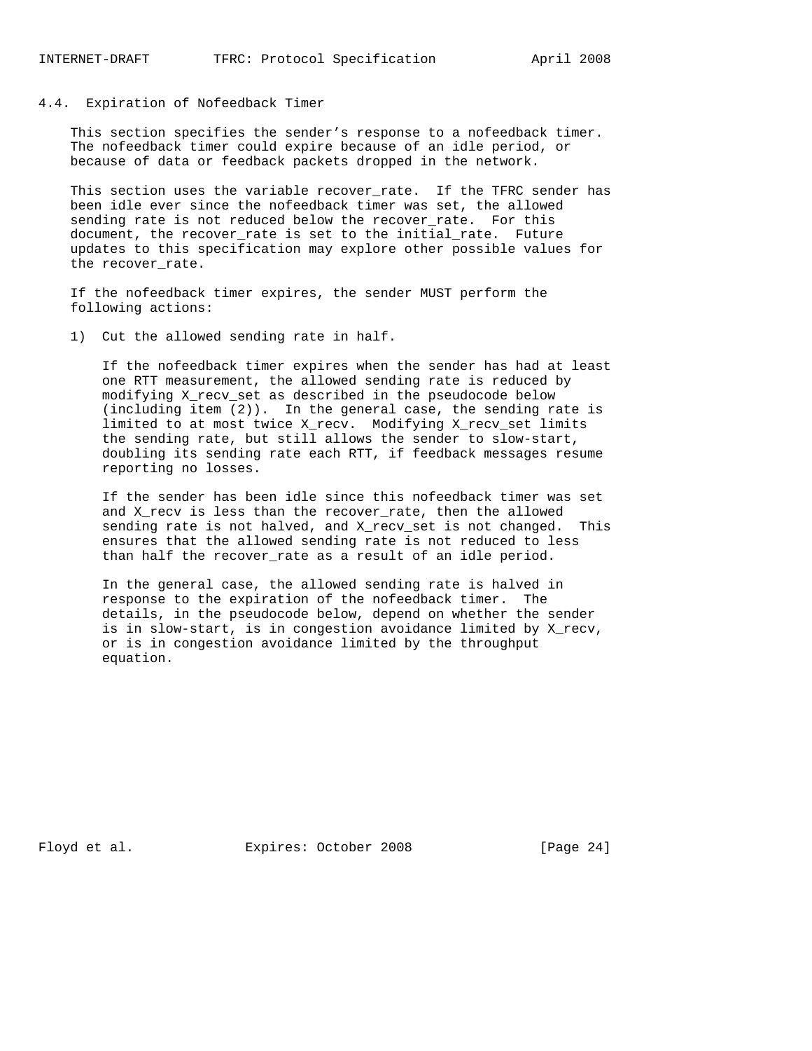### 4.4. Expiration of Nofeedback Timer

This section specifies the sender's response to a nofeedback timer. The nofeedback timer could expire because of an idle period, or because of data or feedback packets dropped in the network.

This section uses the variable recover_rate. If the TFRC sender has been idle ever since the nofeedback timer was set, the allowed sending rate is not reduced below the recover_rate. For this document, the recover_rate is set to the initial_rate. Future updates to this specification may explore other possible values for the recover_rate.

If the nofeedback timer expires, the sender MUST perform the following actions:

1) Cut the allowed sending rate in half.

   If the nofeedback timer expires when the sender has had at least one RTT measurement, the allowed sending rate is reduced by modifying X_recv_set as described in the pseudocode below (including item (2)). In the general case, the sending rate is limited to at most twice X_recv. Modifying X_recv_set limits the sending rate, but still allows the sender to slow-start, doubling its sending rate each RTT, if feedback messages resume reporting no losses.

   If the sender has been idle since this nofeedback timer was set and X_recv is less than the recover_rate, then the allowed sending rate is not halved, and X_recv_set is not changed. This ensures that the allowed sending rate is not reduced to less than half the recover_rate as a result of an idle period.

   In the general case, the allowed sending rate is halved in response to the expiration of the nofeedback timer. The details, in the pseudocode below, depend on whether the sender is in slow-start, is in congestion avoidance limited by X_recv, or is in congestion avoidance limited by the throughput equation.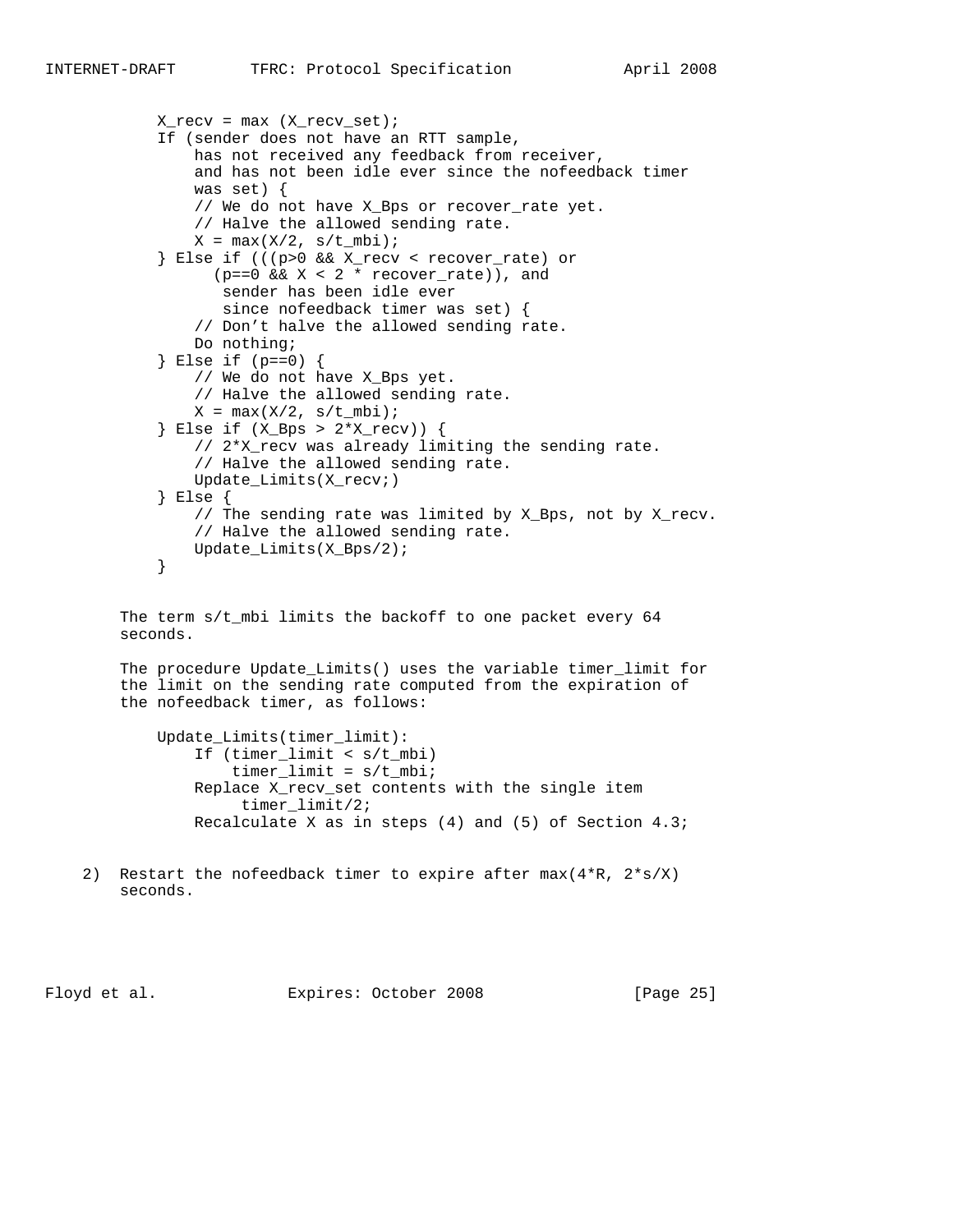```
X_recv = max (X_recv_set);
If (sender does not have an RTT sample,
    has not received any feedback from receiver,
    and has not been idle ever since the nofeedback timer
    was set) {
    // We do not have X_Bps or recover_rate yet.
    // Halve the allowed sending rate.
    X = max(X/2, s/t_mbi);
} Else if (((p>0 && X_recv < recover_rate) or
      (p==0 && X < 2 * recover_rate)), and
       sender has been idle ever
       since nofeedback timer was set) {
    // Don't halve the allowed sending rate.
    Do nothing;
} Else if (p==0) {
    // We do not have X_Bps yet.
    // Halve the allowed sending rate.
    X = max(X/2, s/t_mbi);
} Else if (X_Bps > 2*X_recv)) {
    // 2*X_recv was already limiting the sending rate.
    // Halve the allowed sending rate.
    Update_Limits(X_recv;)
} Else {
    // The sending rate was limited by X_Bps, not by X_recv.
    // Halve the allowed sending rate.
    Update_Limits(X_Bps/2);
}
```

The term s/t_mbi limits the backoff to one packet every 64 seconds.

The procedure Update_Limits() uses the variable timer_limit for the limit on the sending rate computed from the expiration of the nofeedback timer, as follows:

```
Update_Limits(timer_limit):
    If (timer_limit < s/t_mbi)
        timer_limit = s/t_mbi;
    Replace X_recv_set contents with the single item
         timer_limit/2;
    Recalculate X as in steps (4) and (5) of Section 4.3;
```

2) Restart the nofeedback timer to expire after max(4*R, 2*s/X) seconds.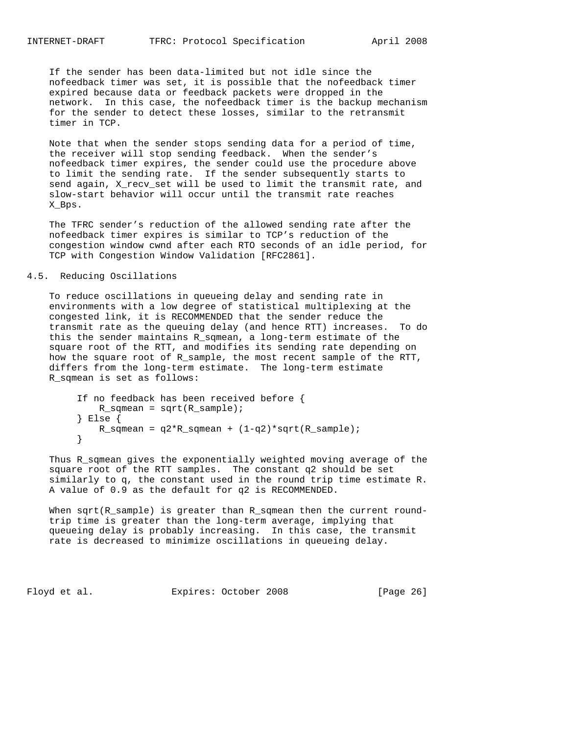If the sender has been data-limited but not idle since the nofeedback timer was set, it is possible that the nofeedback timer expired because data or feedback packets were dropped in the network. In this case, the nofeedback timer is the backup mechanism for the sender to detect these losses, similar to the retransmit timer in TCP.

Note that when the sender stops sending data for a period of time, the receiver will stop sending feedback. When the sender's nofeedback timer expires, the sender could use the procedure above to limit the sending rate. If the sender subsequently starts to send again, X_recv_set will be used to limit the transmit rate, and slow-start behavior will occur until the transmit rate reaches X_Bps.

The TFRC sender's reduction of the allowed sending rate after the nofeedback timer expires is similar to TCP's reduction of the congestion window cwnd after each RTO seconds of an idle period, for TCP with Congestion Window Validation [RFC2861].

## 4.5. Reducing Oscillations

To reduce oscillations in queueing delay and sending rate in environments with a low degree of statistical multiplexing at the congested link, it is RECOMMENDED that the sender reduce the transmit rate as the queuing delay (and hence RTT) increases. To do this the sender maintains R_sqmean, a long-term estimate of the square root of the RTT, and modifies its sending rate depending on how the square root of R_sample, the most recent sample of the RTT, differs from the long-term estimate. The long-term estimate R_sqmean is set as follows:

```
If no feedback has been received before {
    R_sqmean = sqrt(R_sample);
} Else {
    R_sqmean = q2*R_sqmean + (1-q2)*sqrt(R_sample);
}
```

Thus R_sqmean gives the exponentially weighted moving average of the square root of the RTT samples. The constant q2 should be set similarly to q, the constant used in the round trip time estimate R. A value of 0.9 as the default for q2 is RECOMMENDED.

When sqrt(R_sample) is greater than R_sqmean then the current round-trip time is greater than the long-term average, implying that queueing delay is probably increasing. In this case, the transmit rate is decreased to minimize oscillations in queueing delay.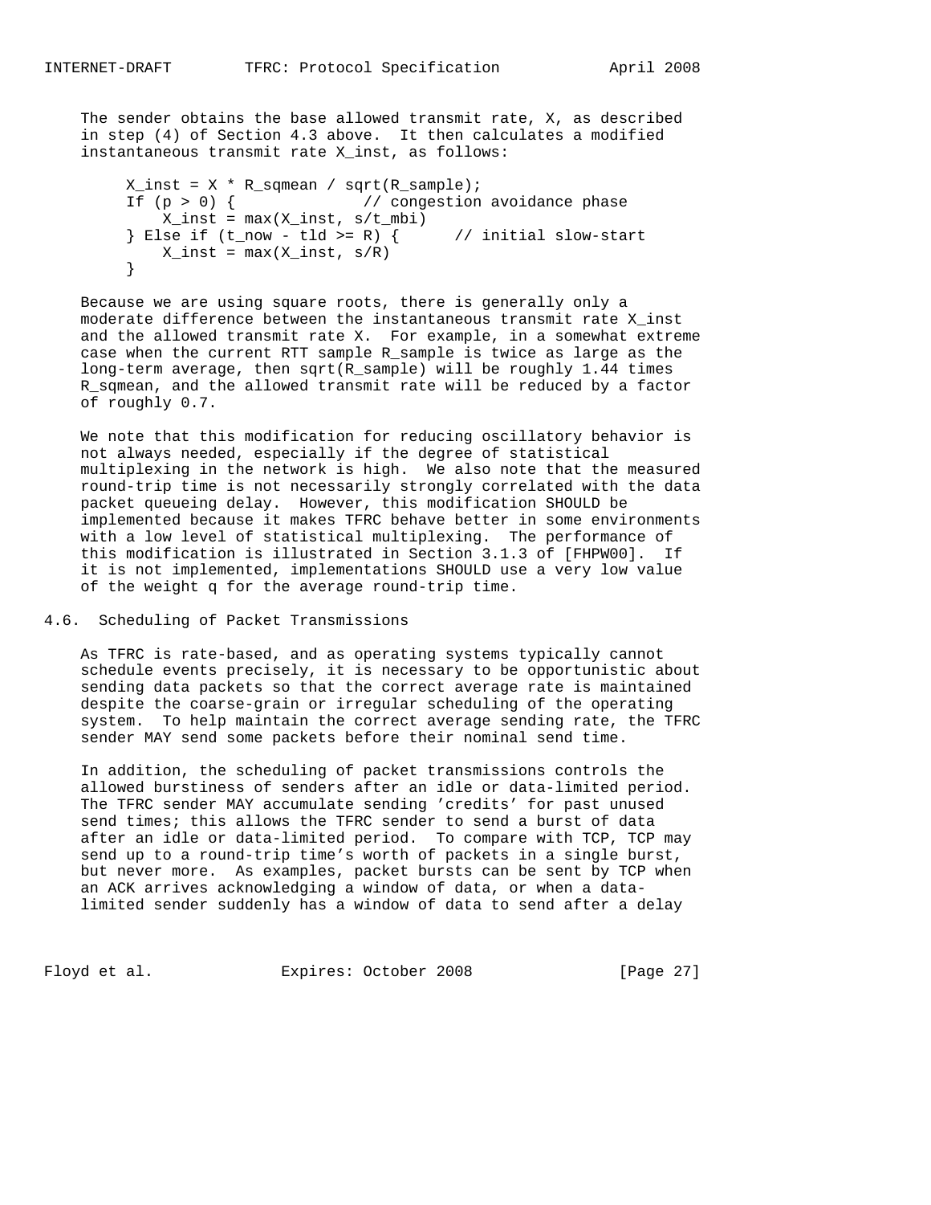The sender obtains the base allowed transmit rate, X, as described in step (4) of Section 4.3 above. It then calculates a modified instantaneous transmit rate X_inst, as follows:

```
X_inst = X * R_sqmean / sqrt(R_sample);
If (p > 0) {              // congestion avoidance phase
    X_inst = max(X_inst, s/t_mbi)
} Else if (t_now - tld >= R) {      // initial slow-start
    X_inst = max(X_inst, s/R)
}
```

Because we are using square roots, there is generally only a moderate difference between the instantaneous transmit rate X_inst and the allowed transmit rate X. For example, in a somewhat extreme case when the current RTT sample R_sample is twice as large as the long-term average, then sqrt(R_sample) will be roughly 1.44 times R_sqmean, and the allowed transmit rate will be reduced by a factor of roughly 0.7.

We note that this modification for reducing oscillatory behavior is not always needed, especially if the degree of statistical multiplexing in the network is high. We also note that the measured round-trip time is not necessarily strongly correlated with the data packet queueing delay. However, this modification SHOULD be implemented because it makes TFRC behave better in some environments with a low level of statistical multiplexing. The performance of this modification is illustrated in Section 3.1.3 of [FHPW00]. If it is not implemented, implementations SHOULD use a very low value of the weight q for the average round-trip time.

## 4.6. Scheduling of Packet Transmissions

As TFRC is rate-based, and as operating systems typically cannot schedule events precisely, it is necessary to be opportunistic about sending data packets so that the correct average rate is maintained despite the coarse-grain or irregular scheduling of the operating system. To help maintain the correct average sending rate, the TFRC sender MAY send some packets before their nominal send time.

In addition, the scheduling of packet transmissions controls the allowed burstiness of senders after an idle or data-limited period. The TFRC sender MAY accumulate sending 'credits' for past unused send times; this allows the TFRC sender to send a burst of data after an idle or data-limited period. To compare with TCP, TCP may send up to a round-trip time's worth of packets in a single burst, but never more. As examples, packet bursts can be sent by TCP when an ACK arrives acknowledging a window of data, or when a data-limited sender suddenly has a window of data to send after a delay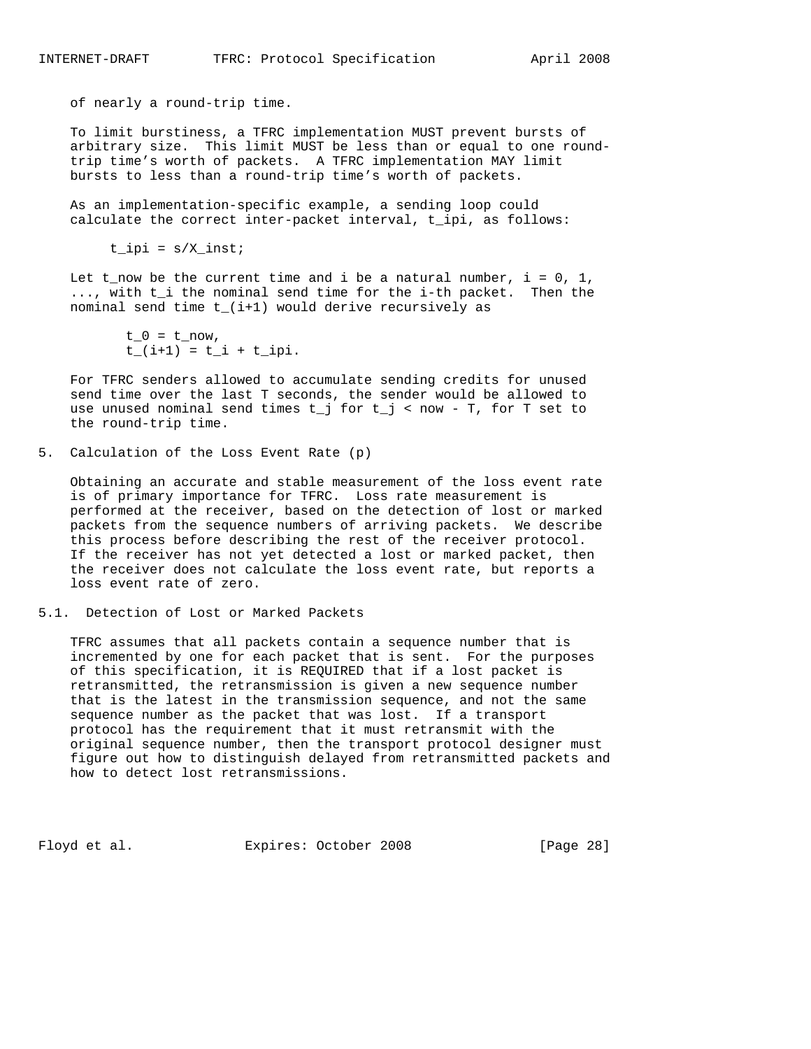of nearly a round-trip time.

To limit burstiness, a TFRC implementation MUST prevent bursts of arbitrary size. This limit MUST be less than or equal to one round-trip time's worth of packets. A TFRC implementation MAY limit bursts to less than a round-trip time's worth of packets.

As an implementation-specific example, a sending loop could calculate the correct inter-packet interval, $t_{ipi}$, as follows:

$$t_{ipi} = s/X_{inst};$$

Let $t_{now}$ be the current time and i be a natural number, $i = 0, 1, ...$, with $t_i$ the nominal send time for the i-th packet. Then the nominal send time $t_{(i+1)}$ would derive recursively as

$$t_0 = t_{now},$$
$$t_{(i+1)} = t_i + t_{ipi}.$$

For TFRC senders allowed to accumulate sending credits for unused send time over the last T seconds, the sender would be allowed to use unused nominal send times $t_j$ for $t_j < now - T$, for T set to the round-trip time.

# 5. Calculation of the Loss Event Rate (p)

Obtaining an accurate and stable measurement of the loss event rate is of primary importance for TFRC. Loss rate measurement is performed at the receiver, based on the detection of lost or marked packets from the sequence numbers of arriving packets. We describe this process before describing the rest of the receiver protocol. If the receiver has not yet detected a lost or marked packet, then the receiver does not calculate the loss event rate, but reports a loss event rate of zero.

## 5.1. Detection of Lost or Marked Packets

TFRC assumes that all packets contain a sequence number that is incremented by one for each packet that is sent. For the purposes of this specification, it is REQUIRED that if a lost packet is retransmitted, the retransmission is given a new sequence number that is the latest in the transmission sequence, and not the same sequence number as the packet that was lost. If a transport protocol has the requirement that it must retransmit with the original sequence number, then the transport protocol designer must figure out how to distinguish delayed from retransmitted packets and how to detect lost retransmissions.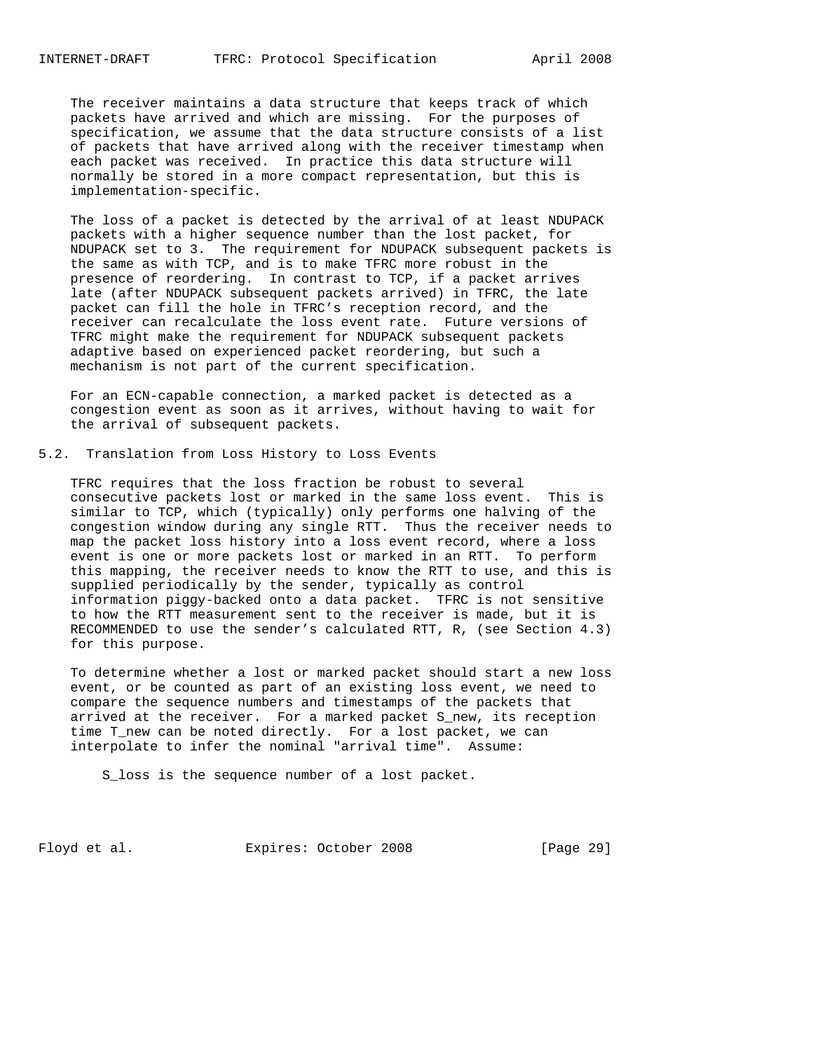The receiver maintains a data structure that keeps track of which packets have arrived and which are missing. For the purposes of specification, we assume that the data structure consists of a list of packets that have arrived along with the receiver timestamp when each packet was received. In practice this data structure will normally be stored in a more compact representation, but this is implementation-specific.

The loss of a packet is detected by the arrival of at least NDUPACK packets with a higher sequence number than the lost packet, for NDUPACK set to 3. The requirement for NDUPACK subsequent packets is the same as with TCP, and is to make TFRC more robust in the presence of reordering. In contrast to TCP, if a packet arrives late (after NDUPACK subsequent packets arrived) in TFRC, the late packet can fill the hole in TFRC's reception record, and the receiver can recalculate the loss event rate. Future versions of TFRC might make the requirement for NDUPACK subsequent packets adaptive based on experienced packet reordering, but such a mechanism is not part of the current specification.

For an ECN-capable connection, a marked packet is detected as a congestion event as soon as it arrives, without having to wait for the arrival of subsequent packets.

## 5.2. Translation from Loss History to Loss Events

TFRC requires that the loss fraction be robust to several consecutive packets lost or marked in the same loss event. This is similar to TCP, which (typically) only performs one halving of the congestion window during any single RTT. Thus the receiver needs to map the packet loss history into a loss event record, where a loss event is one or more packets lost or marked in an RTT. To perform this mapping, the receiver needs to know the RTT to use, and this is supplied periodically by the sender, typically as control information piggy-backed onto a data packet. TFRC is not sensitive to how the RTT measurement sent to the receiver is made, but it is RECOMMENDED to use the sender's calculated RTT, R, (see Section 4.3) for this purpose.

To determine whether a lost or marked packet should start a new loss event, or be counted as part of an existing loss event, we need to compare the sequence numbers and timestamps of the packets that arrived at the receiver. For a marked packet S_new, its reception time T_new can be noted directly. For a lost packet, we can interpolate to infer the nominal "arrival time". Assume:

S_loss is the sequence number of a lost packet.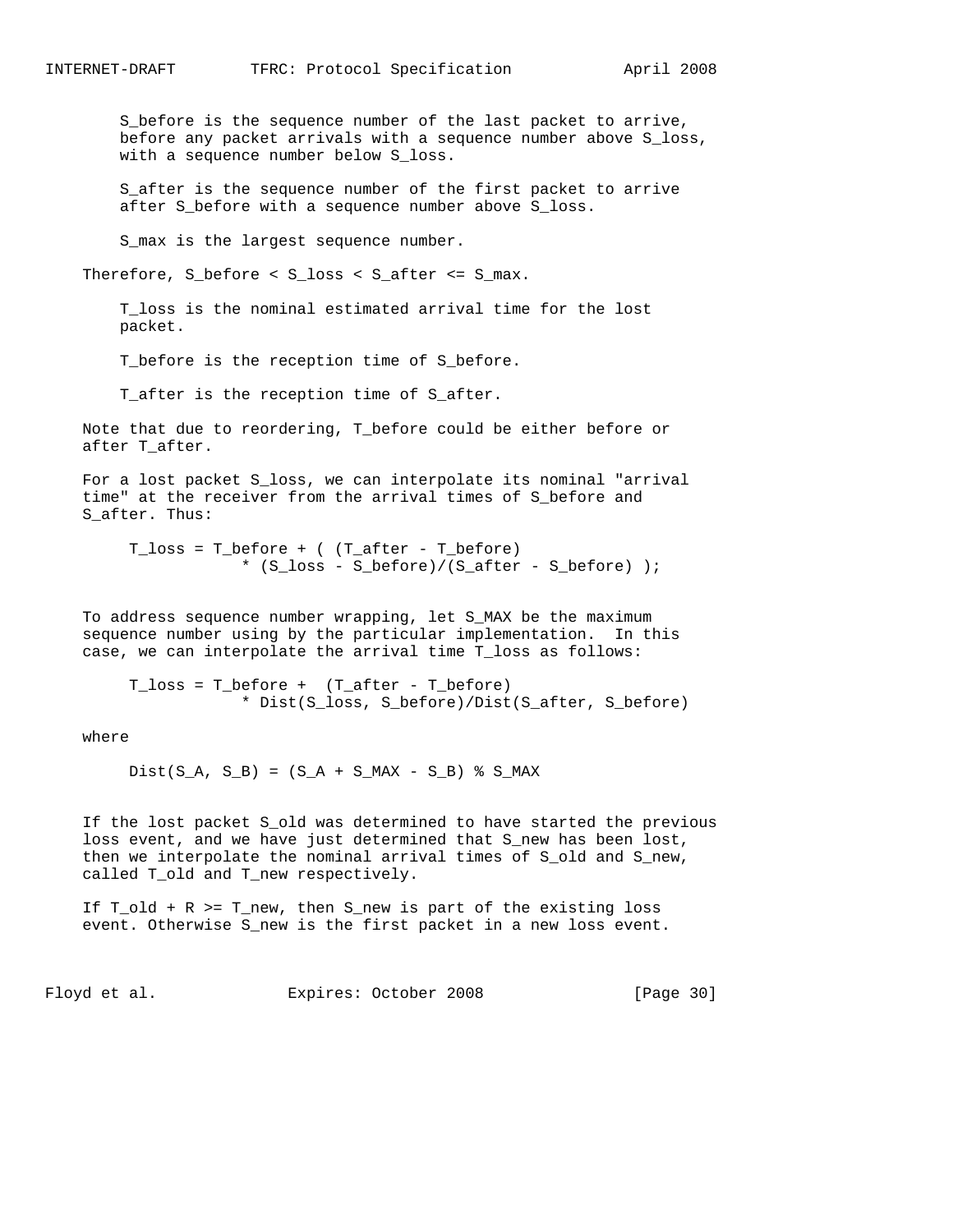$S_{before}$ is the sequence number of the last packet to arrive, before any packet arrivals with a sequence number above $S_{loss}$, with a sequence number below $S_{loss}$.

$S_{after}$ is the sequence number of the first packet to arrive after $S_{before}$ with a sequence number above $S_{loss}$.

$S_{max}$ is the largest sequence number.

Therefore, $S_{before} < S_{loss} < S_{after} <= S_{max}$.

$T_{loss}$ is the nominal estimated arrival time for the lost packet.

$T_{before}$ is the reception time of $S_{before}$.

$T_{after}$ is the reception time of $S_{after}$.

Note that due to reordering, $T_{before}$ could be either before or after $T_{after}$.

For a lost packet $S_{loss}$, we can interpolate its nominal "arrival time" at the receiver from the arrival times of $S_{before}$ and $S_{after}$. Thus:

$$T_{loss} = T_{before} + ( (T_{after} - T_{before}) * (S_{loss} - S_{before})/(S_{after} - S_{before}) );$$

To address sequence number wrapping, let $S_{MAX}$ be the maximum sequence number using by the particular implementation. In this case, we can interpolate the arrival time $T_{loss}$ as follows:

$$T_{loss} = T_{before} + (T_{after} - T_{before}) * Dist(S_{loss}, S_{before})/Dist(S_{after}, S_{before})$$

where

$$Dist(S_A, S_B) = (S_A + S_{MAX} - S_B) \% S_{MAX}$$

If the lost packet $S_{old}$ was determined to have started the previous loss event, and we have just determined that $S_{new}$ has been lost, then we interpolate the nominal arrival times of $S_{old}$ and $S_{new}$, called $T_{old}$ and $T_{new}$ respectively.

If $T_{old} + R >= T_{new}$, then $S_{new}$ is part of the existing loss event. Otherwise $S_{new}$ is the first packet in a new loss event.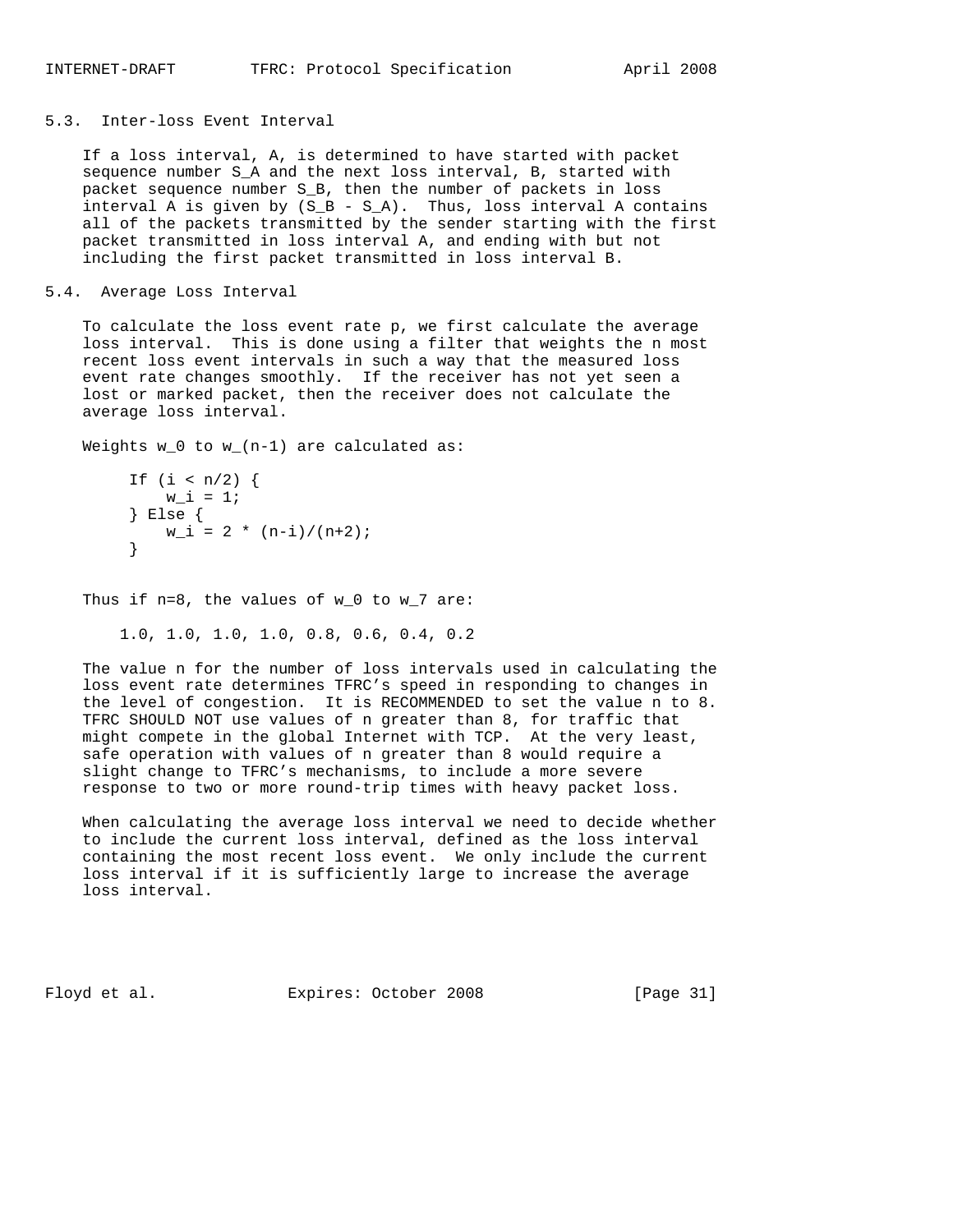## 5.3. Inter-loss Event Interval

If a loss interval, A, is determined to have started with packet sequence number $S_A$ and the next loss interval, B, started with packet sequence number $S_B$, then the number of packets in loss interval A is given by $(S_B - S_A)$. Thus, loss interval A contains all of the packets transmitted by the sender starting with the first packet transmitted in loss interval A, and ending with but not including the first packet transmitted in loss interval B.

## 5.4. Average Loss Interval

To calculate the loss event rate p, we first calculate the average loss interval. This is done using a filter that weights the n most recent loss event intervals in such a way that the measured loss event rate changes smoothly. If the receiver has not yet seen a lost or marked packet, then the receiver does not calculate the average loss interval.

Weights $w_0$ to $w_{(n-1)}$ are calculated as:

```
If (i < n/2) {
    w_i = 1;
} Else {
    w_i = 2 * (n-i)/(n+2);
}
```

Thus if n=8, the values of $w_0$ to $w_7$ are:

1.0, 1.0, 1.0, 1.0, 0.8, 0.6, 0.4, 0.2

The value n for the number of loss intervals used in calculating the loss event rate determines TFRC's speed in responding to changes in the level of congestion. It is RECOMMENDED to set the value n to 8. TFRC SHOULD NOT use values of n greater than 8, for traffic that might compete in the global Internet with TCP. At the very least, safe operation with values of n greater than 8 would require a slight change to TFRC's mechanisms, to include a more severe response to two or more round-trip times with heavy packet loss.

When calculating the average loss interval we need to decide whether to include the current loss interval, defined as the loss interval containing the most recent loss event. We only include the current loss interval if it is sufficiently large to increase the average loss interval.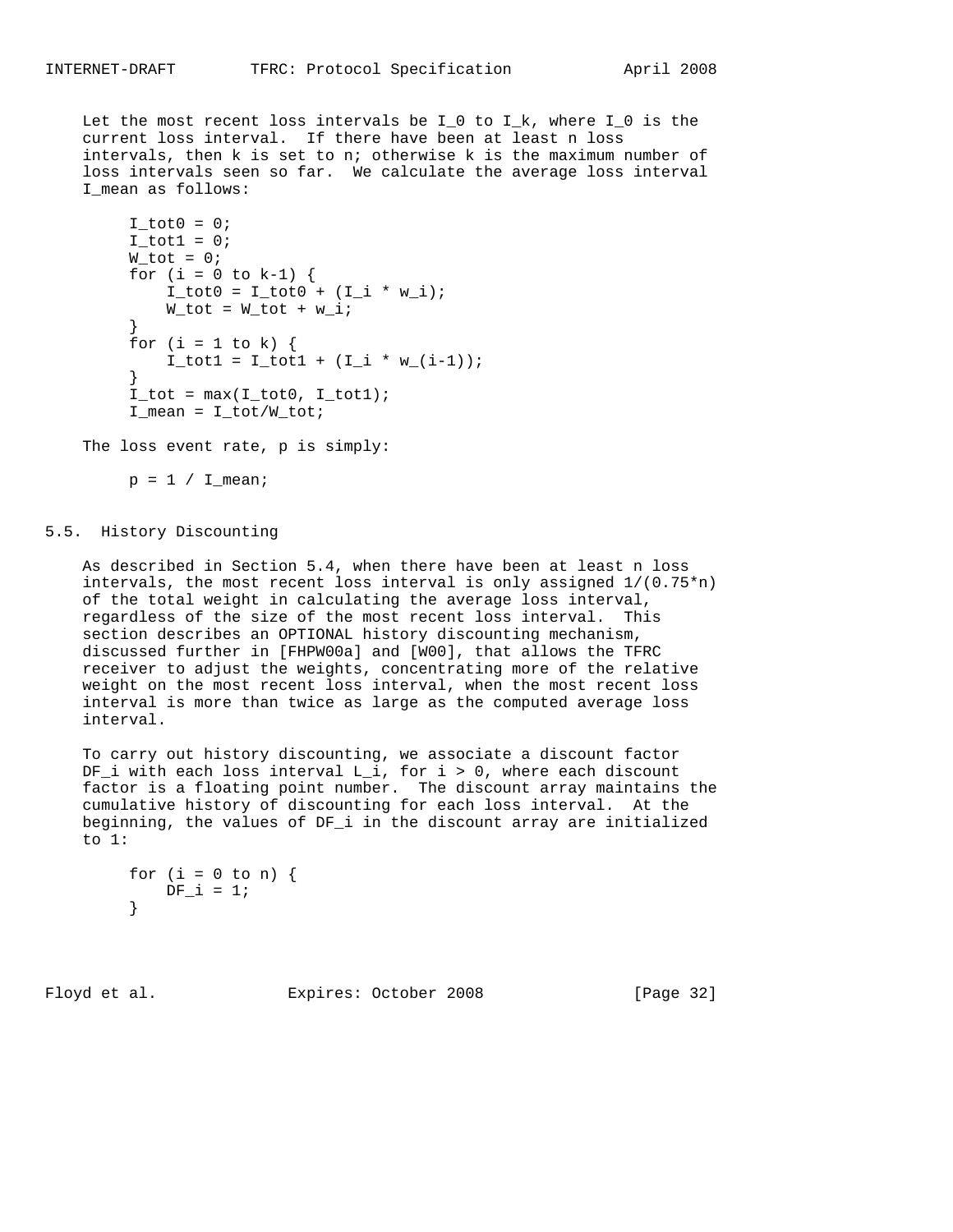Let the most recent loss intervals be I_0 to I_k, where I_0 is the current loss interval. If there have been at least n loss intervals, then k is set to n; otherwise k is the maximum number of loss intervals seen so far. We calculate the average loss interval I_mean as follows:

```
I_tot0 = 0;
I_tot1 = 0;
W_tot = 0;
for (i = 0 to k-1) {
    I_tot0 = I_tot0 + (I_i * w_i);
    W_tot = W_tot + w_i;
}
for (i = 1 to k) {
    I_tot1 = I_tot1 + (I_i * w_(i-1));
}
I_tot = max(I_tot0, I_tot1);
I_mean = I_tot/W_tot;
```

The loss event rate, p is simply:

```
p = 1 / I_mean;
```

## 5.5. History Discounting

As described in Section 5.4, when there have been at least n loss intervals, the most recent loss interval is only assigned 1/(0.75*n) of the total weight in calculating the average loss interval, regardless of the size of the most recent loss interval. This section describes an OPTIONAL history discounting mechanism, discussed further in [FHPW00a] and [W00], that allows the TFRC receiver to adjust the weights, concentrating more of the relative weight on the most recent loss interval, when the most recent loss interval is more than twice as large as the computed average loss interval.

To carry out history discounting, we associate a discount factor DF_i with each loss interval L_i, for i > 0, where each discount factor is a floating point number. The discount array maintains the cumulative history of discounting for each loss interval. At the beginning, the values of DF_i in the discount array are initialized to 1:

```
for (i = 0 to n) {
    DF_i = 1;
}
```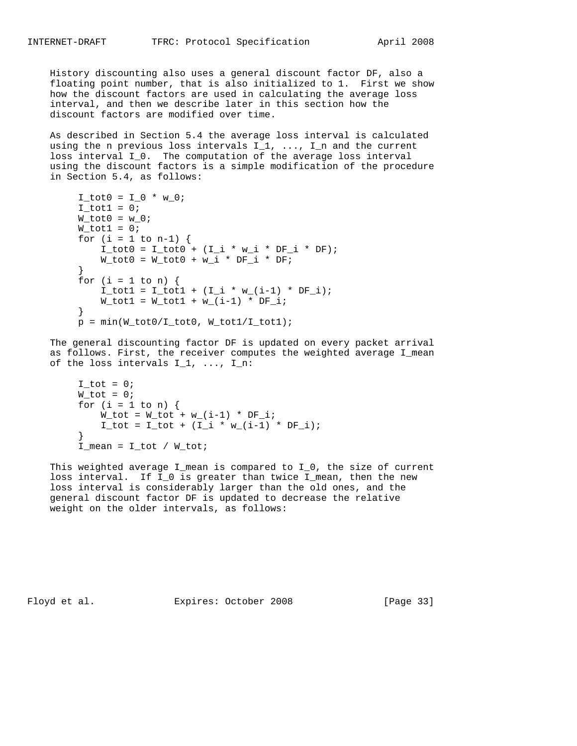History discounting also uses a general discount factor DF, also a floating point number, that is also initialized to 1. First we show how the discount factors are used in calculating the average loss interval, and then we describe later in this section how the discount factors are modified over time.

As described in Section 5.4 the average loss interval is calculated using the n previous loss intervals $I_1, ..., I_n$ and the current loss interval $I_0$. The computation of the average loss interval using the discount factors is a simple modification of the procedure in Section 5.4, as follows:

```
I_tot0 = I_0 * w_0;
I_tot1 = 0;
W_tot0 = w_0;
W_tot1 = 0;
for (i = 1 to n-1) {
    I_tot0 = I_tot0 + (I_i * w_i * DF_i * DF);
    W_tot0 = W_tot0 + w_i * DF_i * DF;
}
for (i = 1 to n) {
    I_tot1 = I_tot1 + (I_i * w_(i-1) * DF_i);
    W_tot1 = W_tot1 + w_(i-1) * DF_i;
}
p = min(W_tot0/I_tot0, W_tot1/I_tot1);
```

The general discounting factor DF is updated on every packet arrival as follows. First, the receiver computes the weighted average I_mean of the loss intervals $I_1, ..., I_n$:

```
I_tot = 0;
W_tot = 0;
for (i = 1 to n) {
    W_tot = W_tot + w_(i-1) * DF_i;
    I_tot = I_tot + (I_i * w_(i-1) * DF_i);
}
I_mean = I_tot / W_tot;
```

This weighted average I_mean is compared to $I_0$, the size of current loss interval. If $I_0$ is greater than twice I_mean, then the new loss interval is considerably larger than the old ones, and the general discount factor DF is updated to decrease the relative weight on the older intervals, as follows: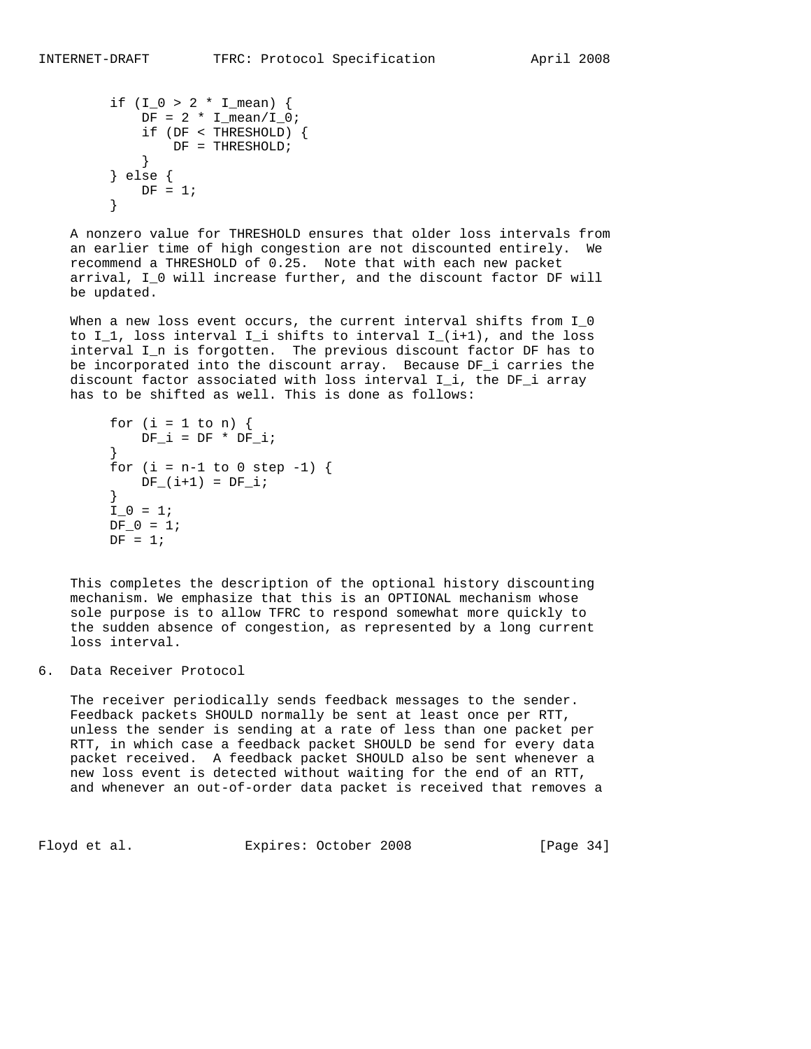```
if (I_0 > 2 * I_mean) {
    DF = 2 * I_mean/I_0;
    if (DF < THRESHOLD) {
        DF = THRESHOLD;
    }
} else {
    DF = 1;
}
```

A nonzero value for THRESHOLD ensures that older loss intervals from an earlier time of high congestion are not discounted entirely. We recommend a THRESHOLD of 0.25. Note that with each new packet arrival, I_0 will increase further, and the discount factor DF will be updated.

When a new loss event occurs, the current interval shifts from I_0 to I_1, loss interval I_i shifts to interval I_(i+1), and the loss interval I_n is forgotten. The previous discount factor DF has to be incorporated into the discount array. Because DF_i carries the discount factor associated with loss interval I_i, the DF_i array has to be shifted as well. This is done as follows:

```
for (i = 1 to n) {
    DF_i = DF * DF_i;
}
for (i = n-1 to 0 step -1) {
    DF_(i+1) = DF_i;
}
I_0 = 1;
DF_0 = 1;
DF = 1;
```

This completes the description of the optional history discounting mechanism. We emphasize that this is an OPTIONAL mechanism whose sole purpose is to allow TFRC to respond somewhat more quickly to the sudden absence of congestion, as represented by a long current loss interval.

## 6. Data Receiver Protocol

The receiver periodically sends feedback messages to the sender. Feedback packets SHOULD normally be sent at least once per RTT, unless the sender is sending at a rate of less than one packet per RTT, in which case a feedback packet SHOULD be send for every data packet received. A feedback packet SHOULD also be sent whenever a new loss event is detected without waiting for the end of an RTT, and whenever an out-of-order data packet is received that removes a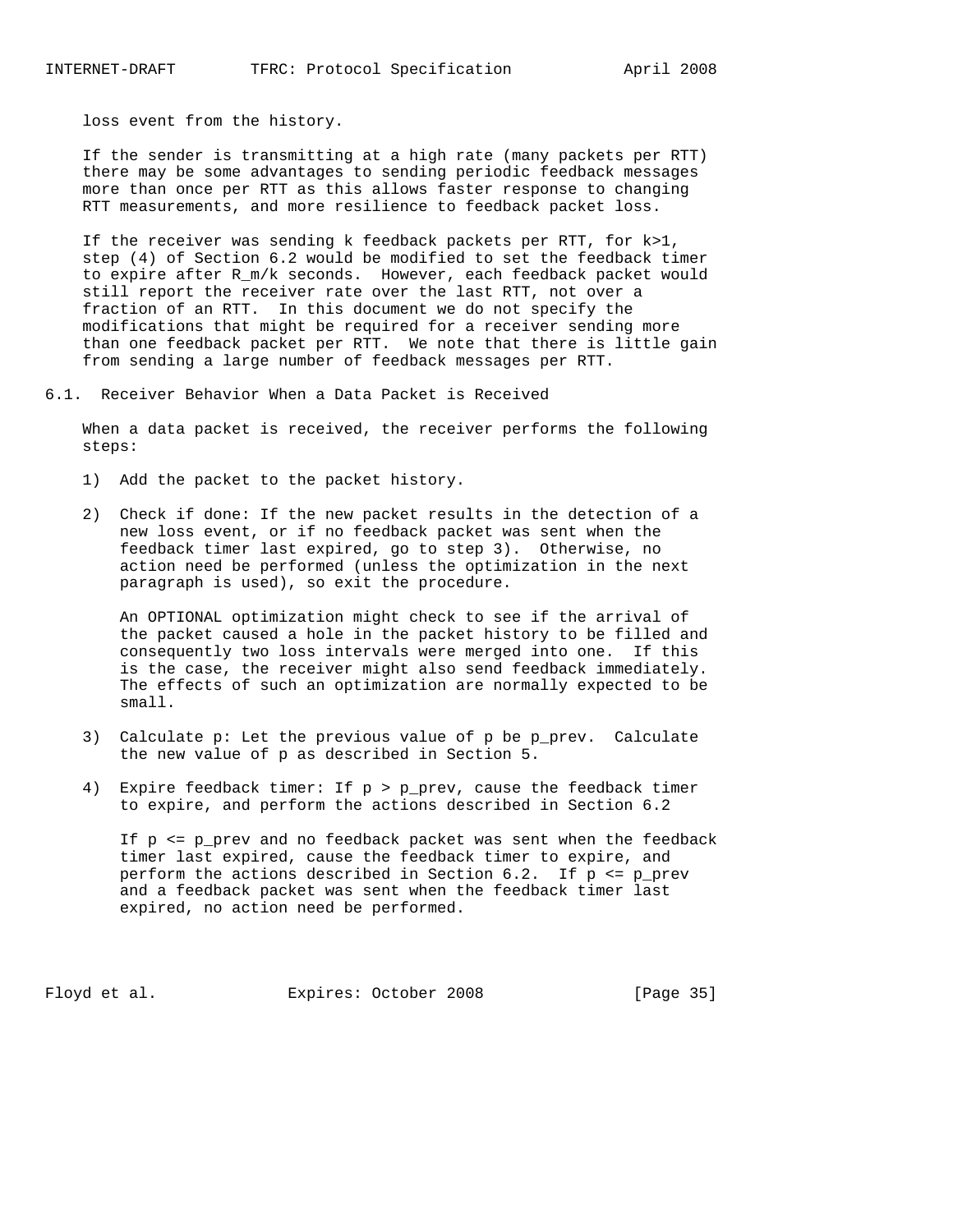loss event from the history.

If the sender is transmitting at a high rate (many packets per RTT) there may be some advantages to sending periodic feedback messages more than once per RTT as this allows faster response to changing RTT measurements, and more resilience to feedback packet loss.

If the receiver was sending k feedback packets per RTT, for $k>1$, step (4) of Section 6.2 would be modified to set the feedback timer to expire after $R_m/k$ seconds. However, each feedback packet would still report the receiver rate over the last RTT, not over a fraction of an RTT. In this document we do not specify the modifications that might be required for a receiver sending more than one feedback packet per RTT. We note that there is little gain from sending a large number of feedback messages per RTT.

## 6.1. Receiver Behavior When a Data Packet is Received

When a data packet is received, the receiver performs the following steps:

1) Add the packet to the packet history.

2) Check if done: If the new packet results in the detection of a new loss event, or if no feedback packet was sent when the feedback timer last expired, go to step 3). Otherwise, no action need be performed (unless the optimization in the next paragraph is used), so exit the procedure.

   An OPTIONAL optimization might check to see if the arrival of the packet caused a hole in the packet history to be filled and consequently two loss intervals were merged into one. If this is the case, the receiver might also send feedback immediately. The effects of such an optimization are normally expected to be small.

3) Calculate p: Let the previous value of p be $p_{prev}$. Calculate the new value of p as described in Section 5.

4) Expire feedback timer: If $p > p_{prev}$, cause the feedback timer to expire, and perform the actions described in Section 6.2

   If $p \le p_{prev}$ and no feedback packet was sent when the feedback timer last expired, cause the feedback timer to expire, and perform the actions described in Section 6.2. If $p \le p_{prev}$ and a feedback packet was sent when the feedback timer last expired, no action need be performed.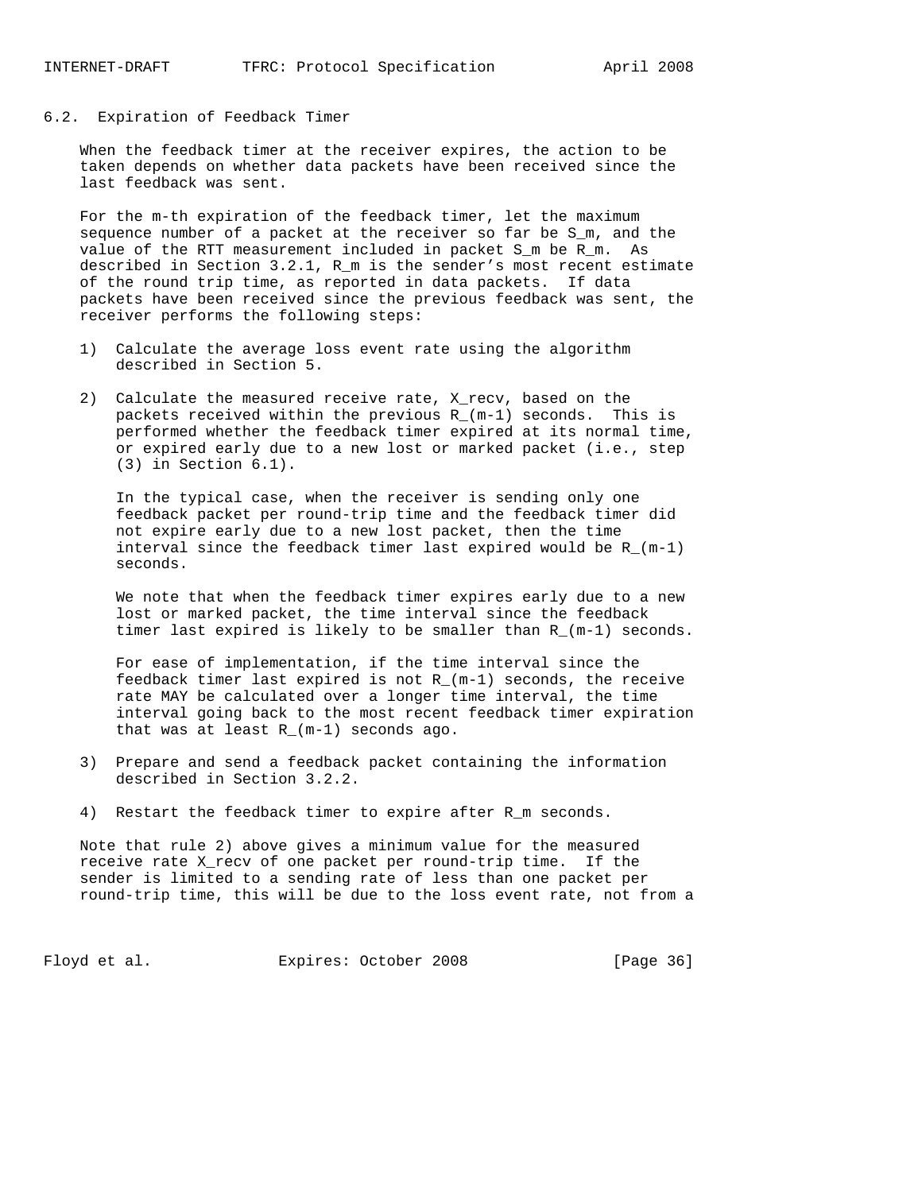## 6.2. Expiration of Feedback Timer

When the feedback timer at the receiver expires, the action to be taken depends on whether data packets have been received since the last feedback was sent.

For the m-th expiration of the feedback timer, let the maximum sequence number of a packet at the receiver so far be $S_m$, and the value of the RTT measurement included in packet $S_m$ be $R_m$. As described in Section 3.2.1, $R_m$ is the sender's most recent estimate of the round trip time, as reported in data packets. If data packets have been received since the previous feedback was sent, the receiver performs the following steps:

1) Calculate the average loss event rate using the algorithm described in Section 5.

2) Calculate the measured receive rate, $X_{recv}$, based on the packets received within the previous $R_{(m-1)}$ seconds. This is performed whether the feedback timer expired at its normal time, or expired early due to a new lost or marked packet (i.e., step (3) in Section 6.1).

   In the typical case, when the receiver is sending only one feedback packet per round-trip time and the feedback timer did not expire early due to a new lost packet, then the time interval since the feedback timer last expired would be $R_{(m-1)}$ seconds.

   We note that when the feedback timer expires early due to a new lost or marked packet, the time interval since the feedback timer last expired is likely to be smaller than $R_{(m-1)}$ seconds.

   For ease of implementation, if the time interval since the feedback timer last expired is not $R_{(m-1)}$ seconds, the receive rate MAY be calculated over a longer time interval, the time interval going back to the most recent feedback timer expiration that was at least $R_{(m-1)}$ seconds ago.

3) Prepare and send a feedback packet containing the information described in Section 3.2.2.

4) Restart the feedback timer to expire after $R_m$ seconds.

Note that rule 2) above gives a minimum value for the measured receive rate $X_{recv}$ of one packet per round-trip time. If the sender is limited to a sending rate of less than one packet per round-trip time, this will be due to the loss event rate, not from a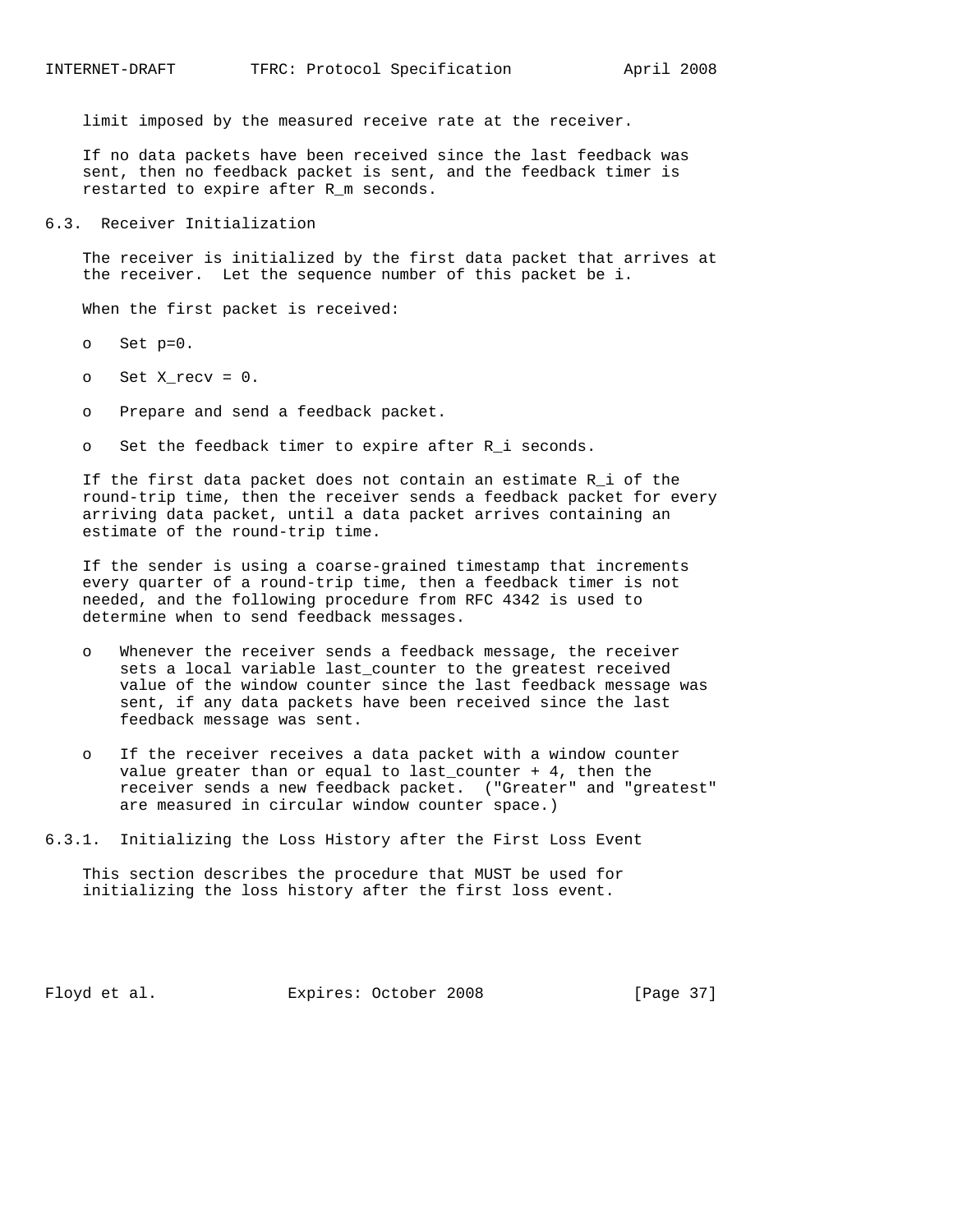limit imposed by the measured receive rate at the receiver.

If no data packets have been received since the last feedback was sent, then no feedback packet is sent, and the feedback timer is restarted to expire after $R_m$ seconds.

## 6.3. Receiver Initialization

The receiver is initialized by the first data packet that arrives at the receiver. Let the sequence number of this packet be i.

When the first packet is received:

- Set p=0.
- Set X_recv = 0.
- Prepare and send a feedback packet.
- Set the feedback timer to expire after $R_i$ seconds.

If the first data packet does not contain an estimate $R_i$ of the round-trip time, then the receiver sends a feedback packet for every arriving data packet, until a data packet arrives containing an estimate of the round-trip time.

If the sender is using a coarse-grained timestamp that increments every quarter of a round-trip time, then a feedback timer is not needed, and the following procedure from RFC 4342 is used to determine when to send feedback messages.

- Whenever the receiver sends a feedback message, the receiver sets a local variable last_counter to the greatest received value of the window counter since the last feedback message was sent, if any data packets have been received since the last feedback message was sent.
- If the receiver receives a data packet with a window counter value greater than or equal to last_counter + 4, then the receiver sends a new feedback packet. ("Greater" and "greatest" are measured in circular window counter space.)

### 6.3.1. Initializing the Loss History after the First Loss Event

This section describes the procedure that MUST be used for initializing the loss history after the first loss event.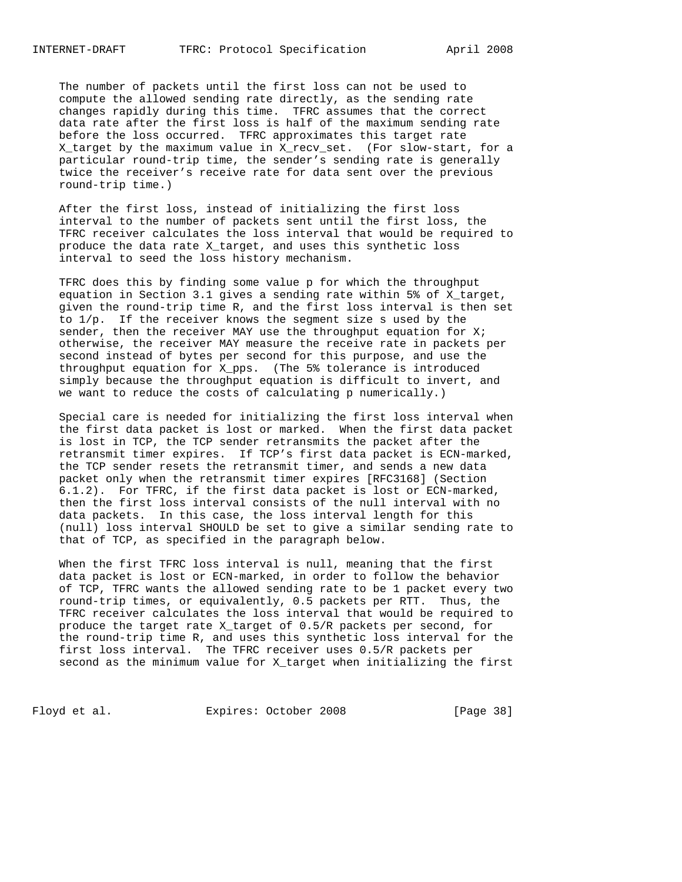The number of packets until the first loss can not be used to compute the allowed sending rate directly, as the sending rate changes rapidly during this time. TFRC assumes that the correct data rate after the first loss is half of the maximum sending rate before the loss occurred. TFRC approximates this target rate $X_{target}$ by the maximum value in $X_{recv\_set}$. (For slow-start, for a particular round-trip time, the sender's sending rate is generally twice the receiver's receive rate for data sent over the previous round-trip time.)

After the first loss, instead of initializing the first loss interval to the number of packets sent until the first loss, the TFRC receiver calculates the loss interval that would be required to produce the data rate $X_{target}$, and uses this synthetic loss interval to seed the loss history mechanism.

TFRC does this by finding some value p for which the throughput equation in Section 3.1 gives a sending rate within 5% of $X_{target}$, given the round-trip time R, and the first loss interval is then set to $1/p$. If the receiver knows the segment size s used by the sender, then the receiver MAY use the throughput equation for X; otherwise, the receiver MAY measure the receive rate in packets per second instead of bytes per second for this purpose, and use the throughput equation for $X_{pps}$. (The 5% tolerance is introduced simply because the throughput equation is difficult to invert, and we want to reduce the costs of calculating p numerically.)

Special care is needed for initializing the first loss interval when the first data packet is lost or marked. When the first data packet is lost in TCP, the TCP sender retransmits the packet after the retransmit timer expires. If TCP's first data packet is ECN-marked, the TCP sender resets the retransmit timer, and sends a new data packet only when the retransmit timer expires [RFC3168] (Section 6.1.2). For TFRC, if the first data packet is lost or ECN-marked, then the first loss interval consists of the null interval with no data packets. In this case, the loss interval length for this (null) loss interval SHOULD be set to give a similar sending rate to that of TCP, as specified in the paragraph below.

When the first TFRC loss interval is null, meaning that the first data packet is lost or ECN-marked, in order to follow the behavior of TCP, TFRC wants the allowed sending rate to be 1 packet every two round-trip times, or equivalently, 0.5 packets per RTT. Thus, the TFRC receiver calculates the loss interval that would be required to produce the target rate $X_{target}$ of $0.5/R$ packets per second, for the round-trip time R, and uses this synthetic loss interval for the first loss interval. The TFRC receiver uses $0.5/R$ packets per second as the minimum value for $X_{target}$ when initializing the first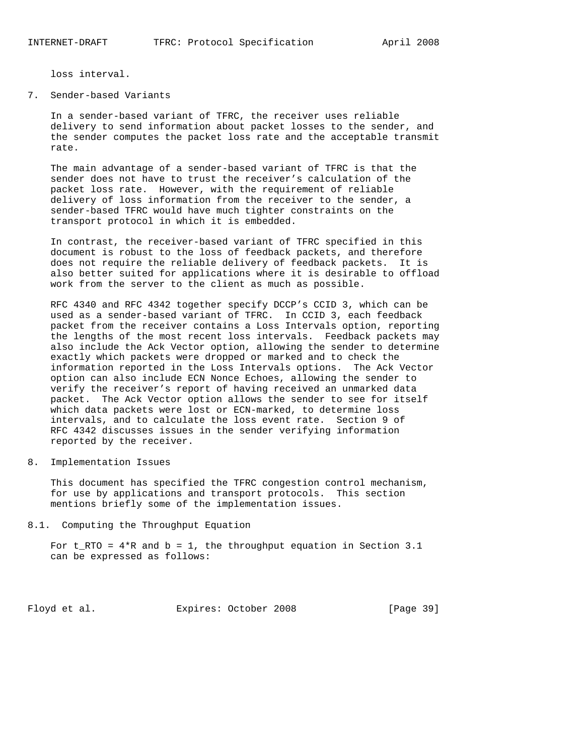loss interval.

# 7. Sender-based Variants

In a sender-based variant of TFRC, the receiver uses reliable delivery to send information about packet losses to the sender, and the sender computes the packet loss rate and the acceptable transmit rate.

The main advantage of a sender-based variant of TFRC is that the sender does not have to trust the receiver's calculation of the packet loss rate. However, with the requirement of reliable delivery of loss information from the receiver to the sender, a sender-based TFRC would have much tighter constraints on the transport protocol in which it is embedded.

In contrast, the receiver-based variant of TFRC specified in this document is robust to the loss of feedback packets, and therefore does not require the reliable delivery of feedback packets. It is also better suited for applications where it is desirable to offload work from the server to the client as much as possible.

RFC 4340 and RFC 4342 together specify DCCP's CCID 3, which can be used as a sender-based variant of TFRC. In CCID 3, each feedback packet from the receiver contains a Loss Intervals option, reporting the lengths of the most recent loss intervals. Feedback packets may also include the Ack Vector option, allowing the sender to determine exactly which packets were dropped or marked and to check the information reported in the Loss Intervals options. The Ack Vector option can also include ECN Nonce Echoes, allowing the sender to verify the receiver's report of having received an unmarked data packet. The Ack Vector option allows the sender to see for itself which data packets were lost or ECN-marked, to determine loss intervals, and to calculate the loss event rate. Section 9 of RFC 4342 discusses issues in the sender verifying information reported by the receiver.

# 8. Implementation Issues

This document has specified the TFRC congestion control mechanism, for use by applications and transport protocols. This section mentions briefly some of the implementation issues.

## 8.1. Computing the Throughput Equation

For t_RTO = 4*R and b = 1, the throughput equation in Section 3.1 can be expressed as follows: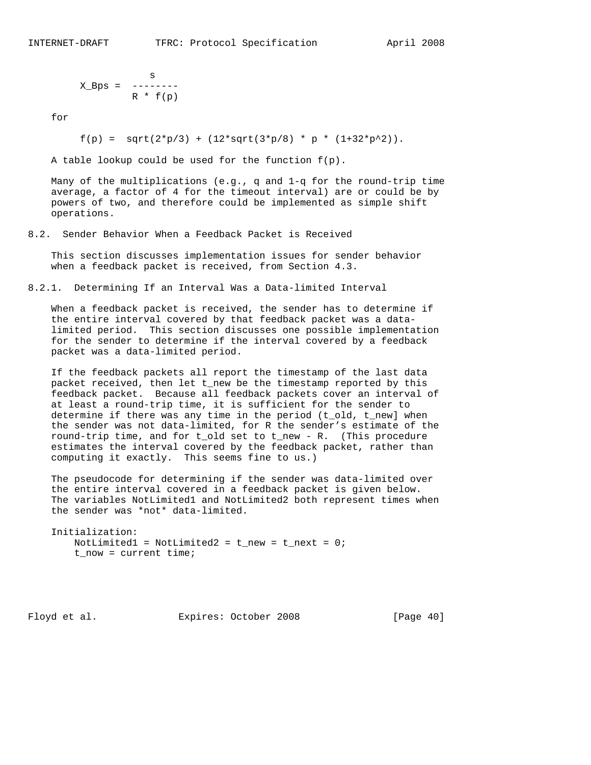$$X\_Bps = \frac{s}{R * f(p)}$$

for

$$f(p) = \sqrt{2*p/3} + (12*\sqrt{3*p/8} * p * (1+32*p^2)).$$

A table lookup could be used for the function $f(p)$.

Many of the multiplications (e.g., q and 1-q for the round-trip time average, a factor of 4 for the timeout interval) are or could be by powers of two, and therefore could be implemented as simple shift operations.

## 8.2. Sender Behavior When a Feedback Packet is Received

This section discusses implementation issues for sender behavior when a feedback packet is received, from Section 4.3.

### 8.2.1. Determining If an Interval Was a Data-limited Interval

When a feedback packet is received, the sender has to determine if the entire interval covered by that feedback packet was a data-limited period. This section discusses one possible implementation for the sender to determine if the interval covered by a feedback packet was a data-limited period.

If the feedback packets all report the timestamp of the last data packet received, then let t_new be the timestamp reported by this feedback packet. Because all feedback packets cover an interval of at least a round-trip time, it is sufficient for the sender to determine if there was any time in the period (t_old, t_new] when the sender was not data-limited, for R the sender's estimate of the round-trip time, and for t_old set to t_new - R. (This procedure estimates the interval covered by the feedback packet, rather than computing it exactly. This seems fine to us.)

The pseudocode for determining if the sender was data-limited over the entire interval covered in a feedback packet is given below. The variables NotLimited1 and NotLimited2 both represent times when the sender was *not* data-limited.

```
Initialization:
    NotLimited1 = NotLimited2 = t_new = t_next = 0;
    t_now = current time;
```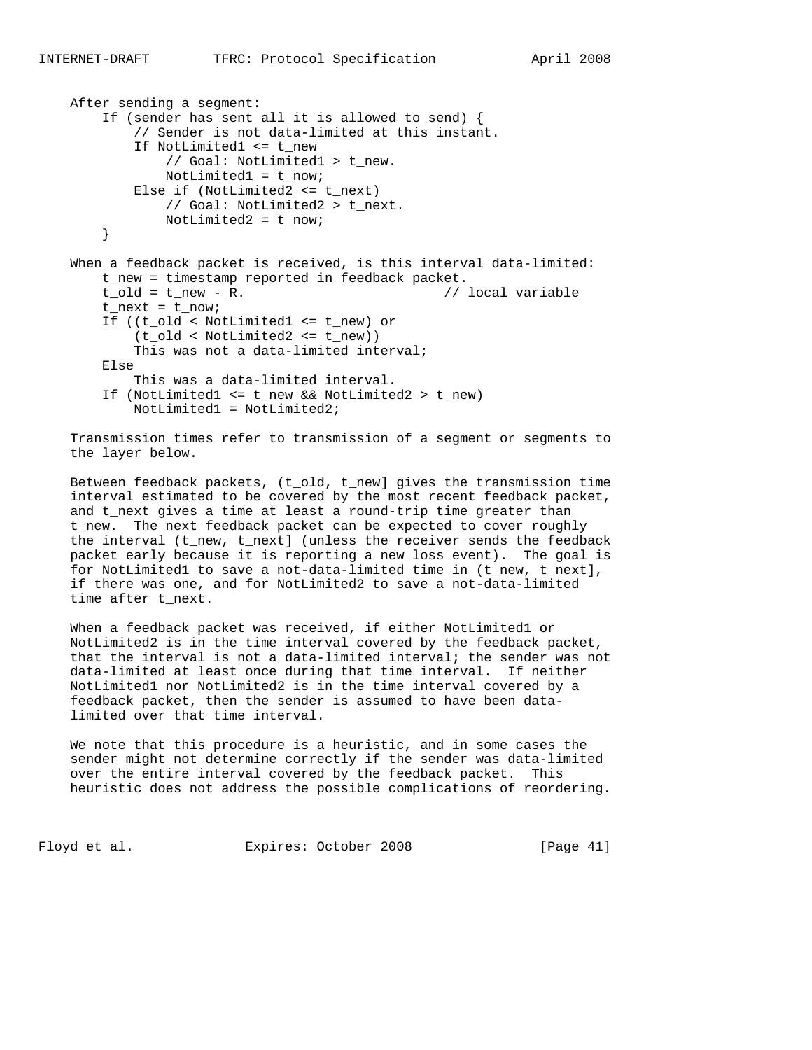```
After sending a segment:
    If (sender has sent all it is allowed to send) {
        // Sender is not data-limited at this instant.
        If NotLimited1 <= t_new
            // Goal: NotLimited1 > t_new.
            NotLimited1 = t_now;
        Else if (NotLimited2 <= t_next)
            // Goal: NotLimited2 > t_next.
            NotLimited2 = t_now;
    }

When a feedback packet is received, is this interval data-limited:
    t_new = timestamp reported in feedback packet.
    t_old = t_new - R.                          // local variable
    t_next = t_now;
    If ((t_old < NotLimited1 <= t_new) or
        (t_old < NotLimited2 <= t_new))
        This was not a data-limited interval;
    Else
        This was a data-limited interval.
    If (NotLimited1 <= t_new && NotLimited2 > t_new)
        NotLimited1 = NotLimited2;
```

Transmission times refer to transmission of a segment or segments to the layer below.

Between feedback packets, (t_old, t_new] gives the transmission time interval estimated to be covered by the most recent feedback packet, and t_next gives a time at least a round-trip time greater than t_new. The next feedback packet can be expected to cover roughly the interval (t_new, t_next] (unless the receiver sends the feedback packet early because it is reporting a new loss event). The goal is for NotLimited1 to save a not-data-limited time in (t_new, t_next], if there was one, and for NotLimited2 to save a not-data-limited time after t_next.

When a feedback packet was received, if either NotLimited1 or NotLimited2 is in the time interval covered by the feedback packet, that the interval is not a data-limited interval; the sender was not data-limited at least once during that time interval. If neither NotLimited1 nor NotLimited2 is in the time interval covered by a feedback packet, then the sender is assumed to have been data-limited over that time interval.

We note that this procedure is a heuristic, and in some cases the sender might not determine correctly if the sender was data-limited over the entire interval covered by the feedback packet. This heuristic does not address the possible complications of reordering.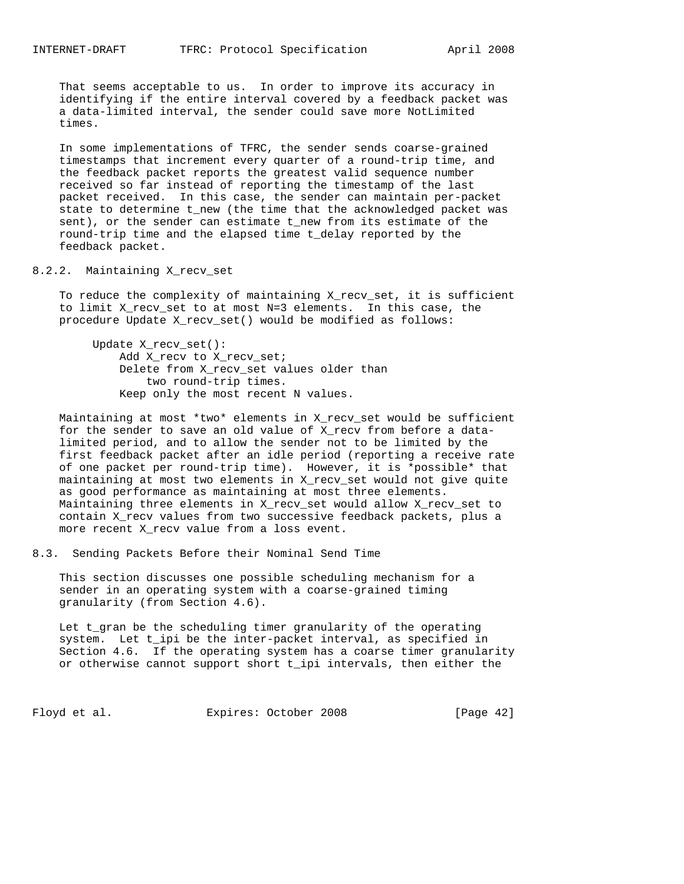That seems acceptable to us. In order to improve its accuracy in identifying if the entire interval covered by a feedback packet was a data-limited interval, the sender could save more NotLimited times.

In some implementations of TFRC, the sender sends coarse-grained timestamps that increment every quarter of a round-trip time, and the feedback packet reports the greatest valid sequence number received so far instead of reporting the timestamp of the last packet received. In this case, the sender can maintain per-packet state to determine t_new (the time that the acknowledged packet was sent), or the sender can estimate t_new from its estimate of the round-trip time and the elapsed time t_delay reported by the feedback packet.

### 8.2.2. Maintaining X_recv_set

To reduce the complexity of maintaining X_recv_set, it is sufficient to limit X_recv_set to at most N=3 elements. In this case, the procedure Update X_recv_set() would be modified as follows:

```
Update X_recv_set():
    Add X_recv to X_recv_set;
    Delete from X_recv_set values older than
        two round-trip times.
    Keep only the most recent N values.
```

Maintaining at most *two* elements in X_recv_set would be sufficient for the sender to save an old value of X_recv from before a data-limited period, and to allow the sender not to be limited by the first feedback packet after an idle period (reporting a receive rate of one packet per round-trip time). However, it is *possible* that maintaining at most two elements in X_recv_set would not give quite as good performance as maintaining at most three elements. Maintaining three elements in X_recv_set would allow X_recv_set to contain X_recv values from two successive feedback packets, plus a more recent X_recv value from a loss event.

## 8.3. Sending Packets Before their Nominal Send Time

This section discusses one possible scheduling mechanism for a sender in an operating system with a coarse-grained timing granularity (from Section 4.6).

Let t_gran be the scheduling timer granularity of the operating system. Let t_ipi be the inter-packet interval, as specified in Section 4.6. If the operating system has a coarse timer granularity or otherwise cannot support short t_ipi intervals, then either the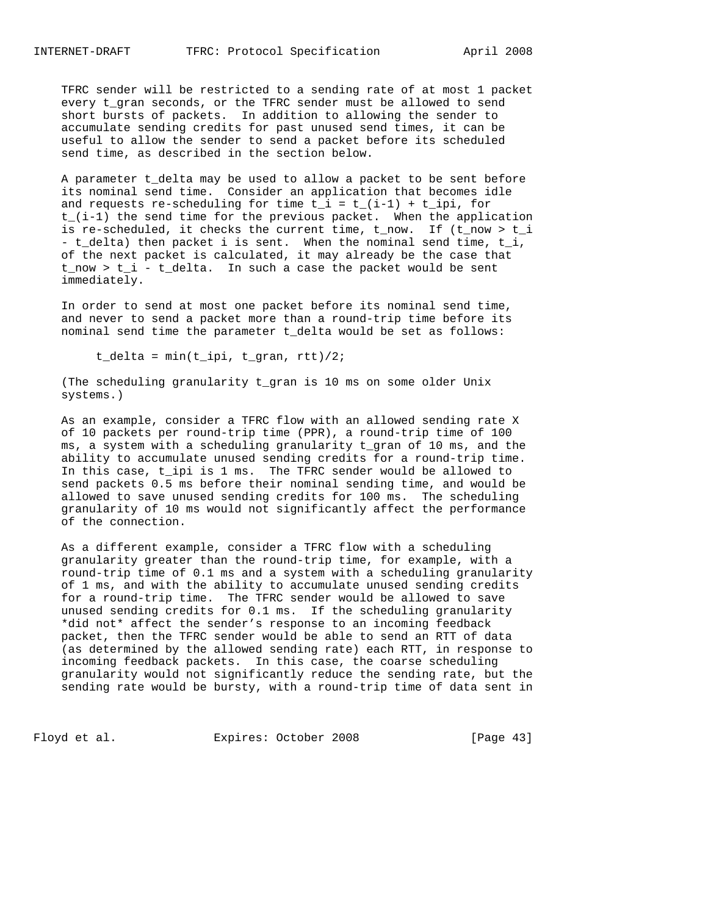TFRC sender will be restricted to a sending rate of at most 1 packet every $t_{gran}$ seconds, or the TFRC sender must be allowed to send short bursts of packets. In addition to allowing the sender to accumulate sending credits for past unused send times, it can be useful to allow the sender to send a packet before its scheduled send time, as described in the section below.

A parameter $t_{delta}$ may be used to allow a packet to be sent before its nominal send time. Consider an application that becomes idle and requests re-scheduling for time $t_i = t_{(i-1)} + t_{ipi}$, for $t_{(i-1)}$ the send time for the previous packet. When the application is re-scheduled, it checks the current time, $t_{now}$. If $(t_{now} > t_i - t_{delta})$ then packet i is sent. When the nominal send time, $t_i$, of the next packet is calculated, it may already be the case that $t_{now} > t_i - t_{delta}$. In such a case the packet would be sent immediately.

In order to send at most one packet before its nominal send time, and never to send a packet more than a round-trip time before its nominal send time the parameter $t_{delta}$ would be set as follows:

```
t_delta = min(t_ipi, t_gran, rtt)/2;
```

(The scheduling granularity $t_{gran}$ is 10 ms on some older Unix systems.)

As an example, consider a TFRC flow with an allowed sending rate X of 10 packets per round-trip time (PPR), a round-trip time of 100 ms, a system with a scheduling granularity $t_{gran}$ of 10 ms, and the ability to accumulate unused sending credits for a round-trip time. In this case, $t_{ipi}$ is 1 ms. The TFRC sender would be allowed to send packets 0.5 ms before their nominal sending time, and would be allowed to save unused sending credits for 100 ms. The scheduling granularity of 10 ms would not significantly affect the performance of the connection.

As a different example, consider a TFRC flow with a scheduling granularity greater than the round-trip time, for example, with a round-trip time of 0.1 ms and a system with a scheduling granularity of 1 ms, and with the ability to accumulate unused sending credits for a round-trip time. The TFRC sender would be allowed to save unused sending credits for 0.1 ms. If the scheduling granularity *did not* affect the sender's response to an incoming feedback packet, then the TFRC sender would be able to send an RTT of data (as determined by the allowed sending rate) each RTT, in response to incoming feedback packets. In this case, the coarse scheduling granularity would not significantly reduce the sending rate, but the sending rate would be bursty, with a round-trip time of data sent in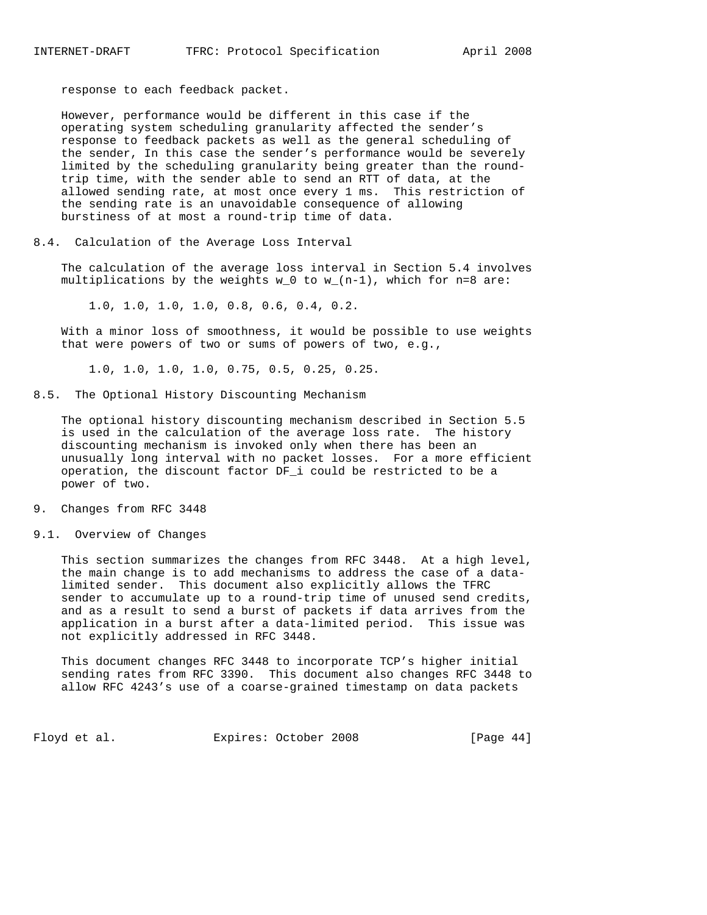response to each feedback packet.

However, performance would be different in this case if the operating system scheduling granularity affected the sender's response to feedback packets as well as the general scheduling of the sender, In this case the sender's performance would be severely limited by the scheduling granularity being greater than the round-trip time, with the sender able to send an RTT of data, at the allowed sending rate, at most once every 1 ms. This restriction of the sending rate is an unavoidable consequence of allowing burstiness of at most a round-trip time of data.

## 8.4. Calculation of the Average Loss Interval

The calculation of the average loss interval in Section 5.4 involves multiplications by the weights $w_0$ to $w_{(n-1)}$, which for n=8 are:

1.0, 1.0, 1.0, 1.0, 0.8, 0.6, 0.4, 0.2.

With a minor loss of smoothness, it would be possible to use weights that were powers of two or sums of powers of two, e.g.,

1.0, 1.0, 1.0, 1.0, 0.75, 0.5, 0.25, 0.25.

## 8.5. The Optional History Discounting Mechanism

The optional history discounting mechanism described in Section 5.5 is used in the calculation of the average loss rate. The history discounting mechanism is invoked only when there has been an unusually long interval with no packet losses. For a more efficient operation, the discount factor $DF_i$ could be restricted to be a power of two.

# 9. Changes from RFC 3448

## 9.1. Overview of Changes

This section summarizes the changes from RFC 3448. At a high level, the main change is to add mechanisms to address the case of a data-limited sender. This document also explicitly allows the TFRC sender to accumulate up to a round-trip time of unused send credits, and as a result to send a burst of packets if data arrives from the application in a burst after a data-limited period. This issue was not explicitly addressed in RFC 3448.

This document changes RFC 3448 to incorporate TCP's higher initial sending rates from RFC 3390. This document also changes RFC 3448 to allow RFC 4243's use of a coarse-grained timestamp on data packets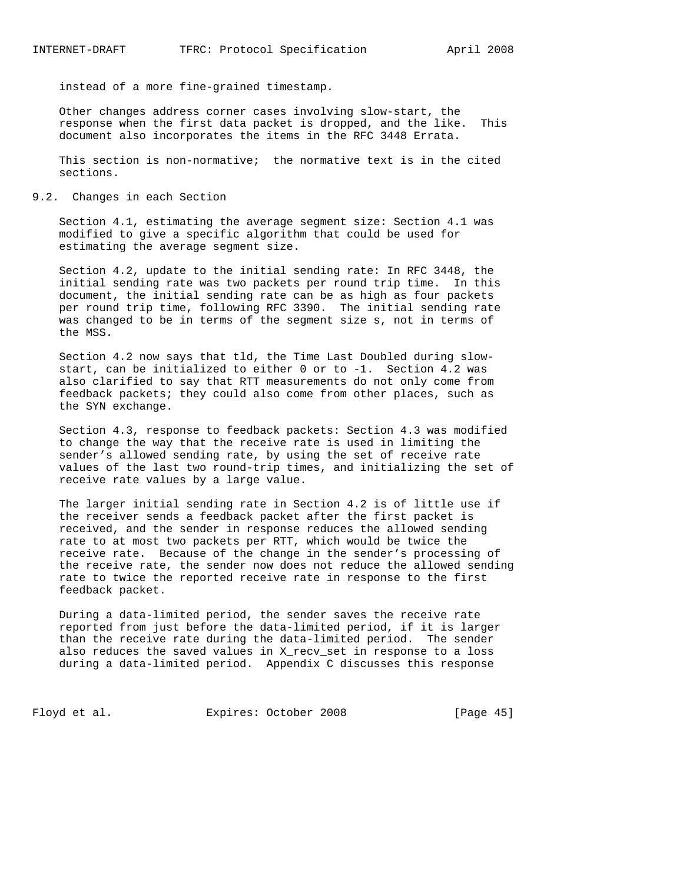instead of a more fine-grained timestamp.

Other changes address corner cases involving slow-start, the response when the first data packet is dropped, and the like. This document also incorporates the items in the RFC 3448 Errata.

This section is non-normative; the normative text is in the cited sections.

## 9.2. Changes in each Section

Section 4.1, estimating the average segment size: Section 4.1 was modified to give a specific algorithm that could be used for estimating the average segment size.

Section 4.2, update to the initial sending rate: In RFC 3448, the initial sending rate was two packets per round trip time. In this document, the initial sending rate can be as high as four packets per round trip time, following RFC 3390. The initial sending rate was changed to be in terms of the segment size s, not in terms of the MSS.

Section 4.2 now says that tld, the Time Last Doubled during slow-start, can be initialized to either 0 or to -1. Section 4.2 was also clarified to say that RTT measurements do not only come from feedback packets; they could also come from other places, such as the SYN exchange.

Section 4.3, response to feedback packets: Section 4.3 was modified to change the way that the receive rate is used in limiting the sender's allowed sending rate, by using the set of receive rate values of the last two round-trip times, and initializing the set of receive rate values by a large value.

The larger initial sending rate in Section 4.2 is of little use if the receiver sends a feedback packet after the first packet is received, and the sender in response reduces the allowed sending rate to at most two packets per RTT, which would be twice the receive rate. Because of the change in the sender's processing of the receive rate, the sender now does not reduce the allowed sending rate to twice the reported receive rate in response to the first feedback packet.

During a data-limited period, the sender saves the receive rate reported from just before the data-limited period, if it is larger than the receive rate during the data-limited period. The sender also reduces the saved values in X_recv_set in response to a loss during a data-limited period. Appendix C discusses this response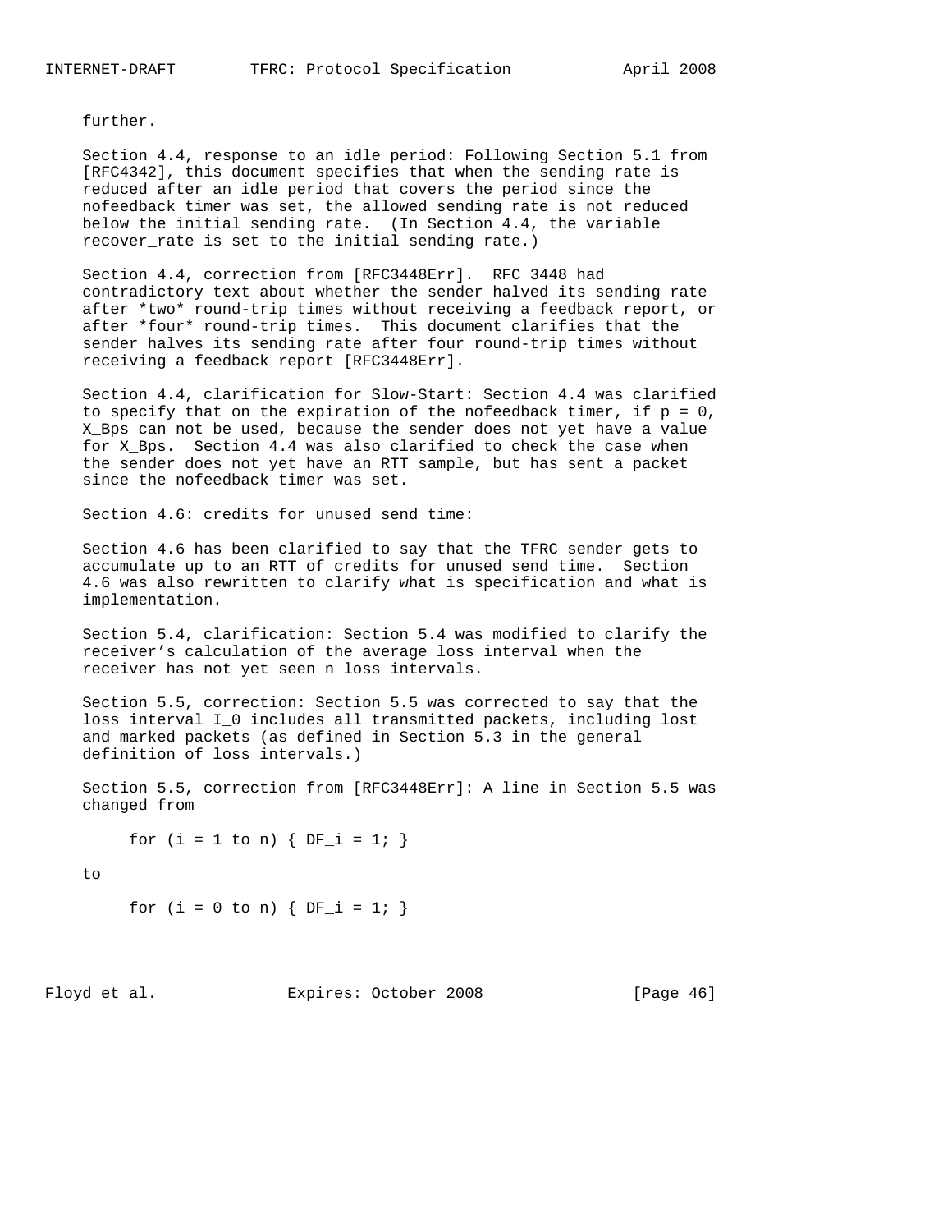further.

Section 4.4, response to an idle period: Following Section 5.1 from [RFC4342], this document specifies that when the sending rate is reduced after an idle period that covers the period since the nofeedback timer was set, the allowed sending rate is not reduced below the initial sending rate. (In Section 4.4, the variable recover_rate is set to the initial sending rate.)

Section 4.4, correction from [RFC3448Err]. RFC 3448 had contradictory text about whether the sender halved its sending rate after *two* round-trip times without receiving a feedback report, or after *four* round-trip times. This document clarifies that the sender halves its sending rate after four round-trip times without receiving a feedback report [RFC3448Err].

Section 4.4, clarification for Slow-Start: Section 4.4 was clarified to specify that on the expiration of the nofeedback timer, if p = 0, X_Bps can not be used, because the sender does not yet have a value for X_Bps. Section 4.4 was also clarified to check the case when the sender does not yet have an RTT sample, but has sent a packet since the nofeedback timer was set.

Section 4.6: credits for unused send time:

Section 4.6 has been clarified to say that the TFRC sender gets to accumulate up to an RTT of credits for unused send time. Section 4.6 was also rewritten to clarify what is specification and what is implementation.

Section 5.4, clarification: Section 5.4 was modified to clarify the receiver’s calculation of the average loss interval when the receiver has not yet seen n loss intervals.

Section 5.5, correction: Section 5.5 was corrected to say that the loss interval I_0 includes all transmitted packets, including lost and marked packets (as defined in Section 5.3 in the general definition of loss intervals.)

Section 5.5, correction from [RFC3448Err]: A line in Section 5.5 was changed from

```
for (i = 1 to n) { DF_i = 1; }
```

to

```
for (i = 0 to n) { DF_i = 1; }
```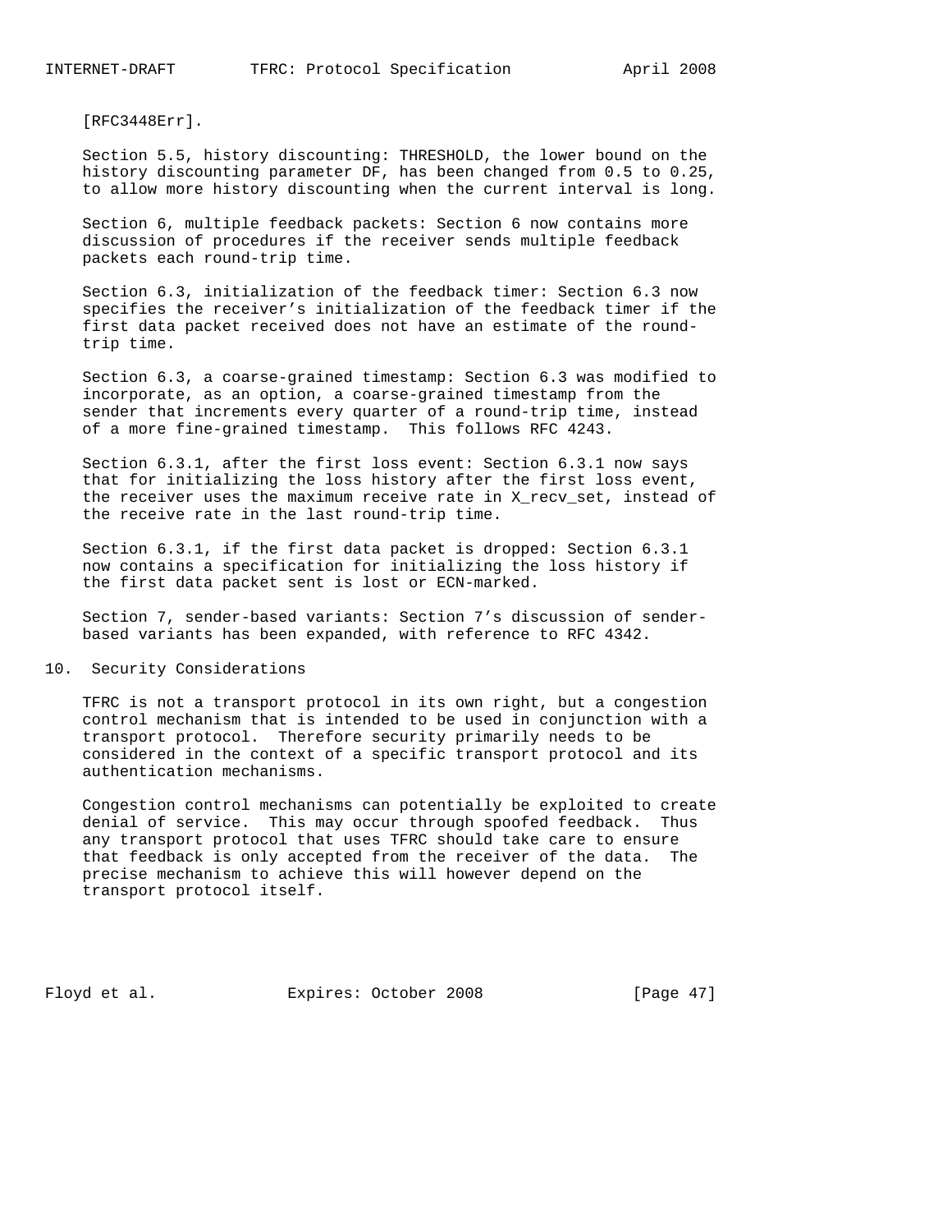[RFC3448Err].

Section 5.5, history discounting: THRESHOLD, the lower bound on the history discounting parameter DF, has been changed from 0.5 to 0.25, to allow more history discounting when the current interval is long.

Section 6, multiple feedback packets: Section 6 now contains more discussion of procedures if the receiver sends multiple feedback packets each round-trip time.

Section 6.3, initialization of the feedback timer: Section 6.3 now specifies the receiver's initialization of the feedback timer if the first data packet received does not have an estimate of the round-trip time.

Section 6.3, a coarse-grained timestamp: Section 6.3 was modified to incorporate, as an option, a coarse-grained timestamp from the sender that increments every quarter of a round-trip time, instead of a more fine-grained timestamp. This follows RFC 4243.

Section 6.3.1, after the first loss event: Section 6.3.1 now says that for initializing the loss history after the first loss event, the receiver uses the maximum receive rate in X_recv_set, instead of the receive rate in the last round-trip time.

Section 6.3.1, if the first data packet is dropped: Section 6.3.1 now contains a specification for initializing the loss history if the first data packet sent is lost or ECN-marked.

Section 7, sender-based variants: Section 7's discussion of sender-based variants has been expanded, with reference to RFC 4342.

## 10. Security Considerations

TFRC is not a transport protocol in its own right, but a congestion control mechanism that is intended to be used in conjunction with a transport protocol. Therefore security primarily needs to be considered in the context of a specific transport protocol and its authentication mechanisms.

Congestion control mechanisms can potentially be exploited to create denial of service. This may occur through spoofed feedback. Thus any transport protocol that uses TFRC should take care to ensure that feedback is only accepted from the receiver of the data. The precise mechanism to achieve this will however depend on the transport protocol itself.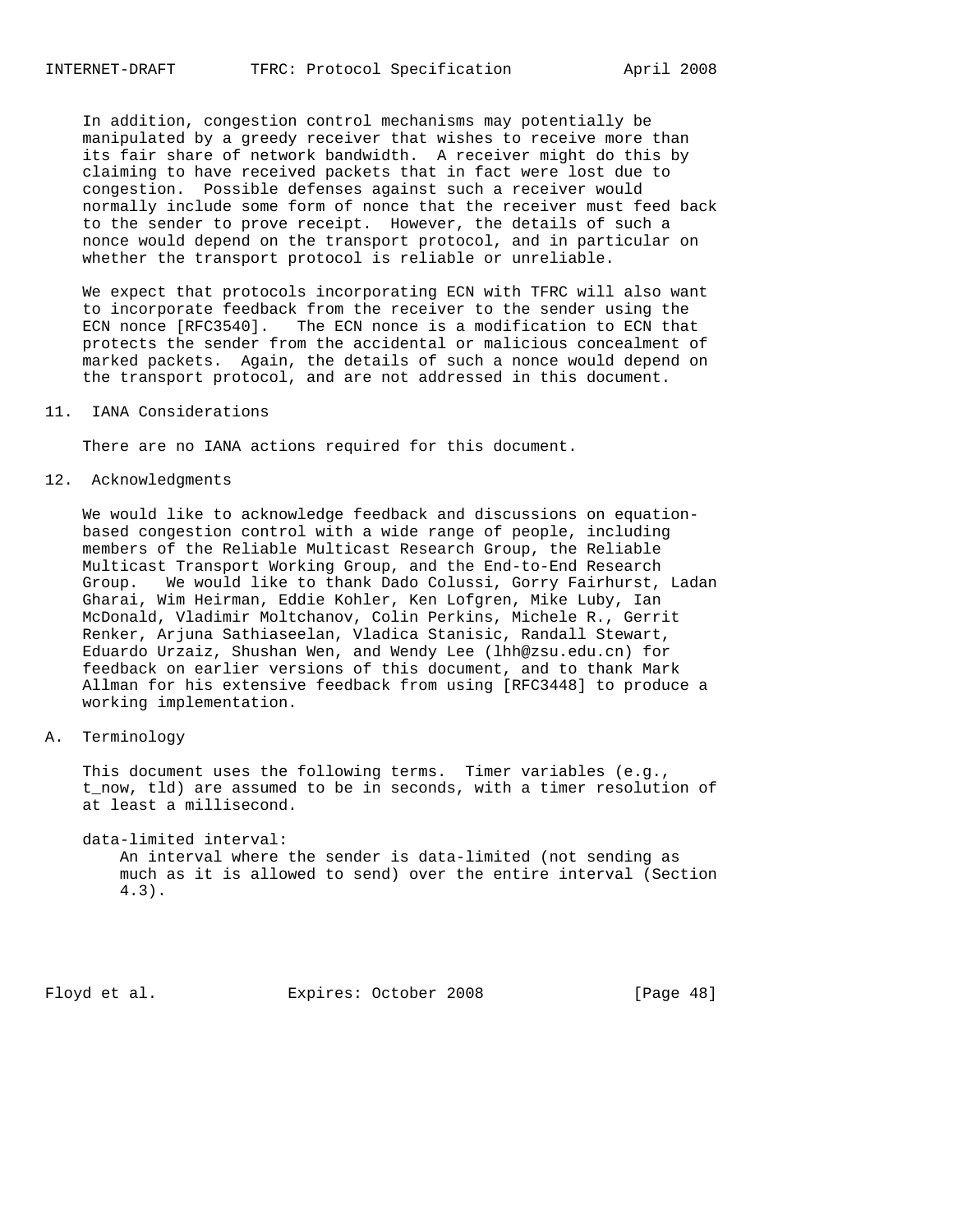In addition, congestion control mechanisms may potentially be manipulated by a greedy receiver that wishes to receive more than its fair share of network bandwidth. A receiver might do this by claiming to have received packets that in fact were lost due to congestion. Possible defenses against such a receiver would normally include some form of nonce that the receiver must feed back to the sender to prove receipt. However, the details of such a nonce would depend on the transport protocol, and in particular on whether the transport protocol is reliable or unreliable.

We expect that protocols incorporating ECN with TFRC will also want to incorporate feedback from the receiver to the sender using the ECN nonce [RFC3540]. The ECN nonce is a modification to ECN that protects the sender from the accidental or malicious concealment of marked packets. Again, the details of such a nonce would depend on the transport protocol, and are not addressed in this document.

## 11. IANA Considerations

There are no IANA actions required for this document.

## 12. Acknowledgments

We would like to acknowledge feedback and discussions on equation-based congestion control with a wide range of people, including members of the Reliable Multicast Research Group, the Reliable Multicast Transport Working Group, and the End-to-End Research Group. We would like to thank Dado Colussi, Gorry Fairhurst, Ladan Gharai, Wim Heirman, Eddie Kohler, Ken Lofgren, Mike Luby, Ian McDonald, Vladimir Moltchanov, Colin Perkins, Michele R., Gerrit Renker, Arjuna Sathiaseelan, Vladica Stanisic, Randall Stewart, Eduardo Urzaiz, Shushan Wen, and Wendy Lee (lhh@zsu.edu.cn) for feedback on earlier versions of this document, and to thank Mark Allman for his extensive feedback from using [RFC3448] to produce a working implementation.

## A. Terminology

This document uses the following terms. Timer variables (e.g., t_now, tld) are assumed to be in seconds, with a timer resolution of at least a millisecond.

data-limited interval:
: An interval where the sender is data-limited (not sending as much as it is allowed to send) over the entire interval (Section 4.3).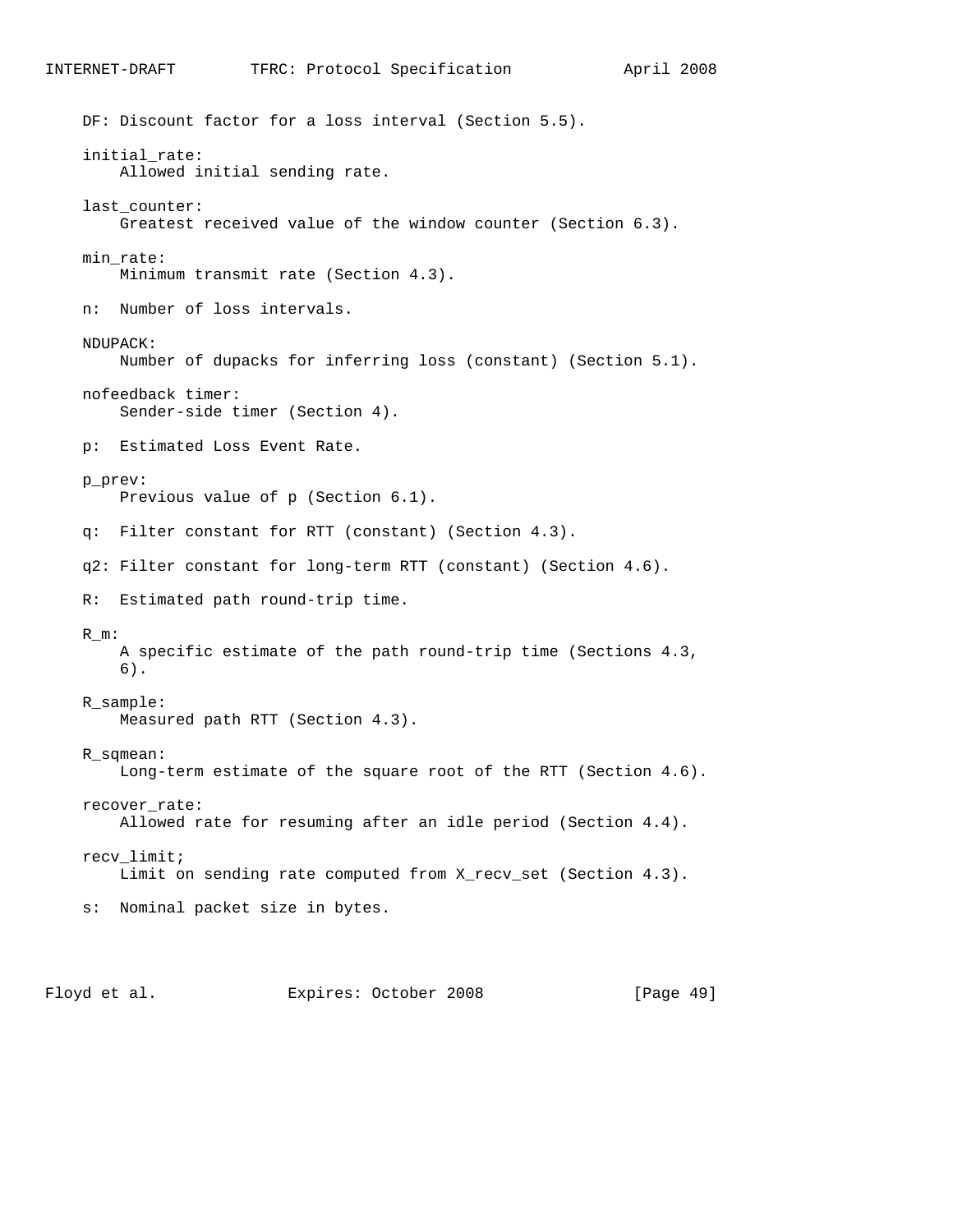DF: Discount factor for a loss interval (Section 5.5).

initial_rate:
    Allowed initial sending rate.

last_counter:
    Greatest received value of the window counter (Section 6.3).

min_rate:
    Minimum transmit rate (Section 4.3).

n:  Number of loss intervals.

NDUPACK:
    Number of dupacks for inferring loss (constant) (Section 5.1).

nofeedback timer:
    Sender-side timer (Section 4).

p:  Estimated Loss Event Rate.

p_prev:
    Previous value of p (Section 6.1).

q:  Filter constant for RTT (constant) (Section 4.3).

q2: Filter constant for long-term RTT (constant) (Section 4.6).

R:  Estimated path round-trip time.

R_m:
    A specific estimate of the path round-trip time (Sections 4.3, 6).

R_sample:
    Measured path RTT (Section 4.3).

R_sqmean:
    Long-term estimate of the square root of the RTT (Section 4.6).

recover_rate:
    Allowed rate for resuming after an idle period (Section 4.4).

recv_limit;
    Limit on sending rate computed from X_recv_set (Section 4.3).

s:  Nominal packet size in bytes.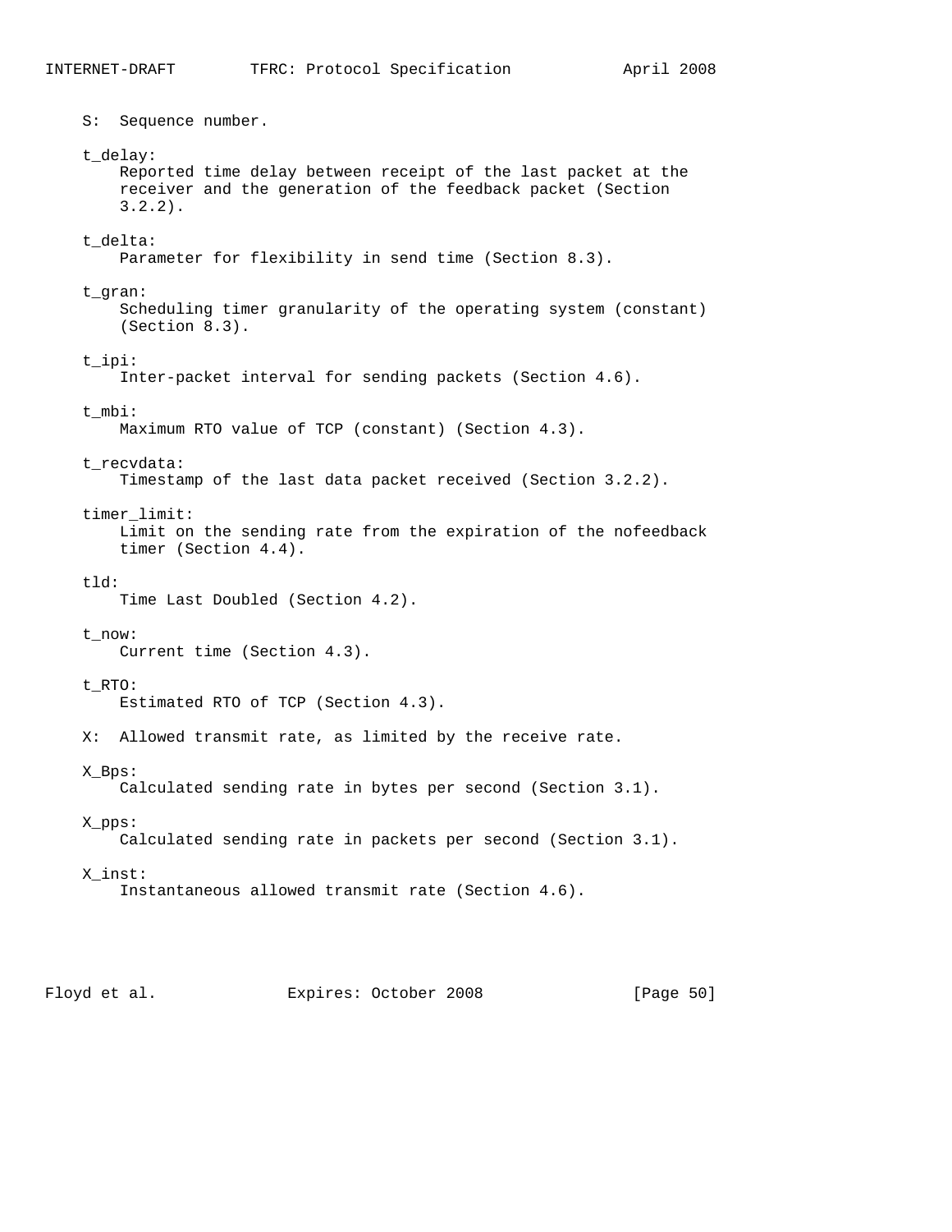S: Sequence number.

t_delay:
Reported time delay between receipt of the last packet at the receiver and the generation of the feedback packet (Section 3.2.2).

t_delta:
Parameter for flexibility in send time (Section 8.3).

t_gran:
Scheduling timer granularity of the operating system (constant) (Section 8.3).

t_ipi:
Inter-packet interval for sending packets (Section 4.6).

t_mbi:
Maximum RTO value of TCP (constant) (Section 4.3).

t_recvdata:
Timestamp of the last data packet received (Section 3.2.2).

timer_limit:
Limit on the sending rate from the expiration of the nofeedback timer (Section 4.4).

tld:
Time Last Doubled (Section 4.2).

t_now:
Current time (Section 4.3).

t_RTO:
Estimated RTO of TCP (Section 4.3).

X: Allowed transmit rate, as limited by the receive rate.

X_Bps:
Calculated sending rate in bytes per second (Section 3.1).

X_pps:
Calculated sending rate in packets per second (Section 3.1).

X_inst:
Instantaneous allowed transmit rate (Section 4.6).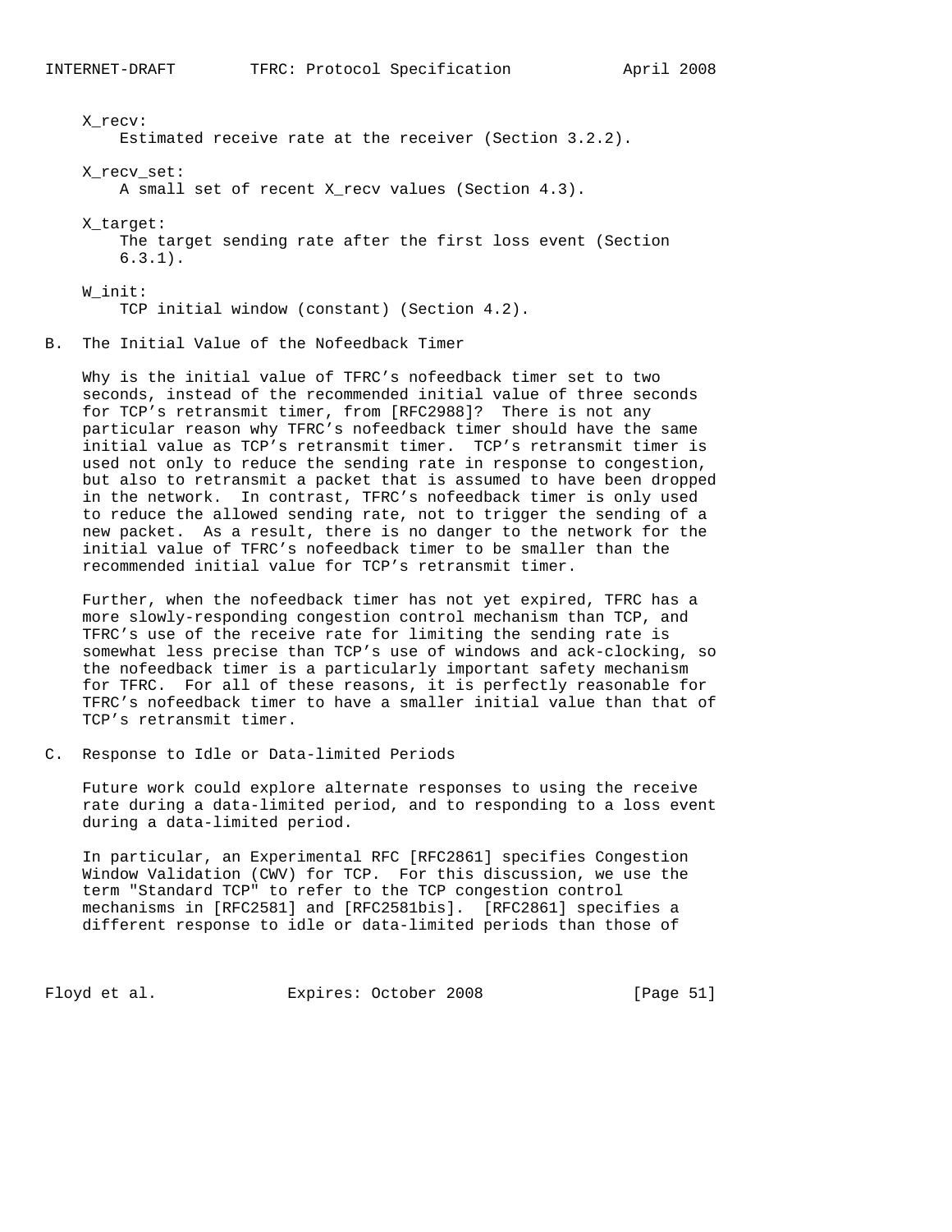X_recv:
Estimated receive rate at the receiver (Section 3.2.2).

X_recv_set:
A small set of recent X_recv values (Section 4.3).

X_target:
The target sending rate after the first loss event (Section 6.3.1).

W_init:
TCP initial window (constant) (Section 4.2).

## B. The Initial Value of the Nofeedback Timer

Why is the initial value of TFRC's nofeedback timer set to two seconds, instead of the recommended initial value of three seconds for TCP's retransmit timer, from [RFC2988]? There is not any particular reason why TFRC's nofeedback timer should have the same initial value as TCP's retransmit timer. TCP's retransmit timer is used not only to reduce the sending rate in response to congestion, but also to retransmit a packet that is assumed to have been dropped in the network. In contrast, TFRC's nofeedback timer is only used to reduce the allowed sending rate, not to trigger the sending of a new packet. As a result, there is no danger to the network for the initial value of TFRC's nofeedback timer to be smaller than the recommended initial value for TCP's retransmit timer.

Further, when the nofeedback timer has not yet expired, TFRC has a more slowly-responding congestion control mechanism than TCP, and TFRC's use of the receive rate for limiting the sending rate is somewhat less precise than TCP's use of windows and ack-clocking, so the nofeedback timer is a particularly important safety mechanism for TFRC. For all of these reasons, it is perfectly reasonable for TFRC's nofeedback timer to have a smaller initial value than that of TCP's retransmit timer.

## C. Response to Idle or Data-limited Periods

Future work could explore alternate responses to using the receive rate during a data-limited period, and to responding to a loss event during a data-limited period.

In particular, an Experimental RFC [RFC2861] specifies Congestion Window Validation (CWV) for TCP. For this discussion, we use the term "Standard TCP" to refer to the TCP congestion control mechanisms in [RFC2581] and [RFC2581bis]. [RFC2861] specifies a different response to idle or data-limited periods than those of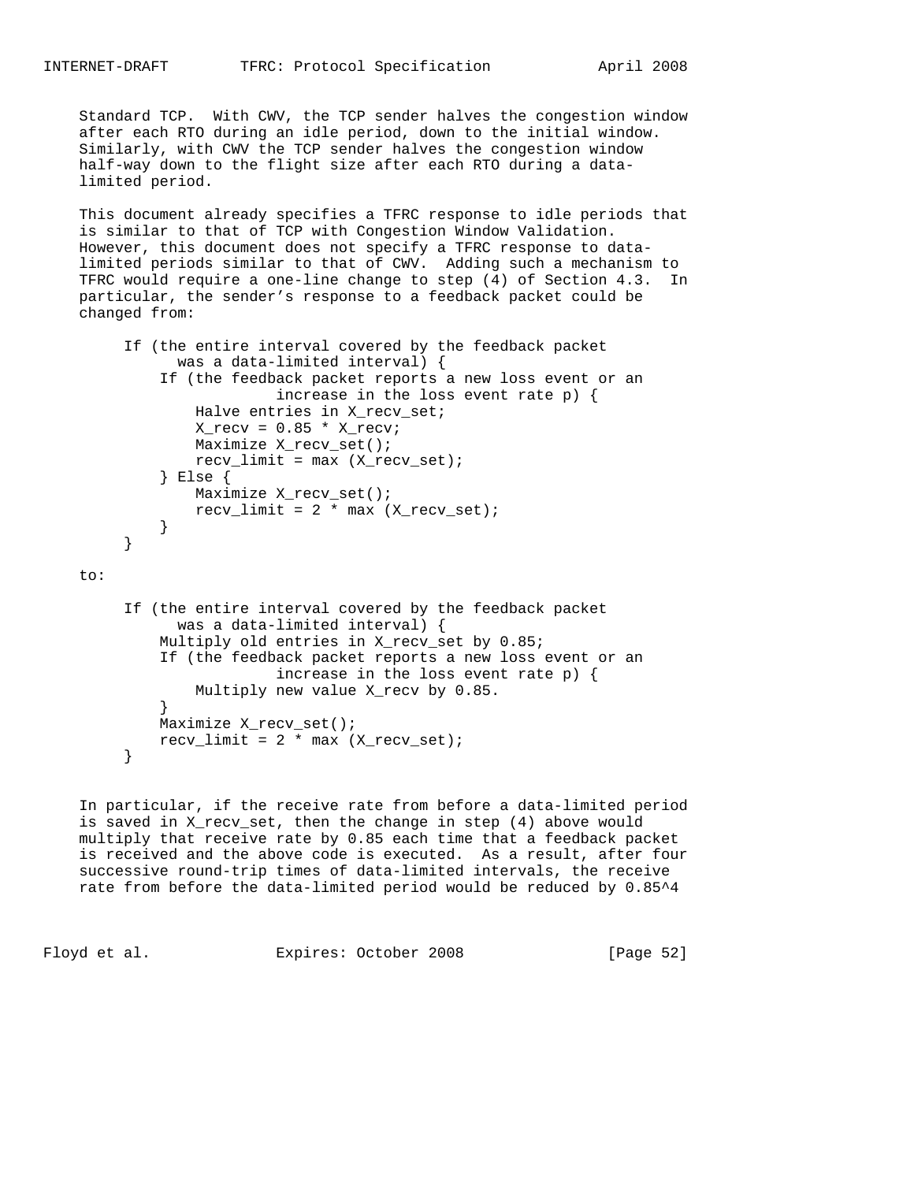Standard TCP. With CWV, the TCP sender halves the congestion window after each RTO during an idle period, down to the initial window. Similarly, with CWV the TCP sender halves the congestion window half-way down to the flight size after each RTO during a data-limited period.

This document already specifies a TFRC response to idle periods that is similar to that of TCP with Congestion Window Validation. However, this document does not specify a TFRC response to data-limited periods similar to that of CWV. Adding such a mechanism to TFRC would require a one-line change to step (4) of Section 4.3. In particular, the sender's response to a feedback packet could be changed from:

```
If (the entire interval covered by the feedback packet
      was a data-limited interval) {
    If (the feedback packet reports a new loss event or an
                increase in the loss event rate p) {
        Halve entries in X_recv_set;
        X_recv = 0.85 * X_recv;
        Maximize X_recv_set();
        recv_limit = max (X_recv_set);
    } Else {
        Maximize X_recv_set();
        recv_limit = 2 * max (X_recv_set);
    }
}
```

to:

```
If (the entire interval covered by the feedback packet
      was a data-limited interval) {
    Multiply old entries in X_recv_set by 0.85;
    If (the feedback packet reports a new loss event or an
                increase in the loss event rate p) {
        Multiply new value X_recv by 0.85.
    }
    Maximize X_recv_set();
    recv_limit = 2 * max (X_recv_set);
}
```

In particular, if the receive rate from before a data-limited period is saved in X_recv_set, then the change in step (4) above would multiply that receive rate by 0.85 each time that a feedback packet is received and the above code is executed. As a result, after four successive round-trip times of data-limited intervals, the receive rate from before the data-limited period would be reduced by $0.85^4$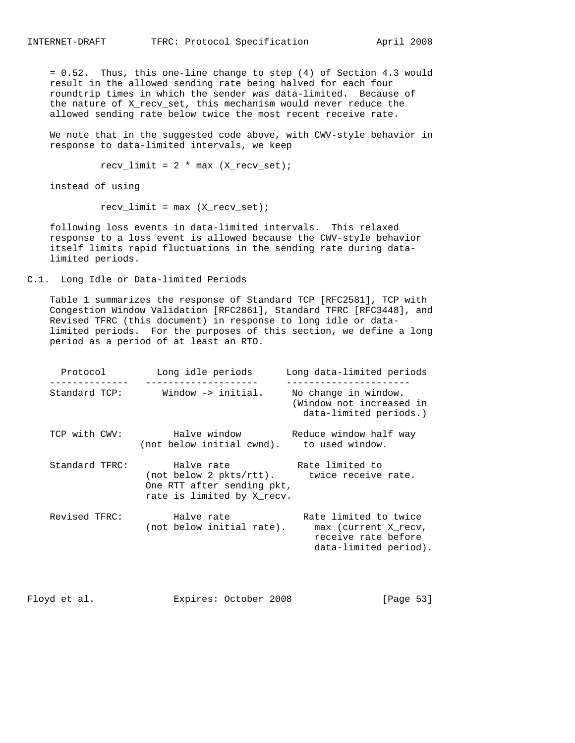= 0.52. Thus, this one-line change to step (4) of Section 4.3 would result in the allowed sending rate being halved for each four roundtrip times in which the sender was data-limited. Because of the nature of X_recv_set, this mechanism would never reduce the allowed sending rate below twice the most recent receive rate.

We note that in the suggested code above, with CWV-style behavior in response to data-limited intervals, we keep

```
recv_limit = 2 * max (X_recv_set);
```

instead of using

```
recv_limit = max (X_recv_set);
```

following loss events in data-limited intervals. This relaxed response to a loss event is allowed because the CWV-style behavior itself limits rapid fluctuations in the sending rate during data-limited periods.

## C.1. Long Idle or Data-limited Periods

Table 1 summarizes the response of Standard TCP [RFC2581], TCP with Congestion Window Validation [RFC2861], Standard TFRC [RFC3448], and Revised TFRC (this document) in response to long idle or data-limited periods. For the purposes of this section, we define a long period as a period of at least an RTO.

| Protocol | Long idle periods | Long data-limited periods |
| --- | --- | --- |
| Standard TCP: | Window -> initial. | No change in window. (Window not increased in data-limited periods.) |
| TCP with CWV: | Halve window (not below initial cwnd). | Reduce window half way to used window. |
| Standard TFRC: | Halve rate (not below 2 pkts/rtt). One RTT after sending pkt, rate is limited by X_recv. | Rate limited to twice receive rate. |
| Revised TFRC: | Halve rate (not below initial rate). | Rate limited to twice max (current X_recv, receive rate before data-limited period). |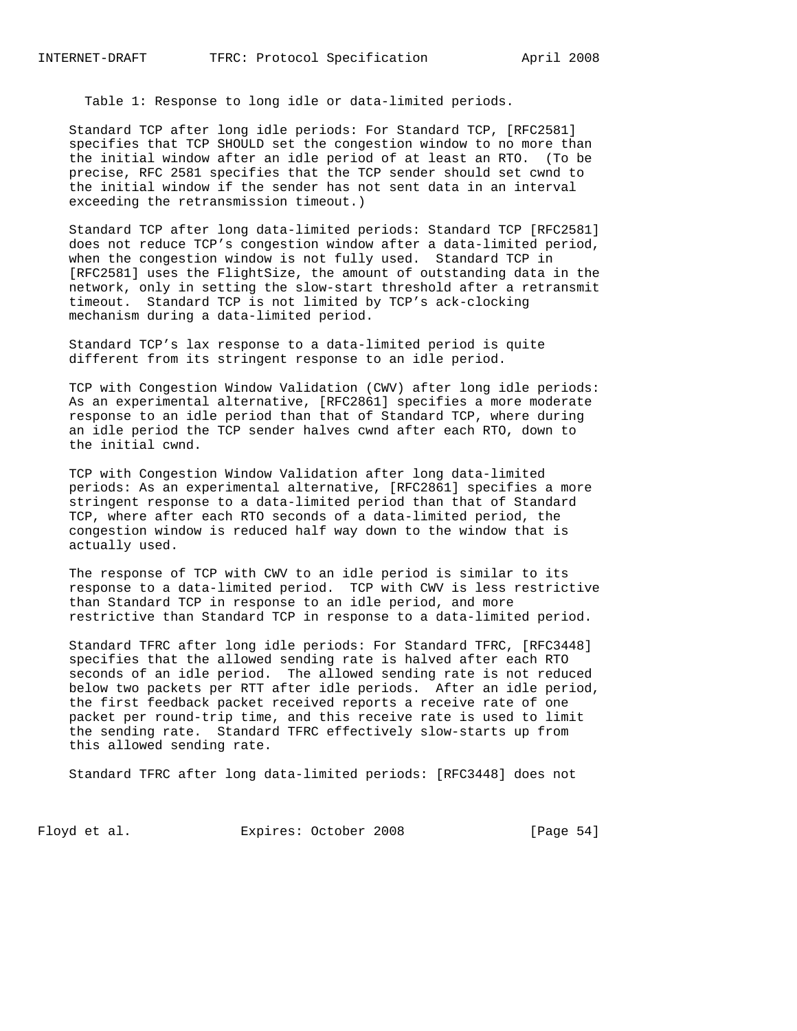Table 1: Response to long idle or data-limited periods.

Standard TCP after long idle periods: For Standard TCP, [RFC2581] specifies that TCP SHOULD set the congestion window to no more than the initial window after an idle period of at least an RTO. (To be precise, RFC 2581 specifies that the TCP sender should set cwnd to the initial window if the sender has not sent data in an interval exceeding the retransmission timeout.)

Standard TCP after long data-limited periods: Standard TCP [RFC2581] does not reduce TCP's congestion window after a data-limited period, when the congestion window is not fully used. Standard TCP in [RFC2581] uses the FlightSize, the amount of outstanding data in the network, only in setting the slow-start threshold after a retransmit timeout. Standard TCP is not limited by TCP's ack-clocking mechanism during a data-limited period.

Standard TCP's lax response to a data-limited period is quite different from its stringent response to an idle period.

TCP with Congestion Window Validation (CWV) after long idle periods: As an experimental alternative, [RFC2861] specifies a more moderate response to an idle period than that of Standard TCP, where during an idle period the TCP sender halves cwnd after each RTO, down to the initial cwnd.

TCP with Congestion Window Validation after long data-limited periods: As an experimental alternative, [RFC2861] specifies a more stringent response to a data-limited period than that of Standard TCP, where after each RTO seconds of a data-limited period, the congestion window is reduced half way down to the window that is actually used.

The response of TCP with CWV to an idle period is similar to its response to a data-limited period. TCP with CWV is less restrictive than Standard TCP in response to an idle period, and more restrictive than Standard TCP in response to a data-limited period.

Standard TFRC after long idle periods: For Standard TFRC, [RFC3448] specifies that the allowed sending rate is halved after each RTO seconds of an idle period. The allowed sending rate is not reduced below two packets per RTT after idle periods. After an idle period, the first feedback packet received reports a receive rate of one packet per round-trip time, and this receive rate is used to limit the sending rate. Standard TFRC effectively slow-starts up from this allowed sending rate.

Standard TFRC after long data-limited periods: [RFC3448] does not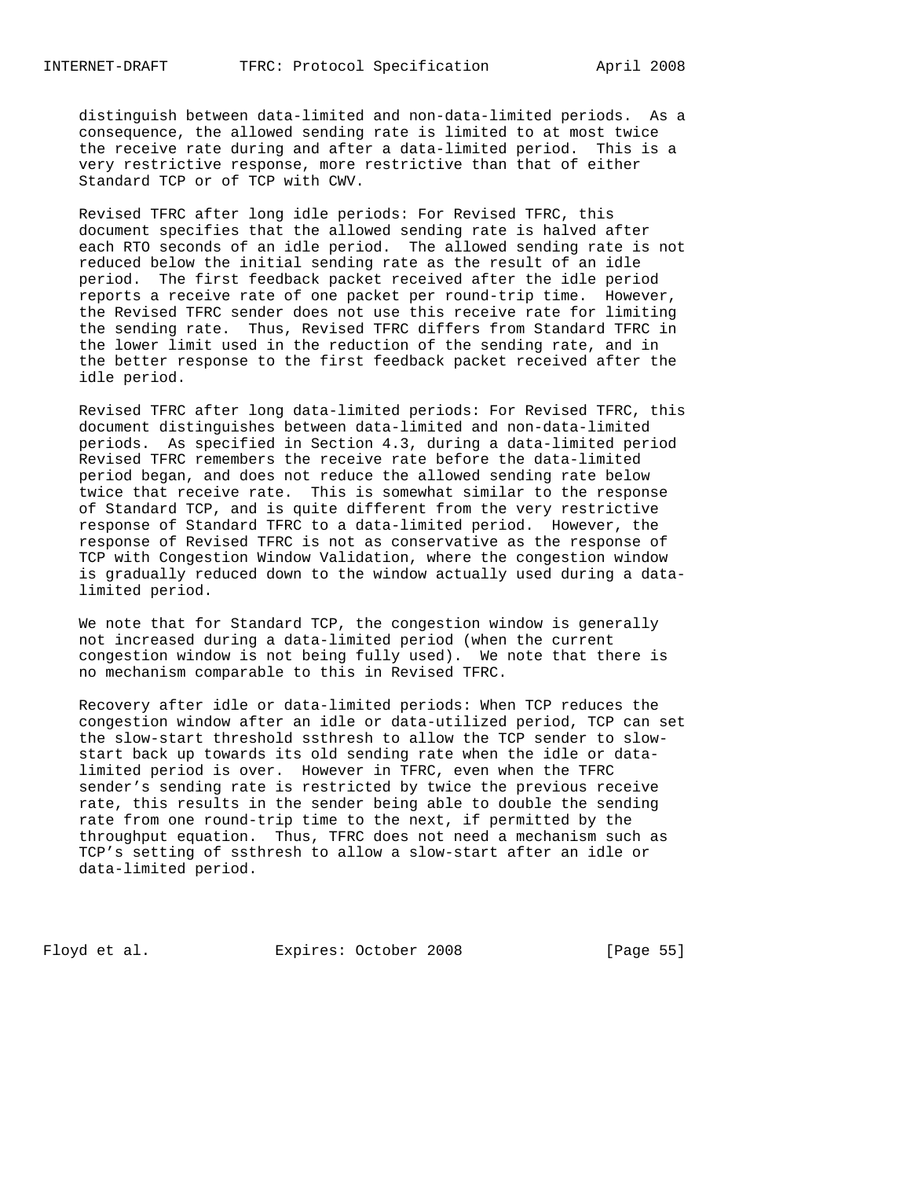distinguish between data-limited and non-data-limited periods. As a consequence, the allowed sending rate is limited to at most twice the receive rate during and after a data-limited period. This is a very restrictive response, more restrictive than that of either Standard TCP or of TCP with CWV.

Revised TFRC after long idle periods: For Revised TFRC, this document specifies that the allowed sending rate is halved after each RTO seconds of an idle period. The allowed sending rate is not reduced below the initial sending rate as the result of an idle period. The first feedback packet received after the idle period reports a receive rate of one packet per round-trip time. However, the Revised TFRC sender does not use this receive rate for limiting the sending rate. Thus, Revised TFRC differs from Standard TFRC in the lower limit used in the reduction of the sending rate, and in the better response to the first feedback packet received after the idle period.

Revised TFRC after long data-limited periods: For Revised TFRC, this document distinguishes between data-limited and non-data-limited periods. As specified in Section 4.3, during a data-limited period Revised TFRC remembers the receive rate before the data-limited period began, and does not reduce the allowed sending rate below twice that receive rate. This is somewhat similar to the response of Standard TCP, and is quite different from the very restrictive response of Standard TFRC to a data-limited period. However, the response of Revised TFRC is not as conservative as the response of TCP with Congestion Window Validation, where the congestion window is gradually reduced down to the window actually used during a data-limited period.

We note that for Standard TCP, the congestion window is generally not increased during a data-limited period (when the current congestion window is not being fully used). We note that there is no mechanism comparable to this in Revised TFRC.

Recovery after idle or data-limited periods: When TCP reduces the congestion window after an idle or data-utilized period, TCP can set the slow-start threshold ssthresh to allow the TCP sender to slow-start back up towards its old sending rate when the idle or data-limited period is over. However in TFRC, even when the TFRC sender's sending rate is restricted by twice the previous receive rate, this results in the sender being able to double the sending rate from one round-trip time to the next, if permitted by the throughput equation. Thus, TFRC does not need a mechanism such as TCP's setting of ssthresh to allow a slow-start after an idle or data-limited period.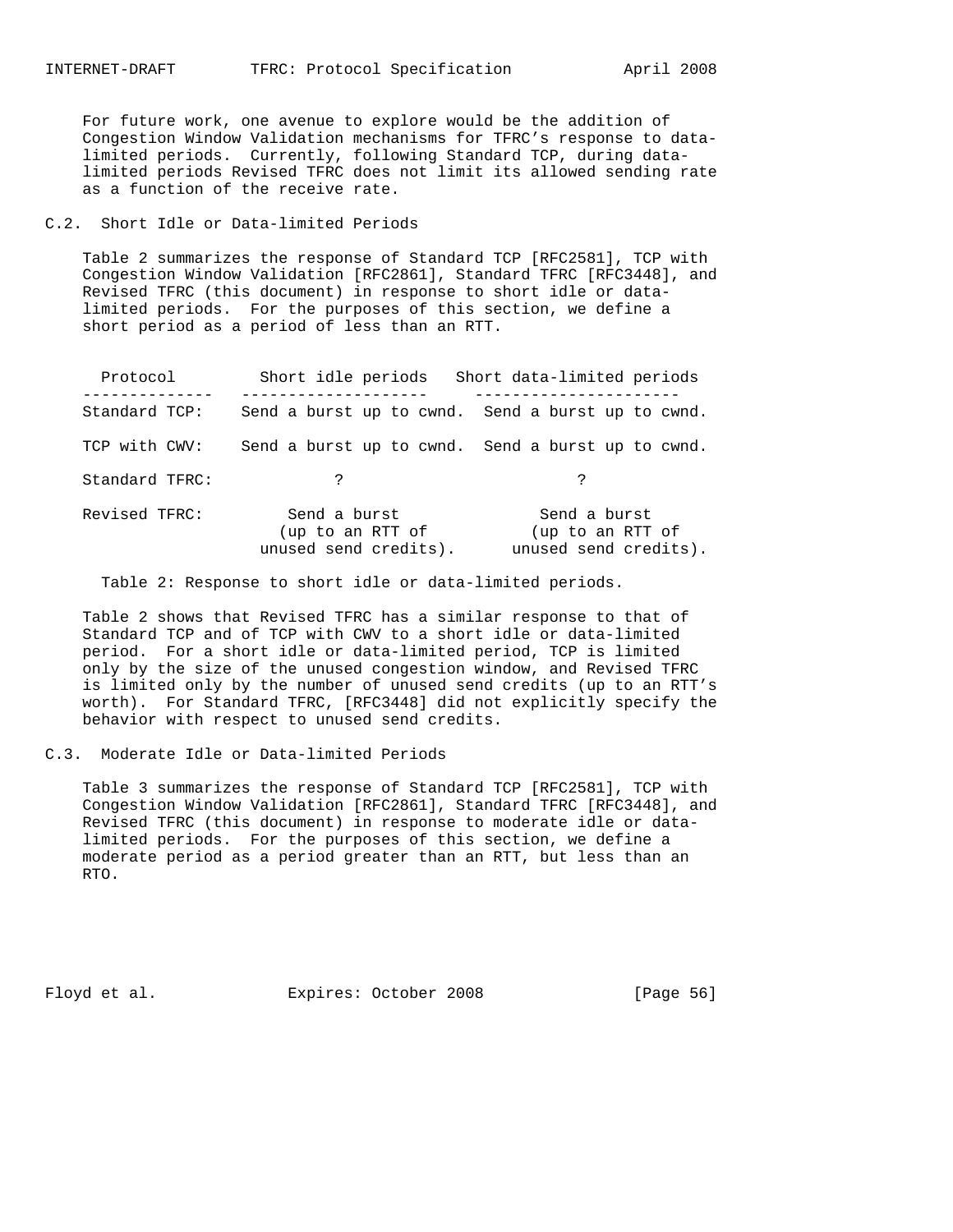For future work, one avenue to explore would be the addition of Congestion Window Validation mechanisms for TFRC's response to data-limited periods. Currently, following Standard TCP, during data-limited periods Revised TFRC does not limit its allowed sending rate as a function of the receive rate.

## C.2. Short Idle or Data-limited Periods

Table 2 summarizes the response of Standard TCP [RFC2581], TCP with Congestion Window Validation [RFC2861], Standard TFRC [RFC3448], and Revised TFRC (this document) in response to short idle or data-limited periods. For the purposes of this section, we define a short period as a period of less than an RTT.

| Protocol | Short idle periods | Short data-limited periods |
|---|---|---|
| Standard TCP: | Send a burst up to cwnd. | Send a burst up to cwnd. |
| TCP with CWV: | Send a burst up to cwnd. | Send a burst up to cwnd. |
| Standard TFRC: | ? | ? |
| Revised TFRC: | Send a burst (up to an RTT of unused send credits). | Send a burst (up to an RTT of unused send credits). |

Table 2: Response to short idle or data-limited periods.

Table 2 shows that Revised TFRC has a similar response to that of Standard TCP and of TCP with CWV to a short idle or data-limited period. For a short idle or data-limited period, TCP is limited only by the size of the unused congestion window, and Revised TFRC is limited only by the number of unused send credits (up to an RTT's worth). For Standard TFRC, [RFC3448] did not explicitly specify the behavior with respect to unused send credits.

## C.3. Moderate Idle or Data-limited Periods

Table 3 summarizes the response of Standard TCP [RFC2581], TCP with Congestion Window Validation [RFC2861], Standard TFRC [RFC3448], and Revised TFRC (this document) in response to moderate idle or data-limited periods. For the purposes of this section, we define a moderate period as a period greater than an RTT, but less than an RTO.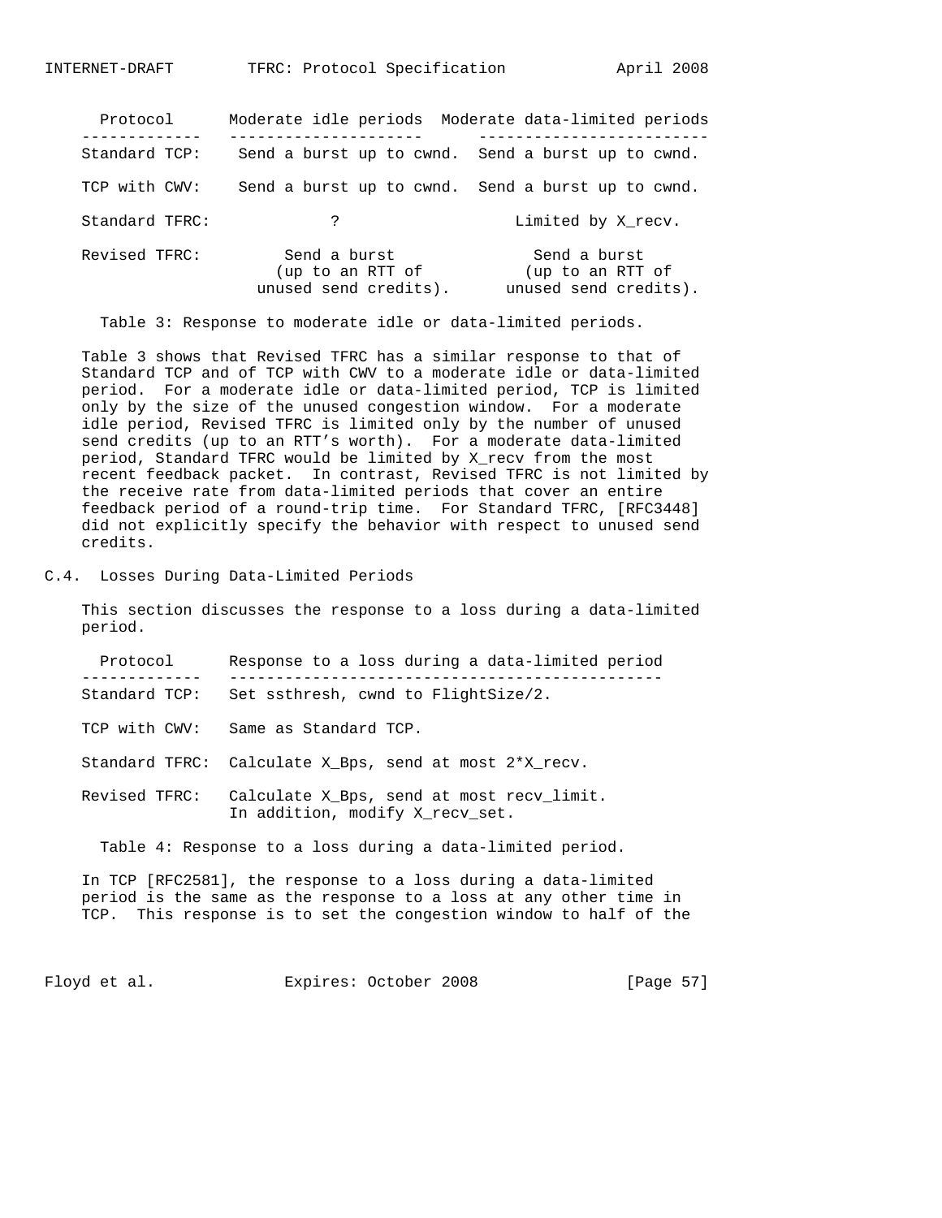| Protocol | Moderate idle periods | Moderate data-limited periods |
|---|---|---|
| Standard TCP: | Send a burst up to cwnd. | Send a burst up to cwnd. |
| TCP with CWV: | Send a burst up to cwnd. | Send a burst up to cwnd. |
| Standard TFRC: | ? | Limited by X_recv. |
| Revised TFRC: | Send a burst (up to an RTT of unused send credits). | Send a burst (up to an RTT of unused send credits). |

Table 3: Response to moderate idle or data-limited periods.

Table 3 shows that Revised TFRC has a similar response to that of Standard TCP and of TCP with CWV to a moderate idle or data-limited period. For a moderate idle or data-limited period, TCP is limited only by the size of the unused congestion window. For a moderate idle period, Revised TFRC is limited only by the number of unused send credits (up to an RTT's worth). For a moderate data-limited period, Standard TFRC would be limited by X_recv from the most recent feedback packet. In contrast, Revised TFRC is not limited by the receive rate from data-limited periods that cover an entire feedback period of a round-trip time. For Standard TFRC, [RFC3448] did not explicitly specify the behavior with respect to unused send credits.

## C.4. Losses During Data-Limited Periods

This section discusses the response to a loss during a data-limited period.

| Protocol | Response to a loss during a data-limited period |
|---|---|
| Standard TCP: | Set ssthresh, cwnd to FlightSize/2. |
| TCP with CWV: | Same as Standard TCP. |
| Standard TFRC: | Calculate X_Bps, send at most 2*X_recv. |
| Revised TFRC: | Calculate X_Bps, send at most recv_limit. In addition, modify X_recv_set. |

Table 4: Response to a loss during a data-limited period.

In TCP [RFC2581], the response to a loss during a data-limited period is the same as the response to a loss at any other time in TCP. This response is to set the congestion window to half of the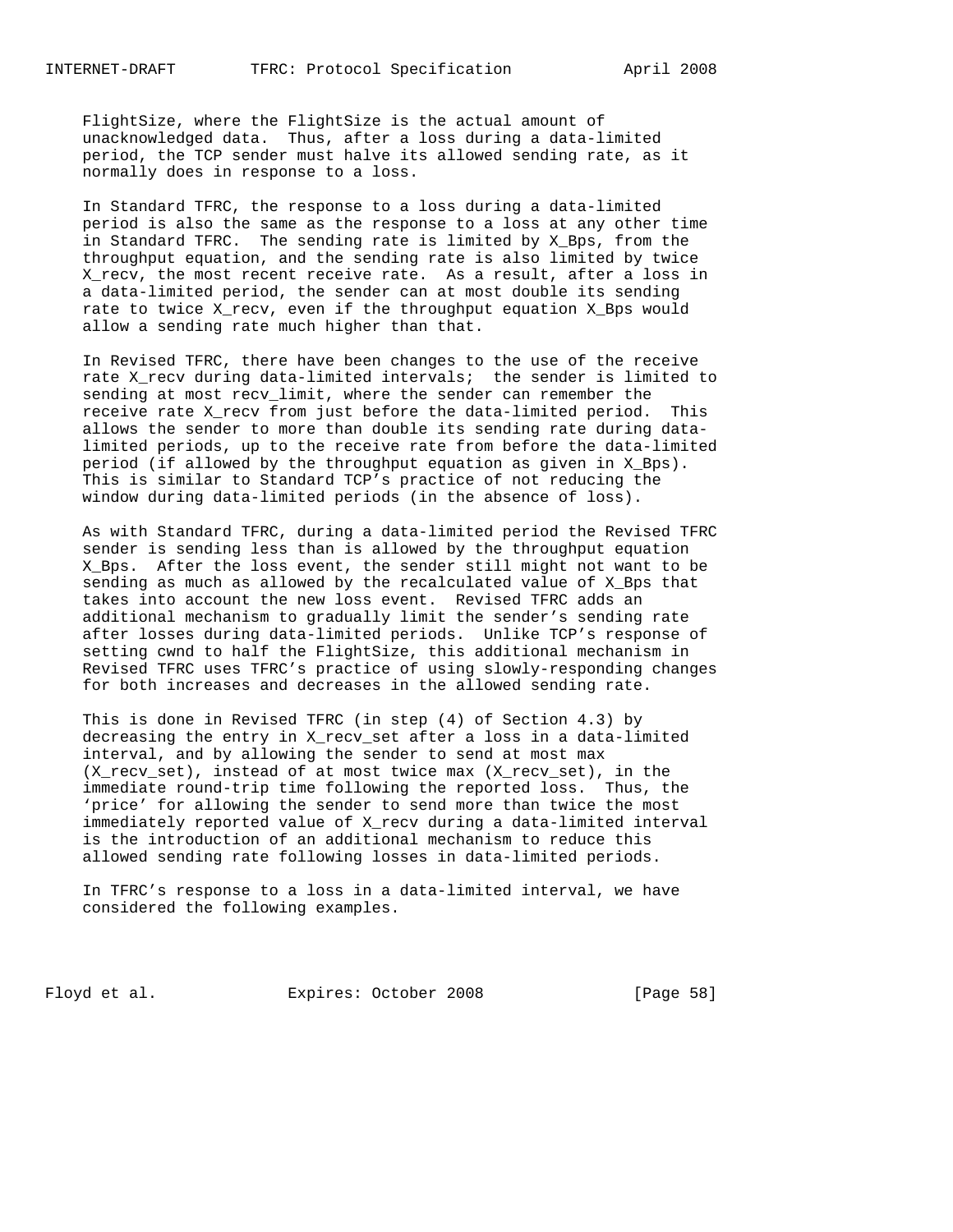FlightSize, where the FlightSize is the actual amount of unacknowledged data. Thus, after a loss during a data-limited period, the TCP sender must halve its allowed sending rate, as it normally does in response to a loss.

In Standard TFRC, the response to a loss during a data-limited period is also the same as the response to a loss at any other time in Standard TFRC. The sending rate is limited by $X_{Bps}$, from the throughput equation, and the sending rate is also limited by twice $X_{recv}$, the most recent receive rate. As a result, after a loss in a data-limited period, the sender can at most double its sending rate to twice $X_{recv}$, even if the throughput equation $X_{Bps}$ would allow a sending rate much higher than that.

In Revised TFRC, there have been changes to the use of the receive rate $X_{recv}$ during data-limited intervals; the sender is limited to sending at most recv_limit, where the sender can remember the receive rate $X_{recv}$ from just before the data-limited period. This allows the sender to more than double its sending rate during data-limited periods, up to the receive rate from before the data-limited period (if allowed by the throughput equation as given in $X_{Bps}$). This is similar to Standard TCP's practice of not reducing the window during data-limited periods (in the absence of loss).

As with Standard TFRC, during a data-limited period the Revised TFRC sender is sending less than is allowed by the throughput equation $X_{Bps}$. After the loss event, the sender still might not want to be sending as much as allowed by the recalculated value of $X_{Bps}$ that takes into account the new loss event. Revised TFRC adds an additional mechanism to gradually limit the sender's sending rate after losses during data-limited periods. Unlike TCP's response of setting cwnd to half the FlightSize, this additional mechanism in Revised TFRC uses TFRC's practice of using slowly-responding changes for both increases and decreases in the allowed sending rate.

This is done in Revised TFRC (in step (4) of Section 4.3) by decreasing the entry in X_recv_set after a loss in a data-limited interval, and by allowing the sender to send at most max (X_recv_set), instead of at most twice max (X_recv_set), in the immediate round-trip time following the reported loss. Thus, the 'price' for allowing the sender to send more than twice the most immediately reported value of $X_{recv}$ during a data-limited interval is the introduction of an additional mechanism to reduce this allowed sending rate following losses in data-limited periods.

In TFRC's response to a loss in a data-limited interval, we have considered the following examples.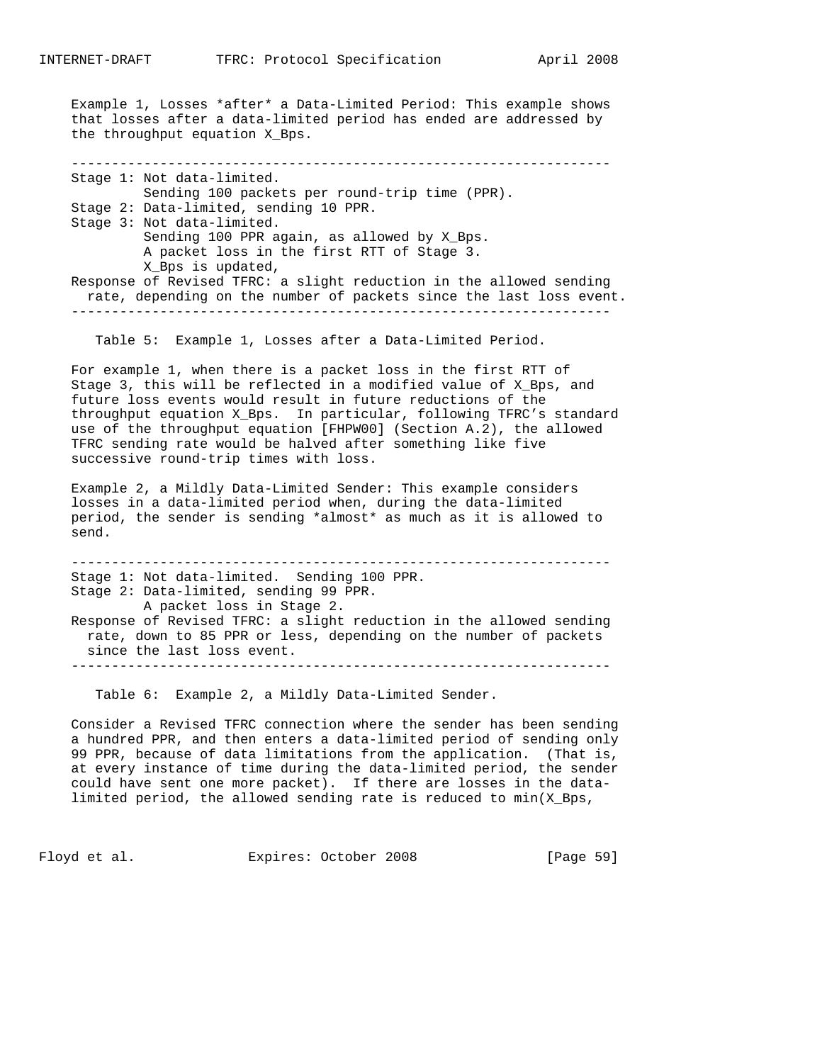Example 1, Losses *after* a Data-Limited Period: This example shows that losses after a data-limited period has ended are addressed by the throughput equation X_Bps.

```
-------------------------------------------------------------------
Stage 1: Not data-limited.
         Sending 100 packets per round-trip time (PPR).
Stage 2: Data-limited, sending 10 PPR.
Stage 3: Not data-limited.
         Sending 100 PPR again, as allowed by X_Bps.
         A packet loss in the first RTT of Stage 3.
         X_Bps is updated,
Response of Revised TFRC: a slight reduction in the allowed sending
  rate, depending on the number of packets since the last loss event.
-------------------------------------------------------------------
```

Table 5: Example 1, Losses after a Data-Limited Period.

For example 1, when there is a packet loss in the first RTT of Stage 3, this will be reflected in a modified value of X_Bps, and future loss events would result in future reductions of the throughput equation X_Bps. In particular, following TFRC's standard use of the throughput equation [FHPW00] (Section A.2), the allowed TFRC sending rate would be halved after something like five successive round-trip times with loss.

Example 2, a Mildly Data-Limited Sender: This example considers losses in a data-limited period when, during the data-limited period, the sender is sending *almost* as much as it is allowed to send.

```
-------------------------------------------------------------------
Stage 1: Not data-limited.  Sending 100 PPR.
Stage 2: Data-limited, sending 99 PPR.
         A packet loss in Stage 2.
Response of Revised TFRC: a slight reduction in the allowed sending
  rate, down to 85 PPR or less, depending on the number of packets
  since the last loss event.
-------------------------------------------------------------------
```

Table 6: Example 2, a Mildly Data-Limited Sender.

Consider a Revised TFRC connection where the sender has been sending a hundred PPR, and then enters a data-limited period of sending only 99 PPR, because of data limitations from the application. (That is, at every instance of time during the data-limited period, the sender could have sent one more packet). If there are losses in the data-limited period, the allowed sending rate is reduced to min(X_Bps,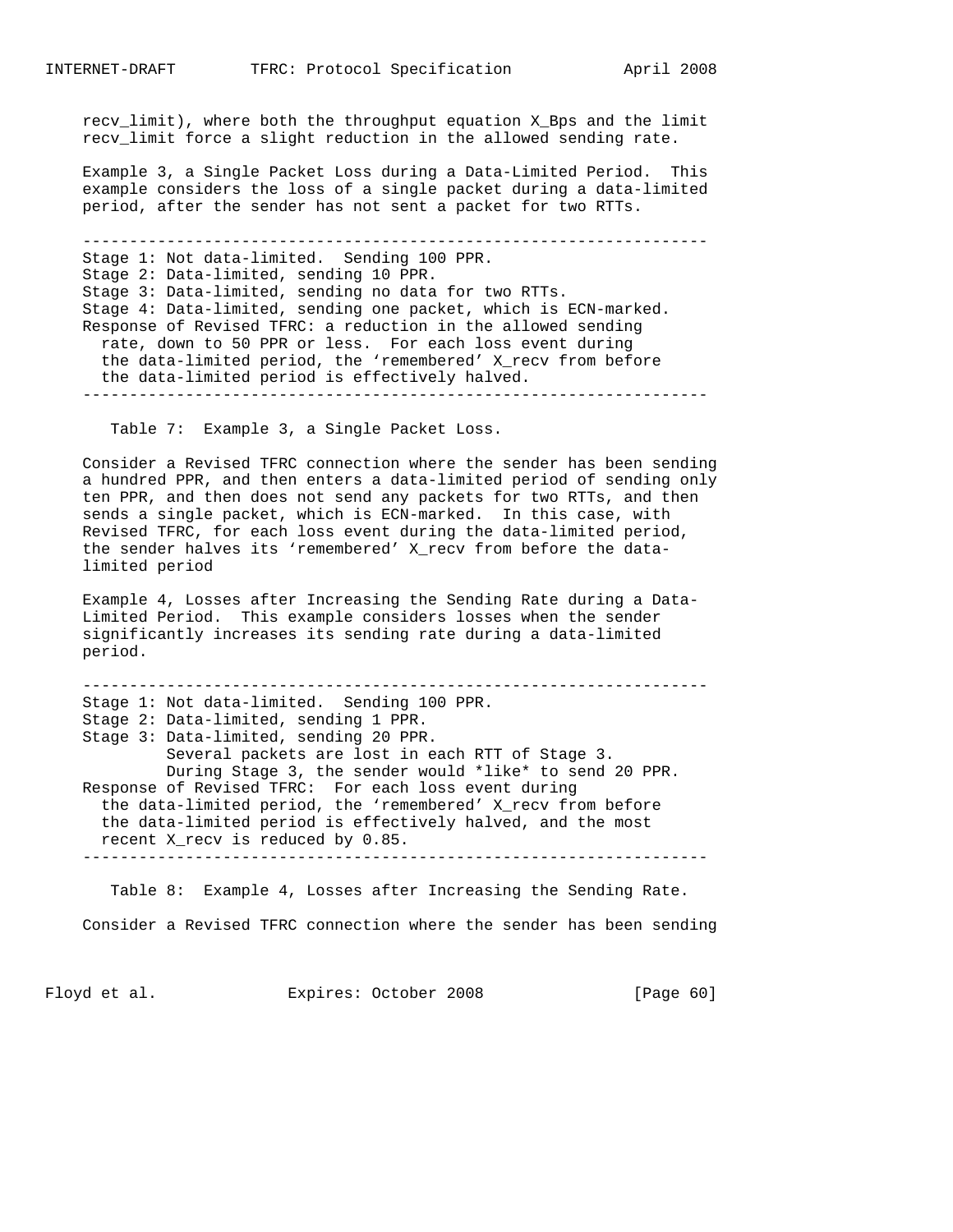recv_limit), where both the throughput equation X_Bps and the limit recv_limit force a slight reduction in the allowed sending rate.

Example 3, a Single Packet Loss during a Data-Limited Period. This example considers the loss of a single packet during a data-limited period, after the sender has not sent a packet for two RTTs.

```
-------------------------------------------------------------------
Stage 1: Not data-limited.  Sending 100 PPR.
Stage 2: Data-limited, sending 10 PPR.
Stage 3: Data-limited, sending no data for two RTTs.
Stage 4: Data-limited, sending one packet, which is ECN-marked.
Response of Revised TFRC: a reduction in the allowed sending
  rate, down to 50 PPR or less.  For each loss event during
  the data-limited period, the 'remembered' X_recv from before
  the data-limited period is effectively halved.
-------------------------------------------------------------------
```

Table 7: Example 3, a Single Packet Loss.

Consider a Revised TFRC connection where the sender has been sending a hundred PPR, and then enters a data-limited period of sending only ten PPR, and then does not send any packets for two RTTs, and then sends a single packet, which is ECN-marked. In this case, with Revised TFRC, for each loss event during the data-limited period, the sender halves its 'remembered' X_recv from before the data-limited period

Example 4, Losses after Increasing the Sending Rate during a Data-Limited Period. This example considers losses when the sender significantly increases its sending rate during a data-limited period.

```
-------------------------------------------------------------------
Stage 1: Not data-limited.  Sending 100 PPR.
Stage 2: Data-limited, sending 1 PPR.
Stage 3: Data-limited, sending 20 PPR.
         Several packets are lost in each RTT of Stage 3.
         During Stage 3, the sender would *like* to send 20 PPR.
Response of Revised TFRC:  For each loss event during
  the data-limited period, the 'remembered' X_recv from before
  the data-limited period is effectively halved, and the most
  recent X_recv is reduced by 0.85.
-------------------------------------------------------------------
```

Table 8: Example 4, Losses after Increasing the Sending Rate.

Consider a Revised TFRC connection where the sender has been sending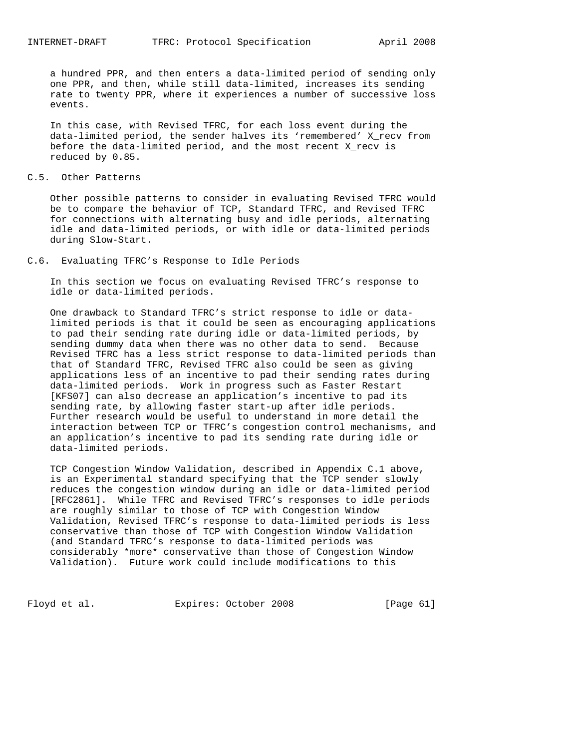a hundred PPR, and then enters a data-limited period of sending only one PPR, and then, while still data-limited, increases its sending rate to twenty PPR, where it experiences a number of successive loss events.

In this case, with Revised TFRC, for each loss event during the data-limited period, the sender halves its 'remembered' X_recv from before the data-limited period, and the most recent X_recv is reduced by 0.85.

## C.5. Other Patterns

Other possible patterns to consider in evaluating Revised TFRC would be to compare the behavior of TCP, Standard TFRC, and Revised TFRC for connections with alternating busy and idle periods, alternating idle and data-limited periods, or with idle or data-limited periods during Slow-Start.

## C.6. Evaluating TFRC's Response to Idle Periods

In this section we focus on evaluating Revised TFRC's response to idle or data-limited periods.

One drawback to Standard TFRC's strict response to idle or data-limited periods is that it could be seen as encouraging applications to pad their sending rate during idle or data-limited periods, by sending dummy data when there was no other data to send. Because Revised TFRC has a less strict response to data-limited periods than that of Standard TFRC, Revised TFRC also could be seen as giving applications less of an incentive to pad their sending rates during data-limited periods. Work in progress such as Faster Restart [KFS07] can also decrease an application's incentive to pad its sending rate, by allowing faster start-up after idle periods. Further research would be useful to understand in more detail the interaction between TCP or TFRC's congestion control mechanisms, and an application's incentive to pad its sending rate during idle or data-limited periods.

TCP Congestion Window Validation, described in Appendix C.1 above, is an Experimental standard specifying that the TCP sender slowly reduces the congestion window during an idle or data-limited period [RFC2861]. While TFRC and Revised TFRC's responses to idle periods are roughly similar to those of TCP with Congestion Window Validation, Revised TFRC's response to data-limited periods is less conservative than those of TCP with Congestion Window Validation (and Standard TFRC's response to data-limited periods was considerably *more* conservative than those of Congestion Window Validation). Future work could include modifications to this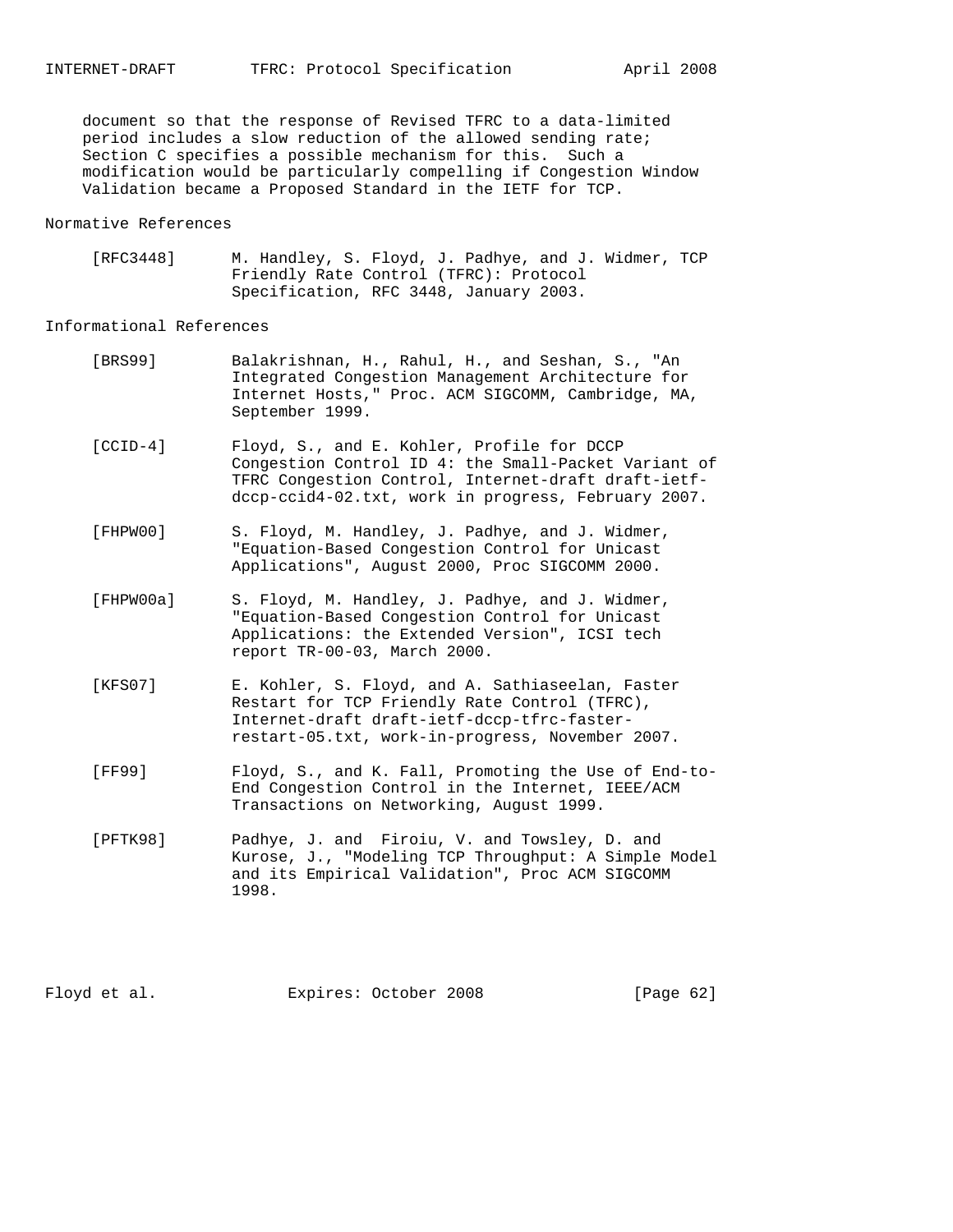document so that the response of Revised TFRC to a data-limited period includes a slow reduction of the allowed sending rate; Section C specifies a possible mechanism for this. Such a modification would be particularly compelling if Congestion Window Validation became a Proposed Standard in the IETF for TCP.

## Normative References

[RFC3448] M. Handley, S. Floyd, J. Padhye, and J. Widmer, TCP Friendly Rate Control (TFRC): Protocol Specification, RFC 3448, January 2003.

## Informational References

[BRS99] Balakrishnan, H., Rahul, H., and Seshan, S., "An Integrated Congestion Management Architecture for Internet Hosts," Proc. ACM SIGCOMM, Cambridge, MA, September 1999.

[CCID-4] Floyd, S., and E. Kohler, Profile for DCCP Congestion Control ID 4: the Small-Packet Variant of TFRC Congestion Control, Internet-draft draft-ietf-dccp-ccid4-02.txt, work in progress, February 2007.

[FHPW00] S. Floyd, M. Handley, J. Padhye, and J. Widmer, "Equation-Based Congestion Control for Unicast Applications", August 2000, Proc SIGCOMM 2000.

[FHPW00a] S. Floyd, M. Handley, J. Padhye, and J. Widmer, "Equation-Based Congestion Control for Unicast Applications: the Extended Version", ICSI tech report TR-00-03, March 2000.

[KFS07] E. Kohler, S. Floyd, and A. Sathiaseelan, Faster Restart for TCP Friendly Rate Control (TFRC), Internet-draft draft-ietf-dccp-tfrc-faster-restart-05.txt, work-in-progress, November 2007.

[FF99] Floyd, S., and K. Fall, Promoting the Use of End-to-End Congestion Control in the Internet, IEEE/ACM Transactions on Networking, August 1999.

[PFTK98] Padhye, J. and Firoiu, V. and Towsley, D. and Kurose, J., "Modeling TCP Throughput: A Simple Model and its Empirical Validation", Proc ACM SIGCOMM 1998.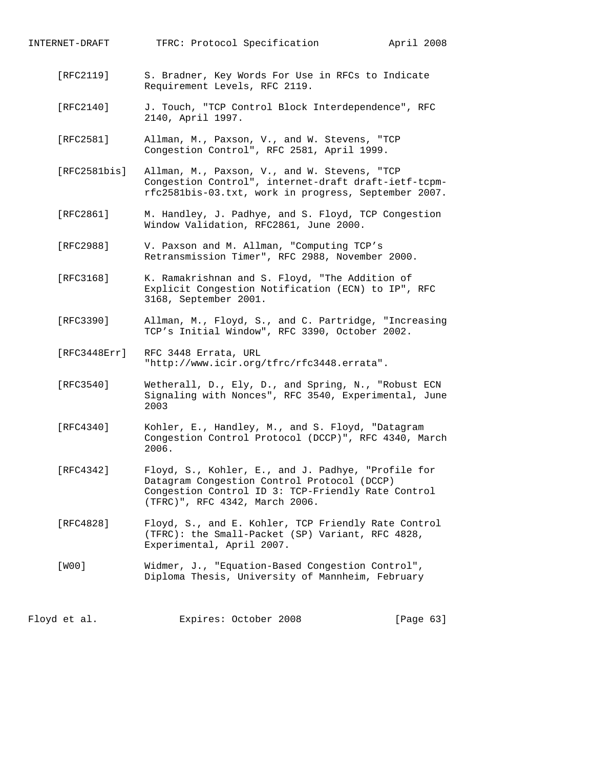[RFC2119] S. Bradner, Key Words For Use in RFCs to Indicate Requirement Levels, RFC 2119.

[RFC2140] J. Touch, "TCP Control Block Interdependence", RFC 2140, April 1997.

[RFC2581] Allman, M., Paxson, V., and W. Stevens, "TCP Congestion Control", RFC 2581, April 1999.

[RFC2581bis] Allman, M., Paxson, V., and W. Stevens, "TCP Congestion Control", internet-draft draft-ietf-tcpm-rfc2581bis-03.txt, work in progress, September 2007.

[RFC2861] M. Handley, J. Padhye, and S. Floyd, TCP Congestion Window Validation, RFC2861, June 2000.

[RFC2988] V. Paxson and M. Allman, "Computing TCP's Retransmission Timer", RFC 2988, November 2000.

[RFC3168] K. Ramakrishnan and S. Floyd, "The Addition of Explicit Congestion Notification (ECN) to IP", RFC 3168, September 2001.

[RFC3390] Allman, M., Floyd, S., and C. Partridge, "Increasing TCP's Initial Window", RFC 3390, October 2002.

[RFC3448Err] RFC 3448 Errata, URL "http://www.icir.org/tfrc/rfc3448.errata".

[RFC3540] Wetherall, D., Ely, D., and Spring, N., "Robust ECN Signaling with Nonces", RFC 3540, Experimental, June 2003

[RFC4340] Kohler, E., Handley, M., and S. Floyd, "Datagram Congestion Control Protocol (DCCP)", RFC 4340, March 2006.

[RFC4342] Floyd, S., Kohler, E., and J. Padhye, "Profile for Datagram Congestion Control Protocol (DCCP) Congestion Control ID 3: TCP-Friendly Rate Control (TFRC)", RFC 4342, March 2006.

[RFC4828] Floyd, S., and E. Kohler, TCP Friendly Rate Control (TFRC): the Small-Packet (SP) Variant, RFC 4828, Experimental, April 2007.

[W00] Widmer, J., "Equation-Based Congestion Control", Diploma Thesis, University of Mannheim, February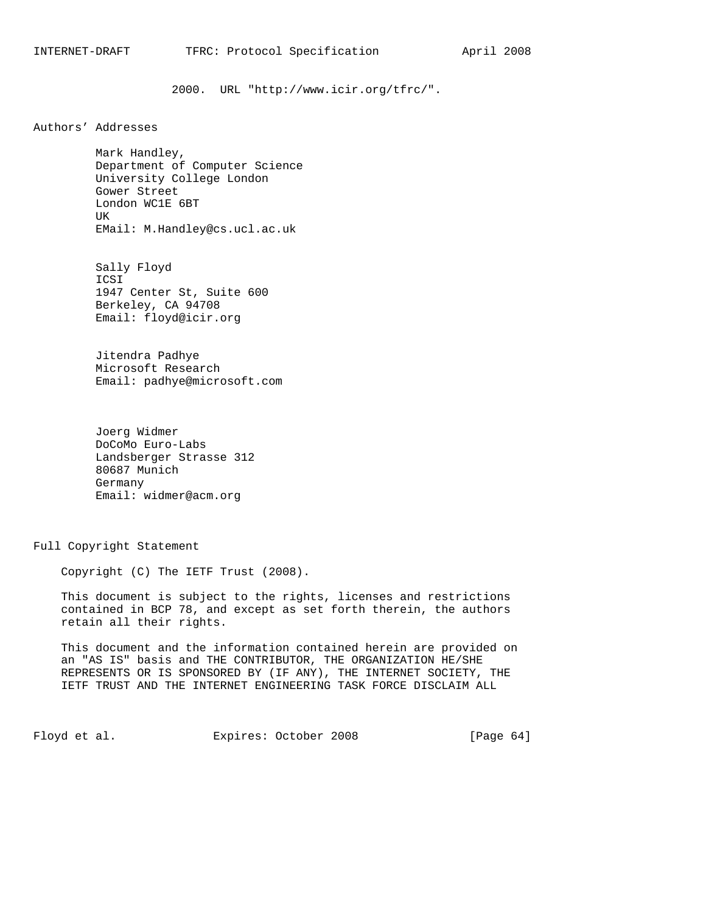2000. URL "http://www.icir.org/tfrc/".

## Authors' Addresses

Mark Handley,
Department of Computer Science
University College London
Gower Street
London WC1E 6BT
UK
EMail: M.Handley@cs.ucl.ac.uk

Sally Floyd
ICSI
1947 Center St, Suite 600
Berkeley, CA 94708
Email: floyd@icir.org

Jitendra Padhye
Microsoft Research
Email: padhye@microsoft.com

Joerg Widmer
DoCoMo Euro-Labs
Landsberger Strasse 312
80687 Munich
Germany
Email: widmer@acm.org

## Full Copyright Statement

Copyright (C) The IETF Trust (2008).

This document is subject to the rights, licenses and restrictions contained in BCP 78, and except as set forth therein, the authors retain all their rights.

This document and the information contained herein are provided on an "AS IS" basis and THE CONTRIBUTOR, THE ORGANIZATION HE/SHE REPRESENTS OR IS SPONSORED BY (IF ANY), THE INTERNET SOCIETY, THE IETF TRUST AND THE INTERNET ENGINEERING TASK FORCE DISCLAIM ALL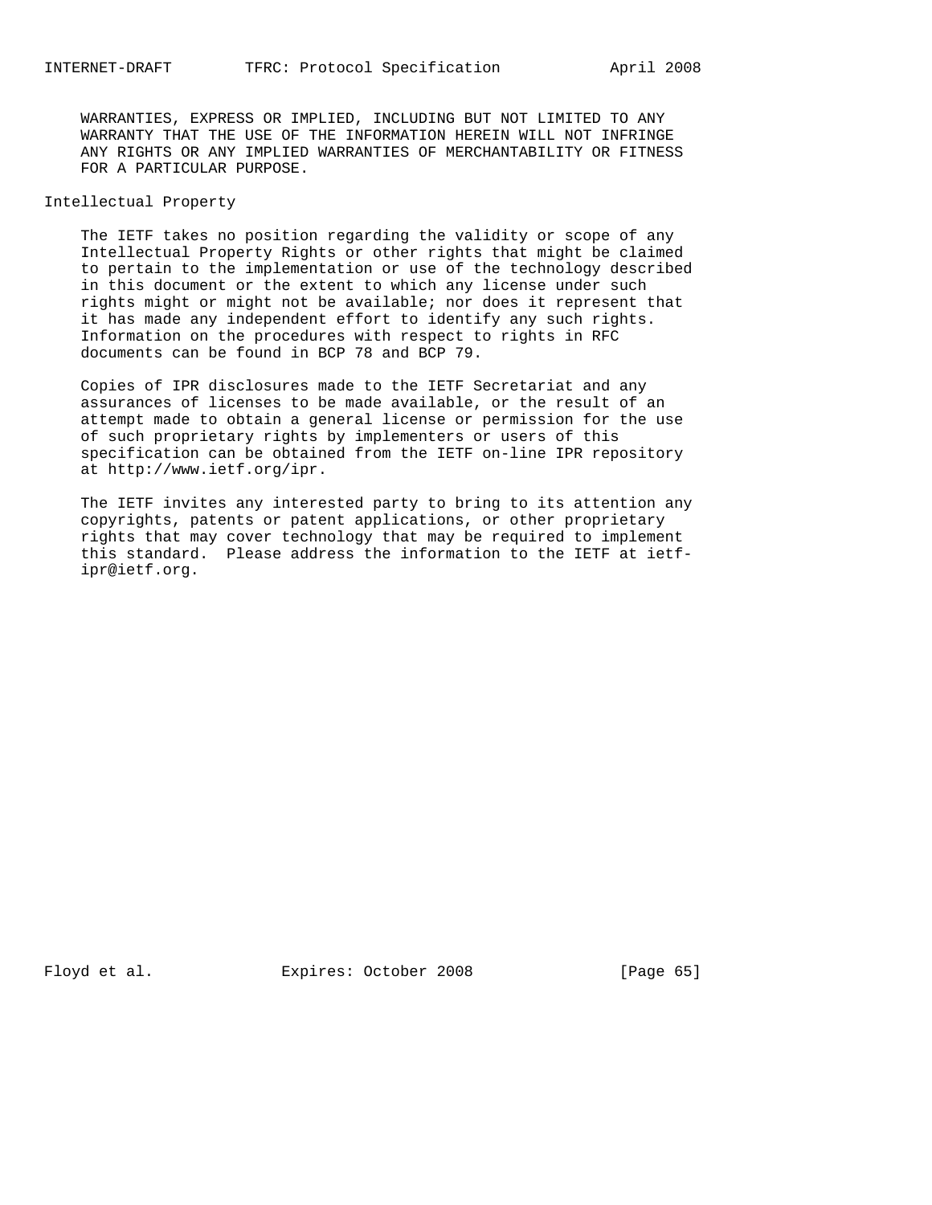WARRANTIES, EXPRESS OR IMPLIED, INCLUDING BUT NOT LIMITED TO ANY WARRANTY THAT THE USE OF THE INFORMATION HEREIN WILL NOT INFRINGE ANY RIGHTS OR ANY IMPLIED WARRANTIES OF MERCHANTABILITY OR FITNESS FOR A PARTICULAR PURPOSE.

## Intellectual Property

The IETF takes no position regarding the validity or scope of any Intellectual Property Rights or other rights that might be claimed to pertain to the implementation or use of the technology described in this document or the extent to which any license under such rights might or might not be available; nor does it represent that it has made any independent effort to identify any such rights. Information on the procedures with respect to rights in RFC documents can be found in BCP 78 and BCP 79.

Copies of IPR disclosures made to the IETF Secretariat and any assurances of licenses to be made available, or the result of an attempt made to obtain a general license or permission for the use of such proprietary rights by implementers or users of this specification can be obtained from the IETF on-line IPR repository at http://www.ietf.org/ipr.

The IETF invites any interested party to bring to its attention any copyrights, patents or patent applications, or other proprietary rights that may cover technology that may be required to implement this standard. Please address the information to the IETF at ietf-ipr@ietf.org.